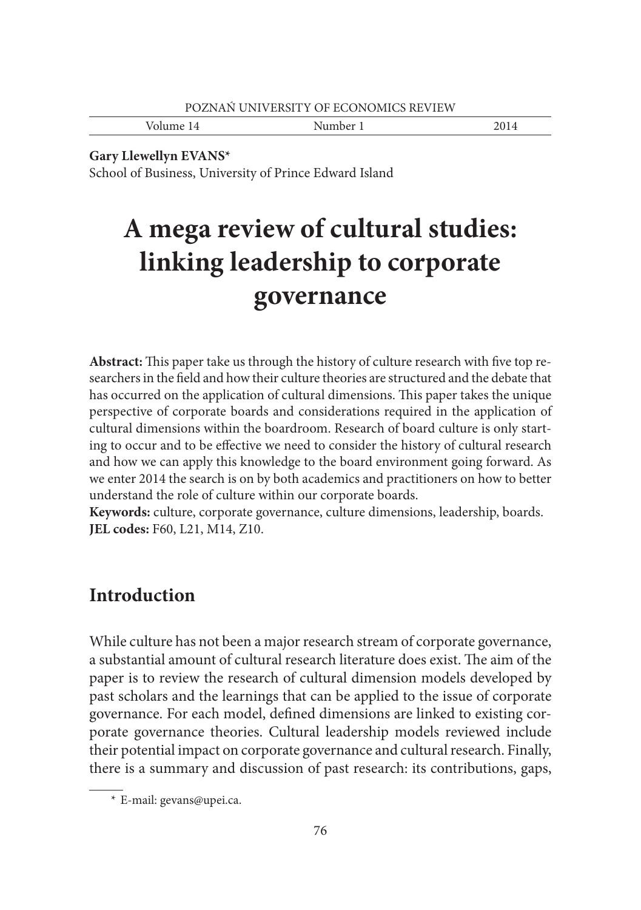**Gary Llewellyn EVANS***
School of Business, University of Prince Edward Island

# A mega review of cultural studies: linking leadership to corporate governance

**Abstract:** This paper take us through the history of culture research with five top researchers in the field and how their culture theories are structured and the debate that has occurred on the application of cultural dimensions. This paper takes the unique perspective of corporate boards and considerations required in the application of cultural dimensions within the boardroom. Research of board culture is only starting to occur and to be effective we need to consider the history of cultural research and how we can apply this knowledge to the board environment going forward. As we enter 2014 the search is on by both academics and practitioners on how to better understand the role of culture within our corporate boards.
**Keywords:** culture, corporate governance, culture dimensions, leadership, boards.
**JEL codes:** F60, L21, M14, Z10.

## Introduction

While culture has not been a major research stream of corporate governance, a substantial amount of cultural research literature does exist. The aim of the paper is to review the research of cultural dimension models developed by past scholars and the learnings that can be applied to the issue of corporate governance. For each model, defined dimensions are linked to existing corporate governance theories. Cultural leadership models reviewed include their potential impact on corporate governance and cultural research. Finally, there is a summary and discussion of past research: its contributions, gaps,

* E-mail: gevans@upei.ca.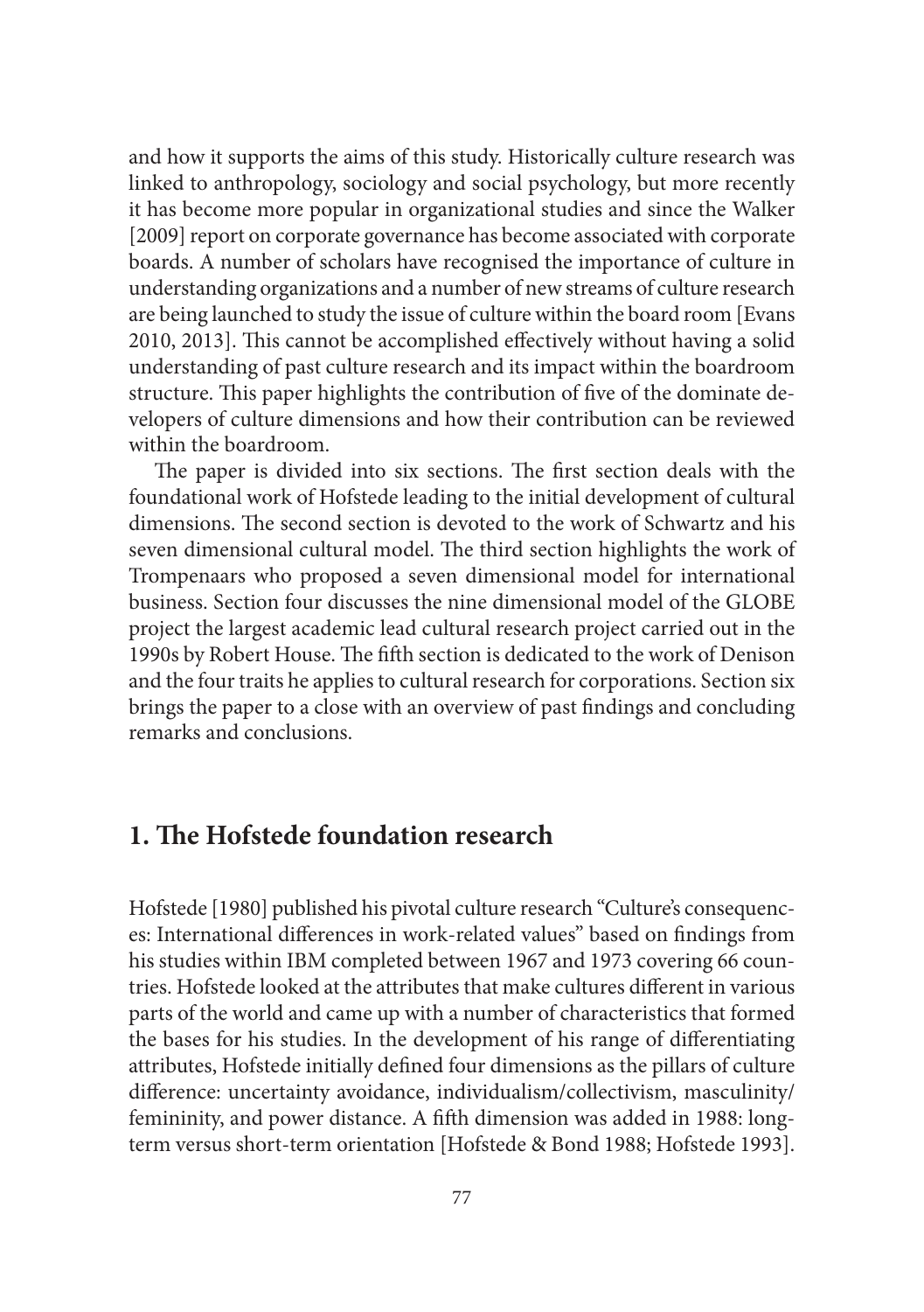and how it supports the aims of this study. Historically culture research was linked to anthropology, sociology and social psychology, but more recently it has become more popular in organizational studies and since the Walker [2009] report on corporate governance has become associated with corporate boards. A number of scholars have recognised the importance of culture in understanding organizations and a number of new streams of culture research are being launched to study the issue of culture within the board room [Evans 2010, 2013]. This cannot be accomplished effectively without having a solid understanding of past culture research and its impact within the boardroom structure. This paper highlights the contribution of five of the dominate developers of culture dimensions and how their contribution can be reviewed within the boardroom.

The paper is divided into six sections. The first section deals with the foundational work of Hofstede leading to the initial development of cultural dimensions. The second section is devoted to the work of Schwartz and his seven dimensional cultural model. The third section highlights the work of Trompenaars who proposed a seven dimensional model for international business. Section four discusses the nine dimensional model of the GLOBE project the largest academic lead cultural research project carried out in the 1990s by Robert House. The fifth section is dedicated to the work of Denison and the four traits he applies to cultural research for corporations. Section six brings the paper to a close with an overview of past findings and concluding remarks and conclusions.

## 1. The Hofstede foundation research

Hofstede [1980] published his pivotal culture research "Culture's consequences: International differences in work-related values" based on findings from his studies within IBM completed between 1967 and 1973 covering 66 countries. Hofstede looked at the attributes that make cultures different in various parts of the world and came up with a number of characteristics that formed the bases for his studies. In the development of his range of differentiating attributes, Hofstede initially defined four dimensions as the pillars of culture difference: uncertainty avoidance, individualism/collectivism, masculinity/femininity, and power distance. A fifth dimension was added in 1988: long-term versus short-term orientation [Hofstede & Bond 1988; Hofstede 1993].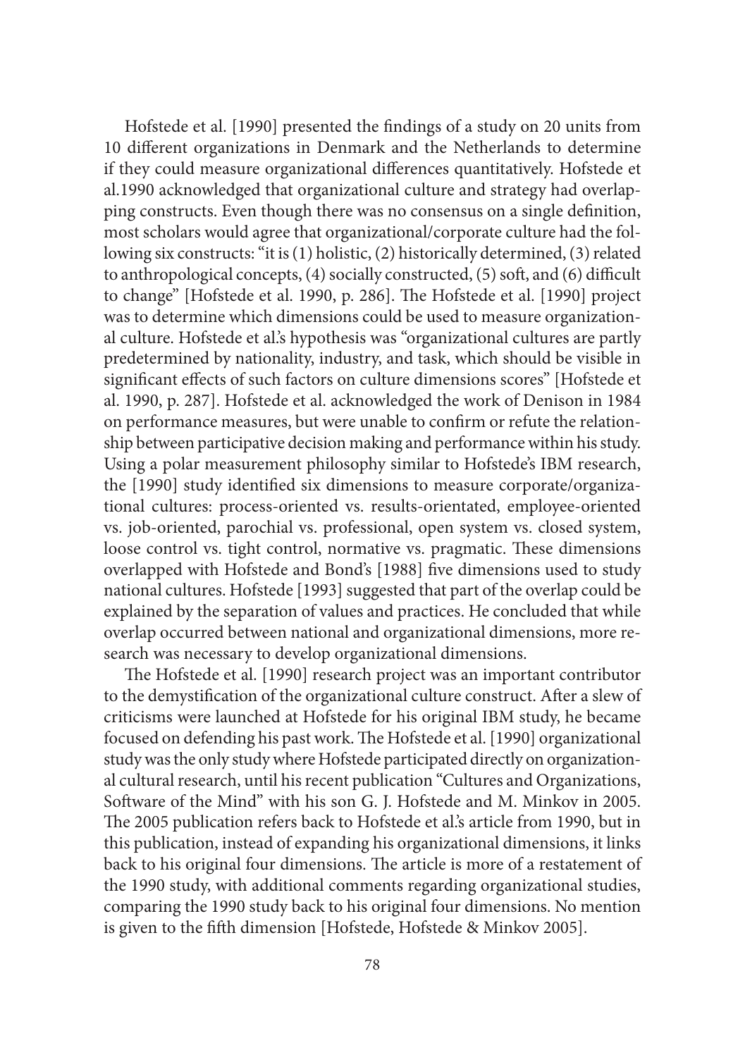Hofstede et al. [1990] presented the findings of a study on 20 units from 10 different organizations in Denmark and the Netherlands to determine if they could measure organizational differences quantitatively. Hofstede et al.1990 acknowledged that organizational culture and strategy had overlapping constructs. Even though there was no consensus on a single definition, most scholars would agree that organizational/corporate culture had the following six constructs: "it is (1) holistic, (2) historically determined, (3) related to anthropological concepts, (4) socially constructed, (5) soft, and (6) difficult to change" [Hofstede et al. 1990, p. 286]. The Hofstede et al. [1990] project was to determine which dimensions could be used to measure organizational culture. Hofstede et al.'s hypothesis was "organizational cultures are partly predetermined by nationality, industry, and task, which should be visible in significant effects of such factors on culture dimensions scores" [Hofstede et al. 1990, p. 287]. Hofstede et al. acknowledged the work of Denison in 1984 on performance measures, but were unable to confirm or refute the relationship between participative decision making and performance within his study. Using a polar measurement philosophy similar to Hofstede's IBM research, the [1990] study identified six dimensions to measure corporate/organizational cultures: process-oriented vs. results-orientated, employee-oriented vs. job-oriented, parochial vs. professional, open system vs. closed system, loose control vs. tight control, normative vs. pragmatic. These dimensions overlapped with Hofstede and Bond's [1988] five dimensions used to study national cultures. Hofstede [1993] suggested that part of the overlap could be explained by the separation of values and practices. He concluded that while overlap occurred between national and organizational dimensions, more research was necessary to develop organizational dimensions.

The Hofstede et al. [1990] research project was an important contributor to the demystification of the organizational culture construct. After a slew of criticisms were launched at Hofstede for his original IBM study, he became focused on defending his past work. The Hofstede et al. [1990] organizational study was the only study where Hofstede participated directly on organizational cultural research, until his recent publication "Cultures and Organizations, Software of the Mind" with his son G. J. Hofstede and M. Minkov in 2005. The 2005 publication refers back to Hofstede et al.'s article from 1990, but in this publication, instead of expanding his organizational dimensions, it links back to his original four dimensions. The article is more of a restatement of the 1990 study, with additional comments regarding organizational studies, comparing the 1990 study back to his original four dimensions. No mention is given to the fifth dimension [Hofstede, Hofstede & Minkov 2005].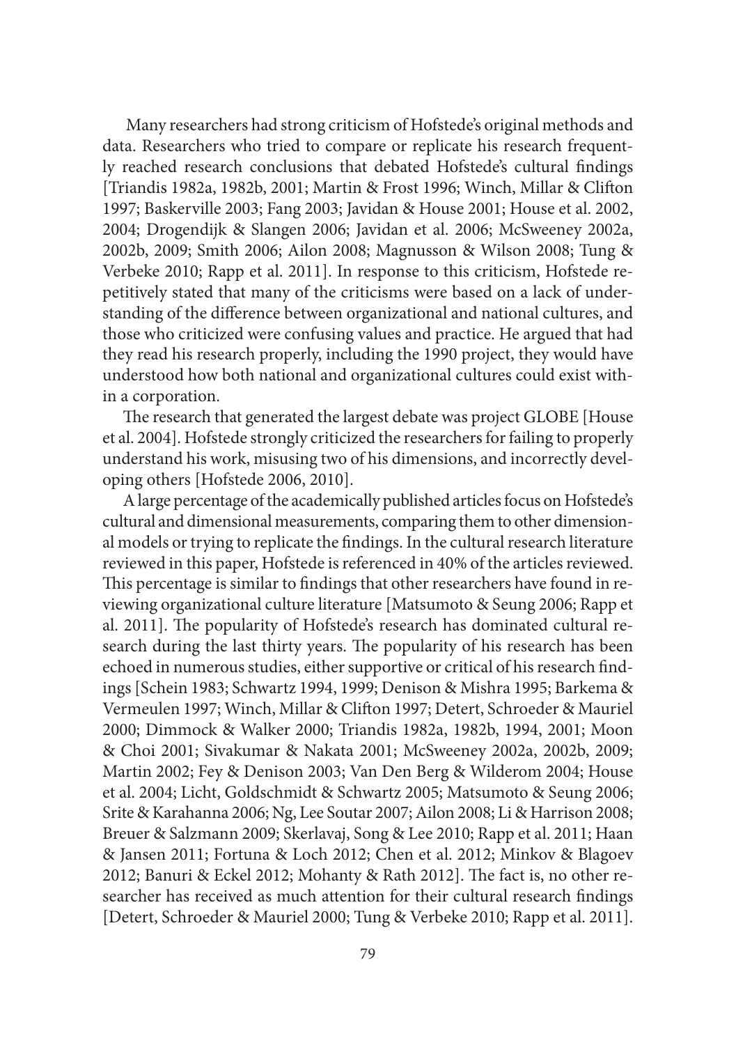Many researchers had strong criticism of Hofstede's original methods and data. Researchers who tried to compare or replicate his research frequently reached research conclusions that debated Hofstede's cultural findings [Triandis 1982a, 1982b, 2001; Martin & Frost 1996; Winch, Millar & Clifton 1997; Baskerville 2003; Fang 2003; Javidan & House 2001; House et al. 2002, 2004; Drogendijk & Slangen 2006; Javidan et al. 2006; McSweeney 2002a, 2002b, 2009; Smith 2006; Ailon 2008; Magnusson & Wilson 2008; Tung & Verbeke 2010; Rapp et al. 2011]. In response to this criticism, Hofstede repetitively stated that many of the criticisms were based on a lack of understanding of the difference between organizational and national cultures, and those who criticized were confusing values and practice. He argued that had they read his research properly, including the 1990 project, they would have understood how both national and organizational cultures could exist within a corporation.

The research that generated the largest debate was project GLOBE [House et al. 2004]. Hofstede strongly criticized the researchers for failing to properly understand his work, misusing two of his dimensions, and incorrectly developing others [Hofstede 2006, 2010].

A large percentage of the academically published articles focus on Hofstede's cultural and dimensional measurements, comparing them to other dimensional models or trying to replicate the findings. In the cultural research literature reviewed in this paper, Hofstede is referenced in 40% of the articles reviewed. This percentage is similar to findings that other researchers have found in reviewing organizational culture literature [Matsumoto & Seung 2006; Rapp et al. 2011]. The popularity of Hofstede's research has dominated cultural research during the last thirty years. The popularity of his research has been echoed in numerous studies, either supportive or critical of his research findings [Schein 1983; Schwartz 1994, 1999; Denison & Mishra 1995; Barkema & Vermeulen 1997; Winch, Millar & Clifton 1997; Detert, Schroeder & Mauriel 2000; Dimmock & Walker 2000; Triandis 1982a, 1982b, 1994, 2001; Moon & Choi 2001; Sivakumar & Nakata 2001; McSweeney 2002a, 2002b, 2009; Martin 2002; Fey & Denison 2003; Van Den Berg & Wilderom 2004; House et al. 2004; Licht, Goldschmidt & Schwartz 2005; Matsumoto & Seung 2006; Srite & Karahanna 2006; Ng, Lee Soutar 2007; Ailon 2008; Li & Harrison 2008; Breuer & Salzmann 2009; Skerlavaj, Song & Lee 2010; Rapp et al. 2011; Haan & Jansen 2011; Fortuna & Loch 2012; Chen et al. 2012; Minkov & Blagoev 2012; Banuri & Eckel 2012; Mohanty & Rath 2012]. The fact is, no other researcher has received as much attention for their cultural research findings [Detert, Schroeder & Mauriel 2000; Tung & Verbeke 2010; Rapp et al. 2011].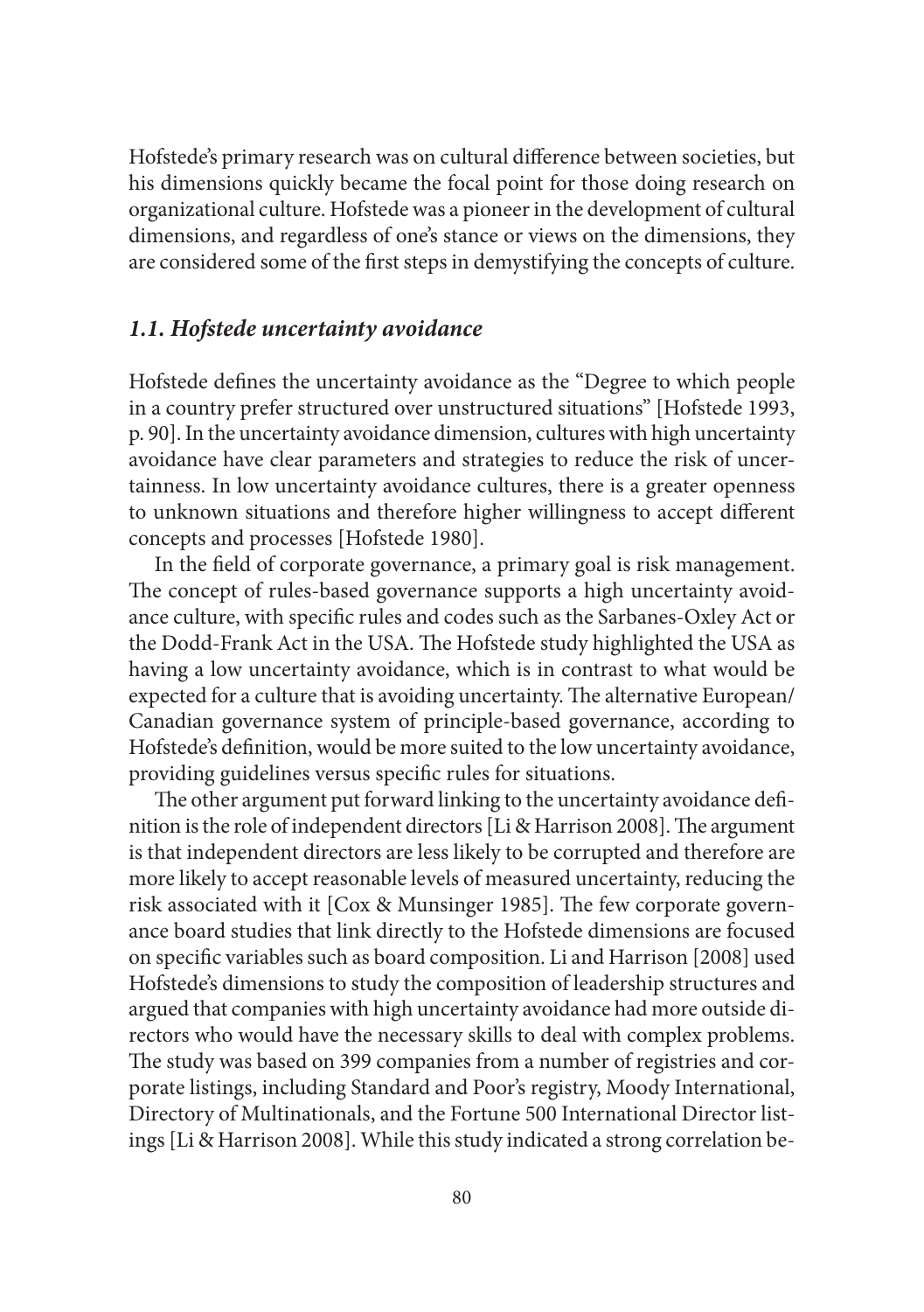Hofstede's primary research was on cultural difference between societies, but his dimensions quickly became the focal point for those doing research on organizational culture. Hofstede was a pioneer in the development of cultural dimensions, and regardless of one's stance or views on the dimensions, they are considered some of the first steps in demystifying the concepts of culture.

### *1.1. Hofstede uncertainty avoidance*

Hofstede defines the uncertainty avoidance as the "Degree to which people in a country prefer structured over unstructured situations" [Hofstede 1993, p. 90]. In the uncertainty avoidance dimension, cultures with high uncertainty avoidance have clear parameters and strategies to reduce the risk of uncertainness. In low uncertainty avoidance cultures, there is a greater openness to unknown situations and therefore higher willingness to accept different concepts and processes [Hofstede 1980].

In the field of corporate governance, a primary goal is risk management. The concept of rules-based governance supports a high uncertainty avoidance culture, with specific rules and codes such as the Sarbanes-Oxley Act or the Dodd-Frank Act in the USA. The Hofstede study highlighted the USA as having a low uncertainty avoidance, which is in contrast to what would be expected for a culture that is avoiding uncertainty. The alternative European/ Canadian governance system of principle-based governance, according to Hofstede's definition, would be more suited to the low uncertainty avoidance, providing guidelines versus specific rules for situations.

The other argument put forward linking to the uncertainty avoidance definition is the role of independent directors [Li & Harrison 2008]. The argument is that independent directors are less likely to be corrupted and therefore are more likely to accept reasonable levels of measured uncertainty, reducing the risk associated with it [Cox & Munsinger 1985]. The few corporate governance board studies that link directly to the Hofstede dimensions are focused on specific variables such as board composition. Li and Harrison [2008] used Hofstede's dimensions to study the composition of leadership structures and argued that companies with high uncertainty avoidance had more outside directors who would have the necessary skills to deal with complex problems. The study was based on 399 companies from a number of registries and corporate listings, including Standard and Poor's registry, Moody International, Directory of Multinationals, and the Fortune 500 International Director listings [Li & Harrison 2008]. While this study indicated a strong correlation be-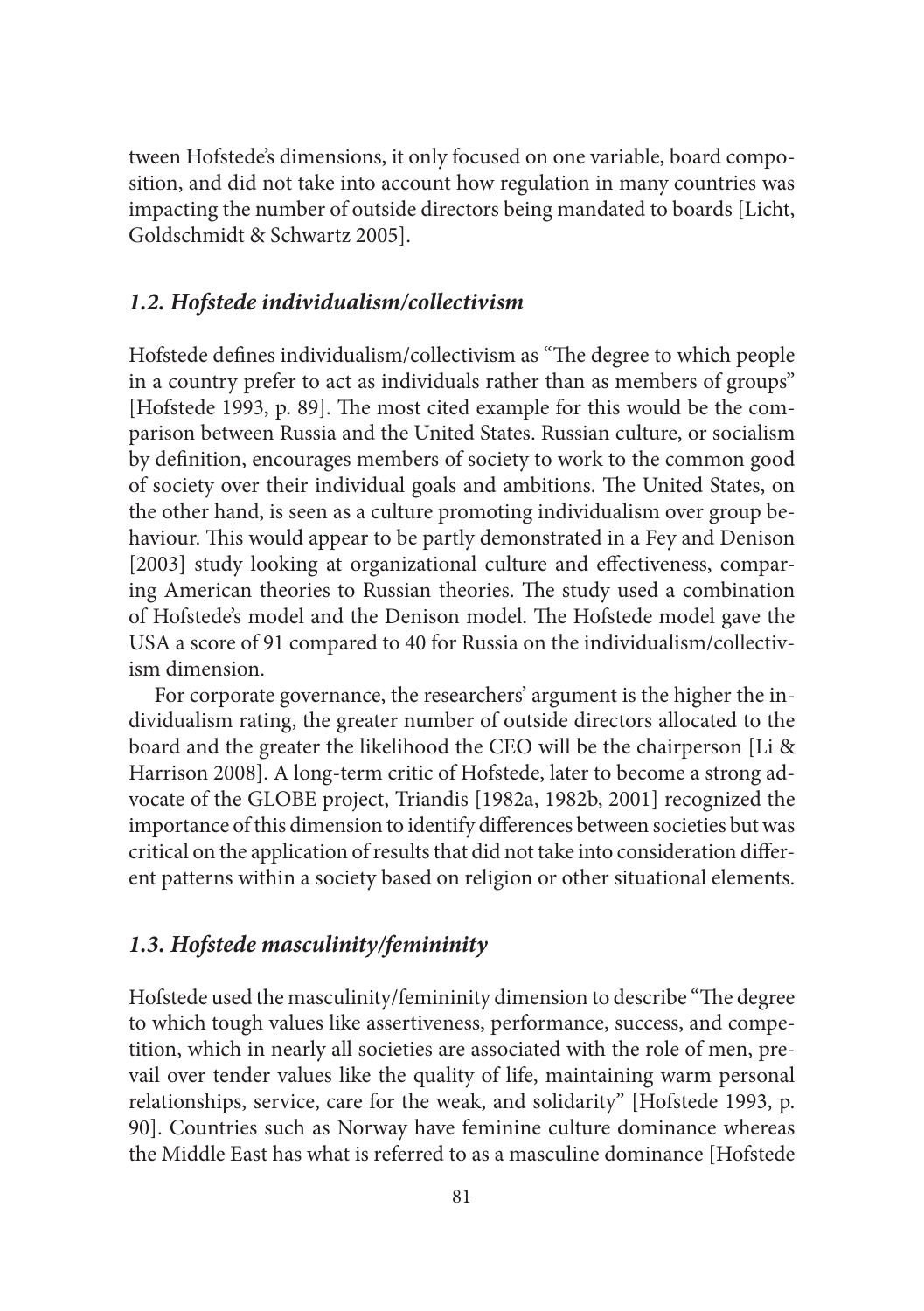tween Hofstede's dimensions, it only focused on one variable, board composition, and did not take into account how regulation in many countries was impacting the number of outside directors being mandated to boards [Licht, Goldschmidt & Schwartz 2005].

### *1.2. Hofstede individualism/collectivism*

Hofstede defines individualism/collectivism as "The degree to which people in a country prefer to act as individuals rather than as members of groups" [Hofstede 1993, p. 89]. The most cited example for this would be the comparison between Russia and the United States. Russian culture, or socialism by definition, encourages members of society to work to the common good of society over their individual goals and ambitions. The United States, on the other hand, is seen as a culture promoting individualism over group behaviour. This would appear to be partly demonstrated in a Fey and Denison [2003] study looking at organizational culture and effectiveness, comparing American theories to Russian theories. The study used a combination of Hofstede's model and the Denison model. The Hofstede model gave the USA a score of 91 compared to 40 for Russia on the individualism/collectivism dimension.

For corporate governance, the researchers' argument is the higher the individualism rating, the greater number of outside directors allocated to the board and the greater the likelihood the CEO will be the chairperson [Li & Harrison 2008]. A long-term critic of Hofstede, later to become a strong advocate of the GLOBE project, Triandis [1982a, 1982b, 2001] recognized the importance of this dimension to identify differences between societies but was critical on the application of results that did not take into consideration different patterns within a society based on religion or other situational elements.

### *1.3. Hofstede masculinity/femininity*

Hofstede used the masculinity/femininity dimension to describe "The degree to which tough values like assertiveness, performance, success, and competition, which in nearly all societies are associated with the role of men, prevail over tender values like the quality of life, maintaining warm personal relationships, service, care for the weak, and solidarity" [Hofstede 1993, p. 90]. Countries such as Norway have feminine culture dominance whereas the Middle East has what is referred to as a masculine dominance [Hofstede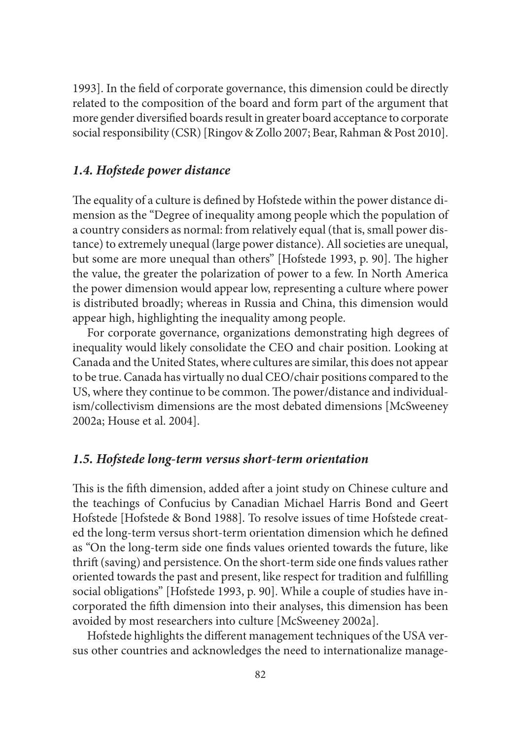1993]. In the field of corporate governance, this dimension could be directly related to the composition of the board and form part of the argument that more gender diversified boards result in greater board acceptance to corporate social responsibility (CSR) [Ringov & Zollo 2007; Bear, Rahman & Post 2010].

### *1.4. Hofstede power distance*

The equality of a culture is defined by Hofstede within the power distance dimension as the "Degree of inequality among people which the population of a country considers as normal: from relatively equal (that is, small power distance) to extremely unequal (large power distance). All societies are unequal, but some are more unequal than others" [Hofstede 1993, p. 90]. The higher the value, the greater the polarization of power to a few. In North America the power dimension would appear low, representing a culture where power is distributed broadly; whereas in Russia and China, this dimension would appear high, highlighting the inequality among people.

For corporate governance, organizations demonstrating high degrees of inequality would likely consolidate the CEO and chair position. Looking at Canada and the United States, where cultures are similar, this does not appear to be true. Canada has virtually no dual CEO/chair positions compared to the US, where they continue to be common. The power/distance and individualism/collectivism dimensions are the most debated dimensions [McSweeney 2002a; House et al. 2004].

### *1.5. Hofstede long-term versus short-term orientation*

This is the fifth dimension, added after a joint study on Chinese culture and the teachings of Confucius by Canadian Michael Harris Bond and Geert Hofstede [Hofstede & Bond 1988]. To resolve issues of time Hofstede created the long-term versus short-term orientation dimension which he defined as "On the long-term side one finds values oriented towards the future, like thrift (saving) and persistence. On the short-term side one finds values rather oriented towards the past and present, like respect for tradition and fulfilling social obligations" [Hofstede 1993, p. 90]. While a couple of studies have incorporated the fifth dimension into their analyses, this dimension has been avoided by most researchers into culture [McSweeney 2002a].

Hofstede highlights the different management techniques of the USA versus other countries and acknowledges the need to internationalize manage-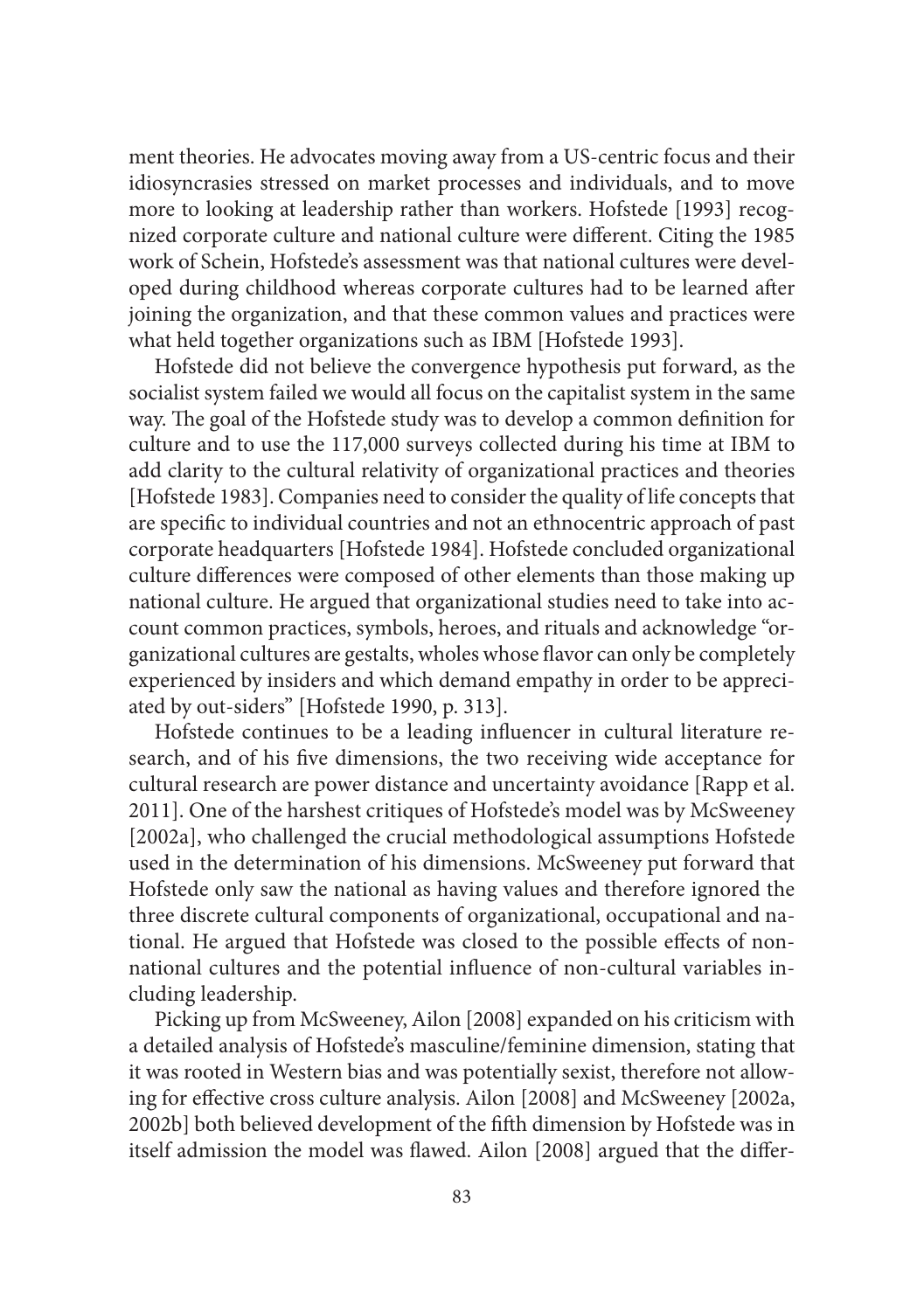ment theories. He advocates moving away from a US-centric focus and their idiosyncrasies stressed on market processes and individuals, and to move more to looking at leadership rather than workers. Hofstede [1993] recognized corporate culture and national culture were different. Citing the 1985 work of Schein, Hofstede's assessment was that national cultures were developed during childhood whereas corporate cultures had to be learned after joining the organization, and that these common values and practices were what held together organizations such as IBM [Hofstede 1993].

Hofstede did not believe the convergence hypothesis put forward, as the socialist system failed we would all focus on the capitalist system in the same way. The goal of the Hofstede study was to develop a common definition for culture and to use the 117,000 surveys collected during his time at IBM to add clarity to the cultural relativity of organizational practices and theories [Hofstede 1983]. Companies need to consider the quality of life concepts that are specific to individual countries and not an ethnocentric approach of past corporate headquarters [Hofstede 1984]. Hofstede concluded organizational culture differences were composed of other elements than those making up national culture. He argued that organizational studies need to take into account common practices, symbols, heroes, and rituals and acknowledge "organizational cultures are gestalts, wholes whose flavor can only be completely experienced by insiders and which demand empathy in order to be appreciated by out-siders" [Hofstede 1990, p. 313].

Hofstede continues to be a leading influencer in cultural literature research, and of his five dimensions, the two receiving wide acceptance for cultural research are power distance and uncertainty avoidance [Rapp et al. 2011]. One of the harshest critiques of Hofstede's model was by McSweeney [2002a], who challenged the crucial methodological assumptions Hofstede used in the determination of his dimensions. McSweeney put forward that Hofstede only saw the national as having values and therefore ignored the three discrete cultural components of organizational, occupational and national. He argued that Hofstede was closed to the possible effects of non-national cultures and the potential influence of non-cultural variables including leadership.

Picking up from McSweeney, Ailon [2008] expanded on his criticism with a detailed analysis of Hofstede's masculine/feminine dimension, stating that it was rooted in Western bias and was potentially sexist, therefore not allowing for effective cross culture analysis. Ailon [2008] and McSweeney [2002a, 2002b] both believed development of the fifth dimension by Hofstede was in itself admission the model was flawed. Ailon [2008] argued that the differ-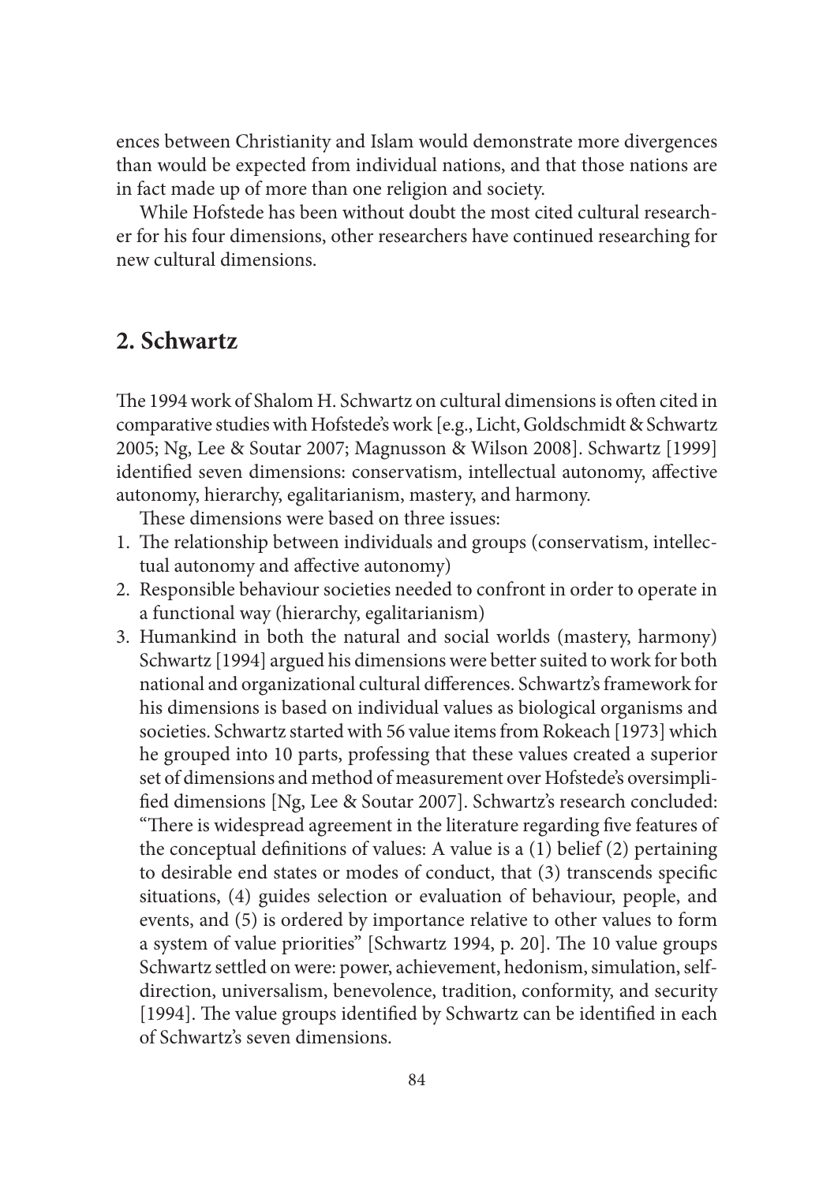ences between Christianity and Islam would demonstrate more divergences than would be expected from individual nations, and that those nations are in fact made up of more than one religion and society.

While Hofstede has been without doubt the most cited cultural researcher for his four dimensions, other researchers have continued researching for new cultural dimensions.

## 2. Schwartz

The 1994 work of Shalom H. Schwartz on cultural dimensions is often cited in comparative studies with Hofstede's work [e.g., Licht, Goldschmidt & Schwartz 2005; Ng, Lee & Soutar 2007; Magnusson & Wilson 2008]. Schwartz [1999] identified seven dimensions: conservatism, intellectual autonomy, affective autonomy, hierarchy, egalitarianism, mastery, and harmony.

These dimensions were based on three issues:

1. The relationship between individuals and groups (conservatism, intellectual autonomy and affective autonomy)
2. Responsible behaviour societies needed to confront in order to operate in a functional way (hierarchy, egalitarianism)
3. Humankind in both the natural and social worlds (mastery, harmony) Schwartz [1994] argued his dimensions were better suited to work for both national and organizational cultural differences. Schwartz's framework for his dimensions is based on individual values as biological organisms and societies. Schwartz started with 56 value items from Rokeach [1973] which he grouped into 10 parts, professing that these values created a superior set of dimensions and method of measurement over Hofstede's oversimplified dimensions [Ng, Lee & Soutar 2007]. Schwartz's research concluded: "There is widespread agreement in the literature regarding five features of the conceptual definitions of values: A value is a (1) belief (2) pertaining to desirable end states or modes of conduct, that (3) transcends specific situations, (4) guides selection or evaluation of behaviour, people, and events, and (5) is ordered by importance relative to other values to form a system of value priorities" [Schwartz 1994, p. 20]. The 10 value groups Schwartz settled on were: power, achievement, hedonism, simulation, self-direction, universalism, benevolence, tradition, conformity, and security [1994]. The value groups identified by Schwartz can be identified in each of Schwartz's seven dimensions.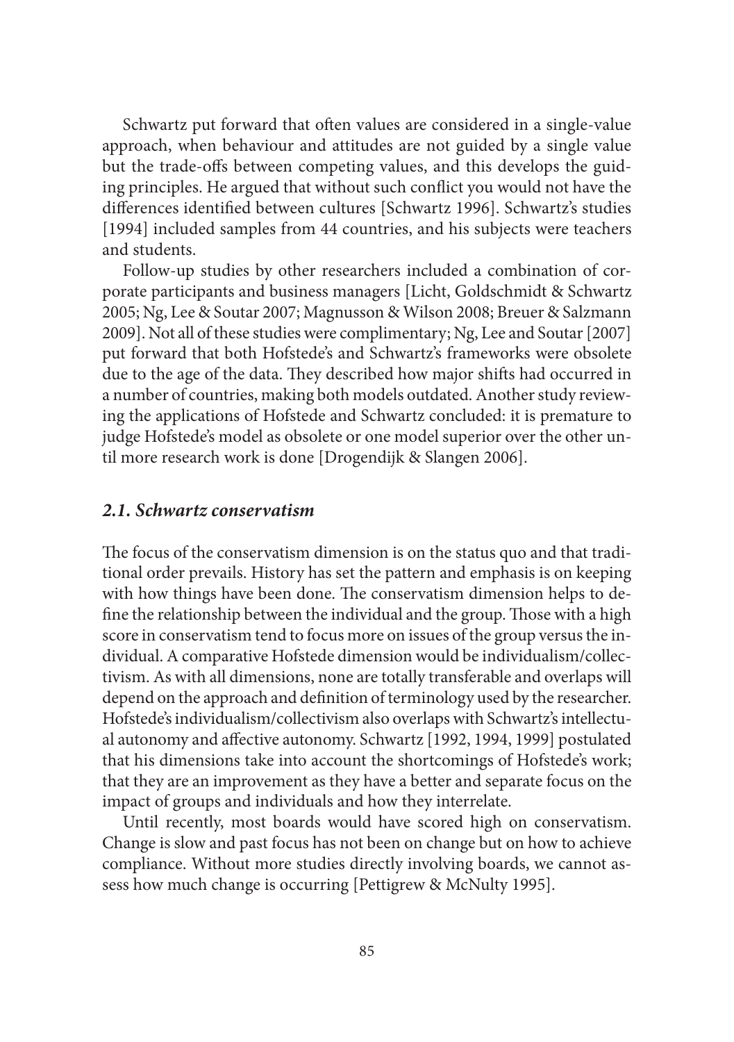Schwartz put forward that often values are considered in a single-value approach, when behaviour and attitudes are not guided by a single value but the trade-offs between competing values, and this develops the guiding principles. He argued that without such conflict you would not have the differences identified between cultures [Schwartz 1996]. Schwartz's studies [1994] included samples from 44 countries, and his subjects were teachers and students.

Follow-up studies by other researchers included a combination of corporate participants and business managers [Licht, Goldschmidt & Schwartz 2005; Ng, Lee & Soutar 2007; Magnusson & Wilson 2008; Breuer & Salzmann 2009]. Not all of these studies were complimentary; Ng, Lee and Soutar [2007] put forward that both Hofstede's and Schwartz's frameworks were obsolete due to the age of the data. They described how major shifts had occurred in a number of countries, making both models outdated. Another study reviewing the applications of Hofstede and Schwartz concluded: it is premature to judge Hofstede's model as obsolete or one model superior over the other until more research work is done [Drogendijk & Slangen 2006].

### *2.1. Schwartz conservatism*

The focus of the conservatism dimension is on the status quo and that traditional order prevails. History has set the pattern and emphasis is on keeping with how things have been done. The conservatism dimension helps to define the relationship between the individual and the group. Those with a high score in conservatism tend to focus more on issues of the group versus the individual. A comparative Hofstede dimension would be individualism/collectivism. As with all dimensions, none are totally transferable and overlaps will depend on the approach and definition of terminology used by the researcher. Hofstede's individualism/collectivism also overlaps with Schwartz's intellectual autonomy and affective autonomy. Schwartz [1992, 1994, 1999] postulated that his dimensions take into account the shortcomings of Hofstede's work; that they are an improvement as they have a better and separate focus on the impact of groups and individuals and how they interrelate.

Until recently, most boards would have scored high on conservatism. Change is slow and past focus has not been on change but on how to achieve compliance. Without more studies directly involving boards, we cannot assess how much change is occurring [Pettigrew & McNulty 1995].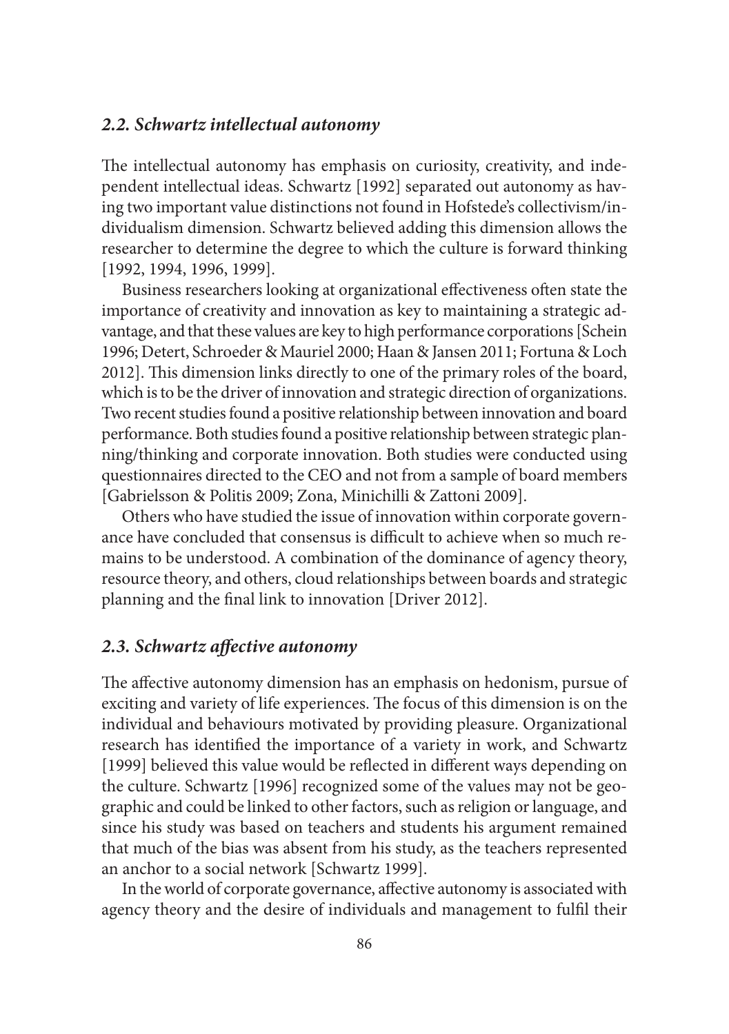### *2.2. Schwartz intellectual autonomy*

The intellectual autonomy has emphasis on curiosity, creativity, and independent intellectual ideas. Schwartz [1992] separated out autonomy as having two important value distinctions not found in Hofstede's collectivism/individualism dimension. Schwartz believed adding this dimension allows the researcher to determine the degree to which the culture is forward thinking [1992, 1994, 1996, 1999].

Business researchers looking at organizational effectiveness often state the importance of creativity and innovation as key to maintaining a strategic advantage, and that these values are key to high performance corporations [Schein 1996; Detert, Schroeder & Mauriel 2000; Haan & Jansen 2011; Fortuna & Loch 2012]. This dimension links directly to one of the primary roles of the board, which is to be the driver of innovation and strategic direction of organizations. Two recent studies found a positive relationship between innovation and board performance. Both studies found a positive relationship between strategic planning/thinking and corporate innovation. Both studies were conducted using questionnaires directed to the CEO and not from a sample of board members [Gabrielsson & Politis 2009; Zona, Minichilli & Zattoni 2009].

Others who have studied the issue of innovation within corporate governance have concluded that consensus is difficult to achieve when so much remains to be understood. A combination of the dominance of agency theory, resource theory, and others, cloud relationships between boards and strategic planning and the final link to innovation [Driver 2012].

### *2.3. Schwartz affective autonomy*

The affective autonomy dimension has an emphasis on hedonism, pursue of exciting and variety of life experiences. The focus of this dimension is on the individual and behaviours motivated by providing pleasure. Organizational research has identified the importance of a variety in work, and Schwartz [1999] believed this value would be reflected in different ways depending on the culture. Schwartz [1996] recognized some of the values may not be geographic and could be linked to other factors, such as religion or language, and since his study was based on teachers and students his argument remained that much of the bias was absent from his study, as the teachers represented an anchor to a social network [Schwartz 1999].

In the world of corporate governance, affective autonomy is associated with agency theory and the desire of individuals and management to fulfil their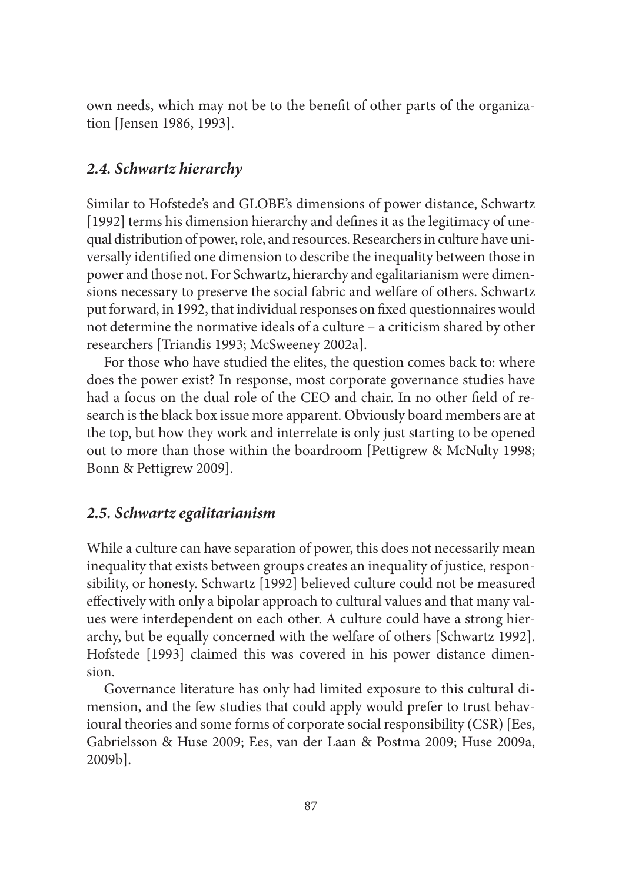own needs, which may not be to the benefit of other parts of the organization [Jensen 1986, 1993].

### *2.4. Schwartz hierarchy*

Similar to Hofstede's and GLOBE's dimensions of power distance, Schwartz [1992] terms his dimension hierarchy and defines it as the legitimacy of unequal distribution of power, role, and resources. Researchers in culture have universally identified one dimension to describe the inequality between those in power and those not. For Schwartz, hierarchy and egalitarianism were dimensions necessary to preserve the social fabric and welfare of others. Schwartz put forward, in 1992, that individual responses on fixed questionnaires would not determine the normative ideals of a culture – a criticism shared by other researchers [Triandis 1993; McSweeney 2002a].

For those who have studied the elites, the question comes back to: where does the power exist? In response, most corporate governance studies have had a focus on the dual role of the CEO and chair. In no other field of research is the black box issue more apparent. Obviously board members are at the top, but how they work and interrelate is only just starting to be opened out to more than those within the boardroom [Pettigrew & McNulty 1998; Bonn & Pettigrew 2009].

### *2.5. Schwartz egalitarianism*

While a culture can have separation of power, this does not necessarily mean inequality that exists between groups creates an inequality of justice, responsibility, or honesty. Schwartz [1992] believed culture could not be measured effectively with only a bipolar approach to cultural values and that many values were interdependent on each other. A culture could have a strong hierarchy, but be equally concerned with the welfare of others [Schwartz 1992]. Hofstede [1993] claimed this was covered in his power distance dimension.

Governance literature has only had limited exposure to this cultural dimension, and the few studies that could apply would prefer to trust behavioural theories and some forms of corporate social responsibility (CSR) [Ees, Gabrielsson & Huse 2009; Ees, van der Laan & Postma 2009; Huse 2009a, 2009b].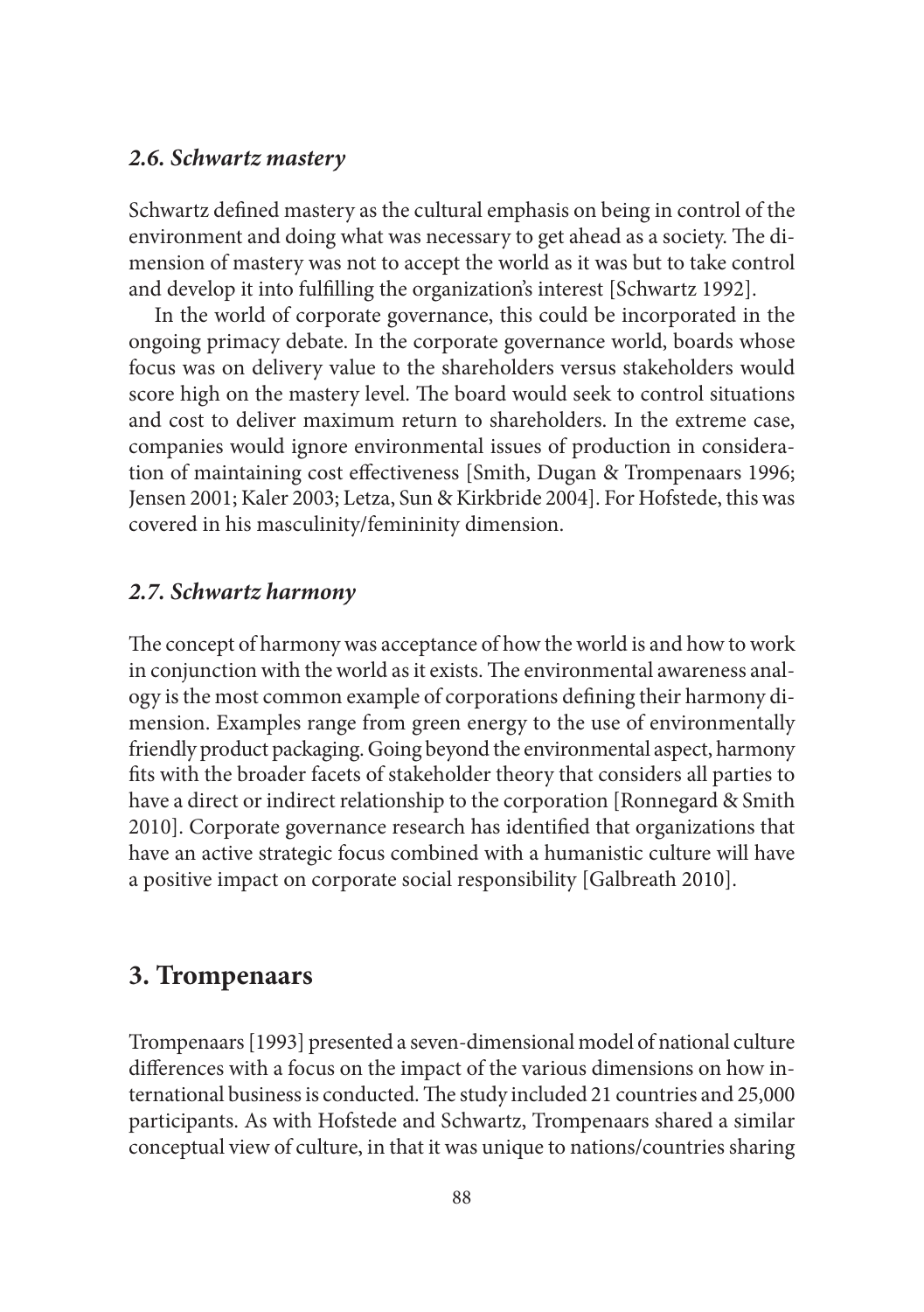### *2.6. Schwartz mastery*

Schwartz defined mastery as the cultural emphasis on being in control of the environment and doing what was necessary to get ahead as a society. The dimension of mastery was not to accept the world as it was but to take control and develop it into fulfilling the organization's interest [Schwartz 1992].

In the world of corporate governance, this could be incorporated in the ongoing primacy debate. In the corporate governance world, boards whose focus was on delivery value to the shareholders versus stakeholders would score high on the mastery level. The board would seek to control situations and cost to deliver maximum return to shareholders. In the extreme case, companies would ignore environmental issues of production in consideration of maintaining cost effectiveness [Smith, Dugan & Trompenaars 1996; Jensen 2001; Kaler 2003; Letza, Sun & Kirkbride 2004]. For Hofstede, this was covered in his masculinity/femininity dimension.

### *2.7. Schwartz harmony*

The concept of harmony was acceptance of how the world is and how to work in conjunction with the world as it exists. The environmental awareness analogy is the most common example of corporations defining their harmony dimension. Examples range from green energy to the use of environmentally friendly product packaging. Going beyond the environmental aspect, harmony fits with the broader facets of stakeholder theory that considers all parties to have a direct or indirect relationship to the corporation [Ronnegard & Smith 2010]. Corporate governance research has identified that organizations that have an active strategic focus combined with a humanistic culture will have a positive impact on corporate social responsibility [Galbreath 2010].

## 3. Trompenaars

Trompenaars [1993] presented a seven-dimensional model of national culture differences with a focus on the impact of the various dimensions on how international business is conducted. The study included 21 countries and 25,000 participants. As with Hofstede and Schwartz, Trompenaars shared a similar conceptual view of culture, in that it was unique to nations/countries sharing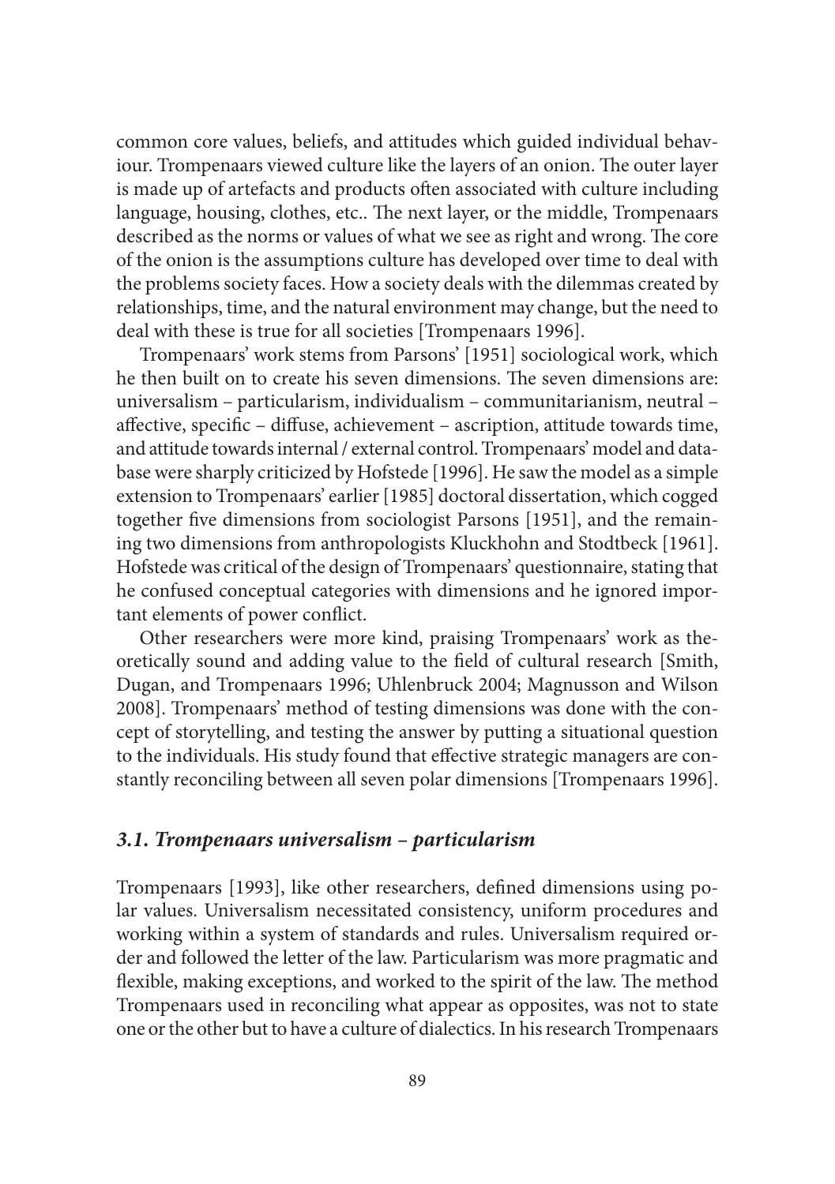common core values, beliefs, and attitudes which guided individual behaviour. Trompenaars viewed culture like the layers of an onion. The outer layer is made up of artefacts and products often associated with culture including language, housing, clothes, etc.. The next layer, or the middle, Trompenaars described as the norms or values of what we see as right and wrong. The core of the onion is the assumptions culture has developed over time to deal with the problems society faces. How a society deals with the dilemmas created by relationships, time, and the natural environment may change, but the need to deal with these is true for all societies [Trompenaars 1996].

Trompenaars' work stems from Parsons' [1951] sociological work, which he then built on to create his seven dimensions. The seven dimensions are: universalism – particularism, individualism – communitarianism, neutral – affective, specific – diffuse, achievement – ascription, attitude towards time, and attitude towards internal / external control. Trompenaars' model and database were sharply criticized by Hofstede [1996]. He saw the model as a simple extension to Trompenaars' earlier [1985] doctoral dissertation, which cogged together five dimensions from sociologist Parsons [1951], and the remaining two dimensions from anthropologists Kluckhohn and Stodtbeck [1961]. Hofstede was critical of the design of Trompenaars' questionnaire, stating that he confused conceptual categories with dimensions and he ignored important elements of power conflict.

Other researchers were more kind, praising Trompenaars' work as theoretically sound and adding value to the field of cultural research [Smith, Dugan, and Trompenaars 1996; Uhlenbruck 2004; Magnusson and Wilson 2008]. Trompenaars' method of testing dimensions was done with the concept of storytelling, and testing the answer by putting a situational question to the individuals. His study found that effective strategic managers are constantly reconciling between all seven polar dimensions [Trompenaars 1996].

### *3.1. Trompenaars universalism – particularism*

Trompenaars [1993], like other researchers, defined dimensions using polar values. Universalism necessitated consistency, uniform procedures and working within a system of standards and rules. Universalism required order and followed the letter of the law. Particularism was more pragmatic and flexible, making exceptions, and worked to the spirit of the law. The method Trompenaars used in reconciling what appear as opposites, was not to state one or the other but to have a culture of dialectics. In his research Trompenaars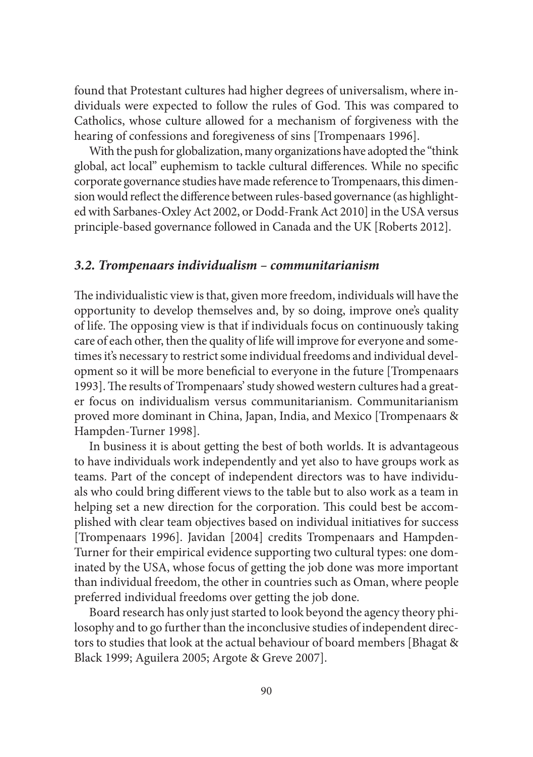found that Protestant cultures had higher degrees of universalism, where individuals were expected to follow the rules of God. This was compared to Catholics, whose culture allowed for a mechanism of forgiveness with the hearing of confessions and foregiveness of sins [Trompenaars 1996].

With the push for globalization, many organizations have adopted the "think global, act local" euphemism to tackle cultural differences. While no specific corporate governance studies have made reference to Trompenaars, this dimension would reflect the difference between rules-based governance (as highlighted with Sarbanes-Oxley Act 2002, or Dodd-Frank Act 2010] in the USA versus principle-based governance followed in Canada and the UK [Roberts 2012].

### *3.2. Trompenaars individualism – communitarianism*

The individualistic view is that, given more freedom, individuals will have the opportunity to develop themselves and, by so doing, improve one's quality of life. The opposing view is that if individuals focus on continuously taking care of each other, then the quality of life will improve for everyone and sometimes it's necessary to restrict some individual freedoms and individual development so it will be more beneficial to everyone in the future [Trompenaars 1993]. The results of Trompenaars' study showed western cultures had a greater focus on individualism versus communitarianism. Communitarianism proved more dominant in China, Japan, India, and Mexico [Trompenaars & Hampden-Turner 1998].

In business it is about getting the best of both worlds. It is advantageous to have individuals work independently and yet also to have groups work as teams. Part of the concept of independent directors was to have individuals who could bring different views to the table but to also work as a team in helping set a new direction for the corporation. This could best be accomplished with clear team objectives based on individual initiatives for success [Trompenaars 1996]. Javidan [2004] credits Trompenaars and Hampden-Turner for their empirical evidence supporting two cultural types: one dominated by the USA, whose focus of getting the job done was more important than individual freedom, the other in countries such as Oman, where people preferred individual freedoms over getting the job done.

Board research has only just started to look beyond the agency theory philosophy and to go further than the inconclusive studies of independent directors to studies that look at the actual behaviour of board members [Bhagat & Black 1999; Aguilera 2005; Argote & Greve 2007].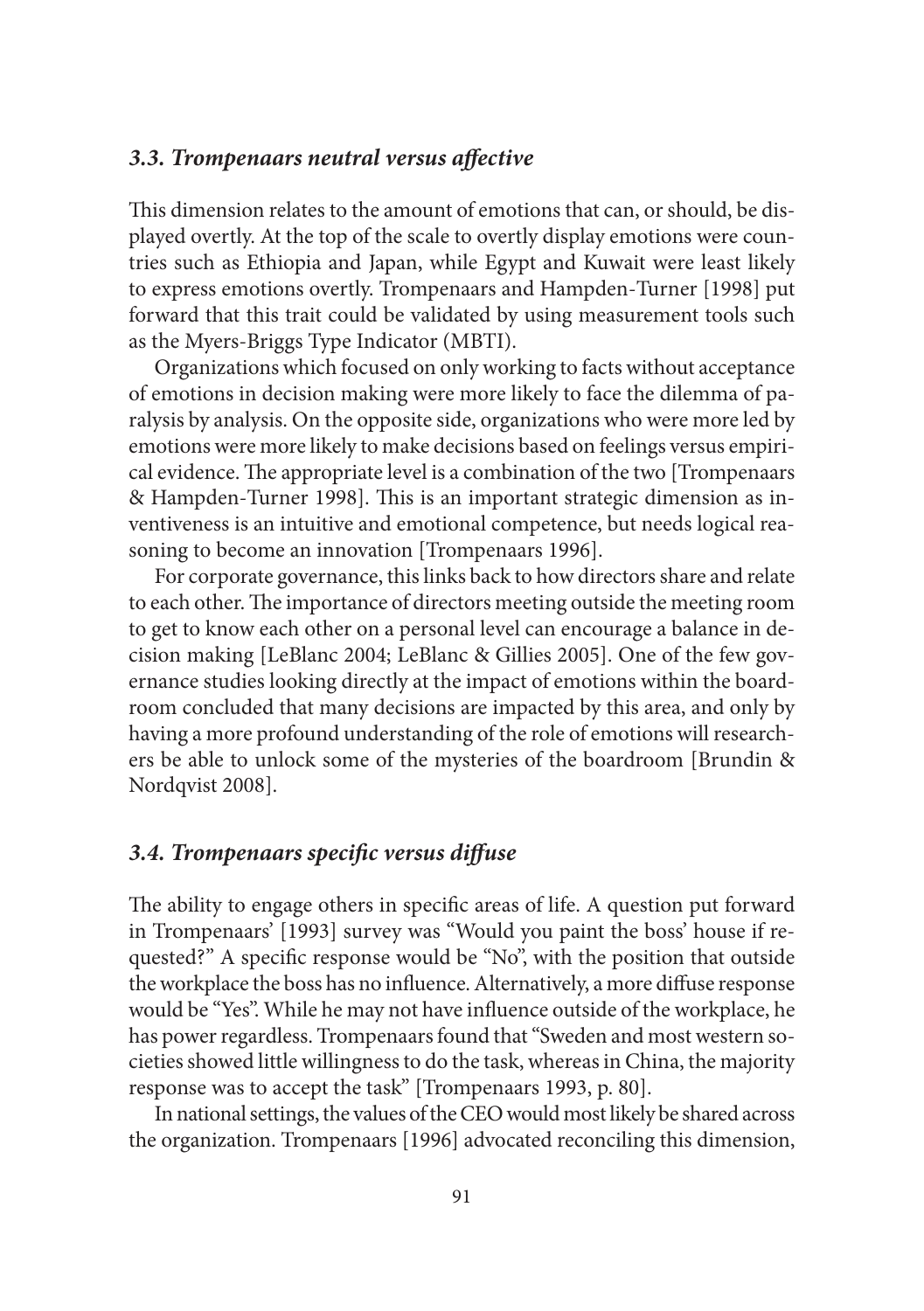### *3.3. Trompenaars neutral versus affective*

This dimension relates to the amount of emotions that can, or should, be displayed overtly. At the top of the scale to overtly display emotions were countries such as Ethiopia and Japan, while Egypt and Kuwait were least likely to express emotions overtly. Trompenaars and Hampden-Turner [1998] put forward that this trait could be validated by using measurement tools such as the Myers-Briggs Type Indicator (MBTI).

Organizations which focused on only working to facts without acceptance of emotions in decision making were more likely to face the dilemma of paralysis by analysis. On the opposite side, organizations who were more led by emotions were more likely to make decisions based on feelings versus empirical evidence. The appropriate level is a combination of the two [Trompenaars & Hampden-Turner 1998]. This is an important strategic dimension as inventiveness is an intuitive and emotional competence, but needs logical reasoning to become an innovation [Trompenaars 1996].

For corporate governance, this links back to how directors share and relate to each other. The importance of directors meeting outside the meeting room to get to know each other on a personal level can encourage a balance in decision making [LeBlanc 2004; LeBlanc & Gillies 2005]. One of the few governance studies looking directly at the impact of emotions within the boardroom concluded that many decisions are impacted by this area, and only by having a more profound understanding of the role of emotions will researchers be able to unlock some of the mysteries of the boardroom [Brundin & Nordqvist 2008].

### *3.4. Trompenaars specific versus diffuse*

The ability to engage others in specific areas of life. A question put forward in Trompenaars' [1993] survey was "Would you paint the boss' house if requested?" A specific response would be "No", with the position that outside the workplace the boss has no influence. Alternatively, a more diffuse response would be "Yes". While he may not have influence outside of the workplace, he has power regardless. Trompenaars found that "Sweden and most western societies showed little willingness to do the task, whereas in China, the majority response was to accept the task" [Trompenaars 1993, p. 80].

In national settings, the values of the CEO would most likely be shared across the organization. Trompenaars [1996] advocated reconciling this dimension,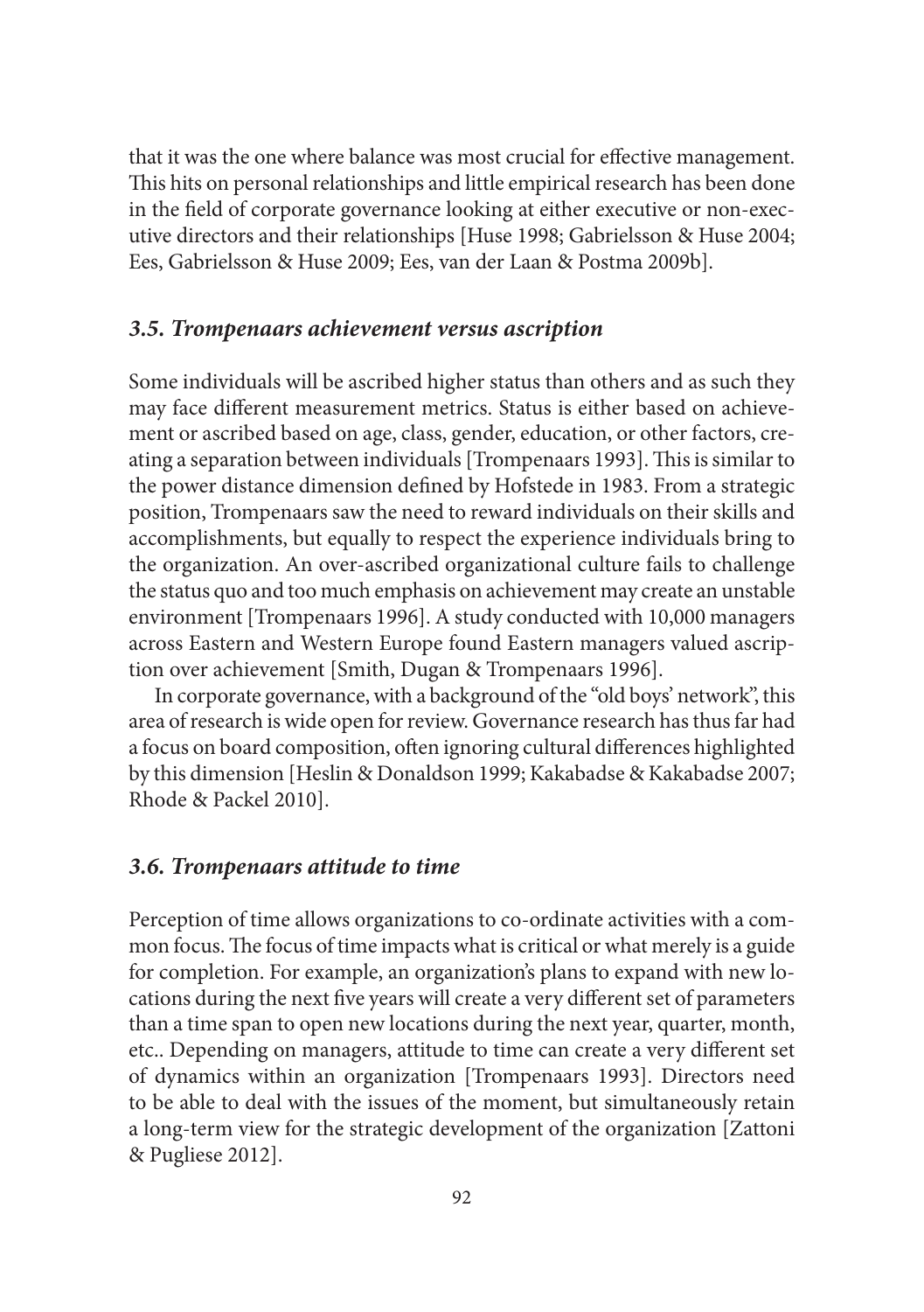that it was the one where balance was most crucial for effective management. This hits on personal relationships and little empirical research has been done in the field of corporate governance looking at either executive or non-executive directors and their relationships [Huse 1998; Gabrielsson & Huse 2004; Ees, Gabrielsson & Huse 2009; Ees, van der Laan & Postma 2009b].

### *3.5. Trompenaars achievement versus ascription*

Some individuals will be ascribed higher status than others and as such they may face different measurement metrics. Status is either based on achievement or ascribed based on age, class, gender, education, or other factors, creating a separation between individuals [Trompenaars 1993]. This is similar to the power distance dimension defined by Hofstede in 1983. From a strategic position, Trompenaars saw the need to reward individuals on their skills and accomplishments, but equally to respect the experience individuals bring to the organization. An over-ascribed organizational culture fails to challenge the status quo and too much emphasis on achievement may create an unstable environment [Trompenaars 1996]. A study conducted with 10,000 managers across Eastern and Western Europe found Eastern managers valued ascription over achievement [Smith, Dugan & Trompenaars 1996].

In corporate governance, with a background of the "old boys' network", this area of research is wide open for review. Governance research has thus far had a focus on board composition, often ignoring cultural differences highlighted by this dimension [Heslin & Donaldson 1999; Kakabadse & Kakabadse 2007; Rhode & Packel 2010].

### *3.6. Trompenaars attitude to time*

Perception of time allows organizations to co-ordinate activities with a common focus. The focus of time impacts what is critical or what merely is a guide for completion. For example, an organization's plans to expand with new locations during the next five years will create a very different set of parameters than a time span to open new locations during the next year, quarter, month, etc.. Depending on managers, attitude to time can create a very different set of dynamics within an organization [Trompenaars 1993]. Directors need to be able to deal with the issues of the moment, but simultaneously retain a long-term view for the strategic development of the organization [Zattoni & Pugliese 2012].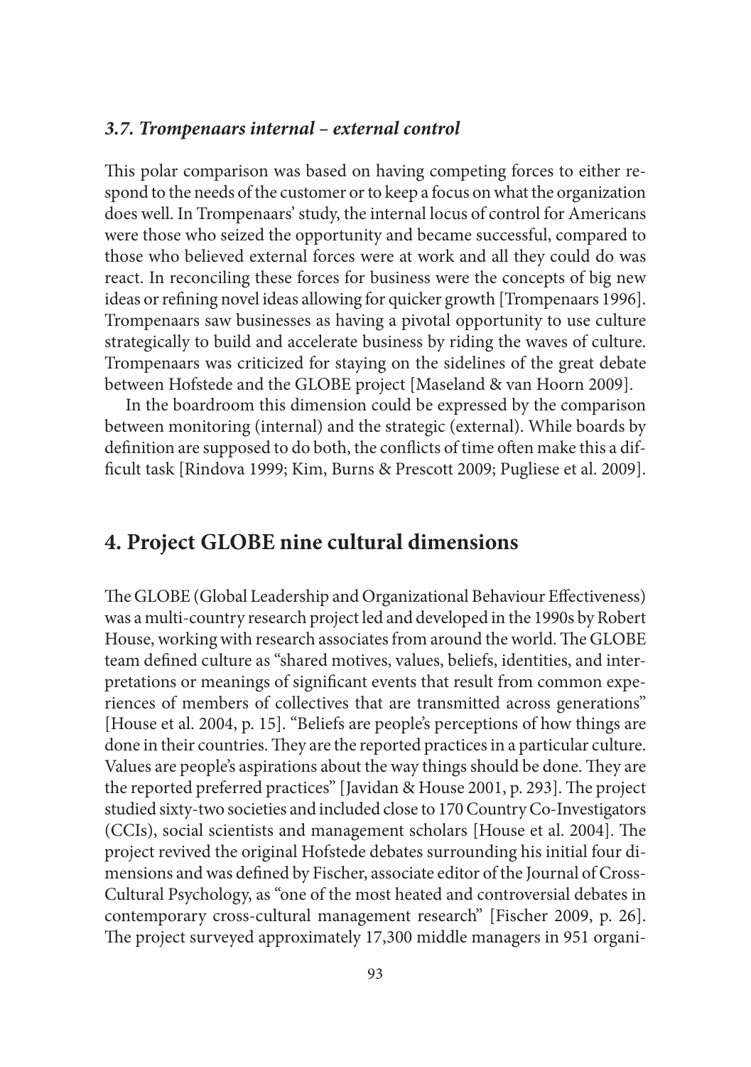### *3.7. Trompenaars internal – external control*

This polar comparison was based on having competing forces to either respond to the needs of the customer or to keep a focus on what the organization does well. In Trompenaars' study, the internal locus of control for Americans were those who seized the opportunity and became successful, compared to those who believed external forces were at work and all they could do was react. In reconciling these forces for business were the concepts of big new ideas or refining novel ideas allowing for quicker growth [Trompenaars 1996]. Trompenaars saw businesses as having a pivotal opportunity to use culture strategically to build and accelerate business by riding the waves of culture. Trompenaars was criticized for staying on the sidelines of the great debate between Hofstede and the GLOBE project [Maseland & van Hoorn 2009].

In the boardroom this dimension could be expressed by the comparison between monitoring (internal) and the strategic (external). While boards by definition are supposed to do both, the conflicts of time often make this a difficult task [Rindova 1999; Kim, Burns & Prescott 2009; Pugliese et al. 2009].

## 4. Project GLOBE nine cultural dimensions

The GLOBE (Global Leadership and Organizational Behaviour Effectiveness) was a multi-country research project led and developed in the 1990s by Robert House, working with research associates from around the world. The GLOBE team defined culture as "shared motives, values, beliefs, identities, and interpretations or meanings of significant events that result from common experiences of members of collectives that are transmitted across generations" [House et al. 2004, p. 15]. "Beliefs are people's perceptions of how things are done in their countries. They are the reported practices in a particular culture. Values are people's aspirations about the way things should be done. They are the reported preferred practices" [Javidan & House 2001, p. 293]. The project studied sixty-two societies and included close to 170 Country Co-Investigators (CCIs), social scientists and management scholars [House et al. 2004]. The project revived the original Hofstede debates surrounding his initial four dimensions and was defined by Fischer, associate editor of the Journal of Cross-Cultural Psychology, as "one of the most heated and controversial debates in contemporary cross-cultural management research" [Fischer 2009, p. 26]. The project surveyed approximately 17,300 middle managers in 951 organi-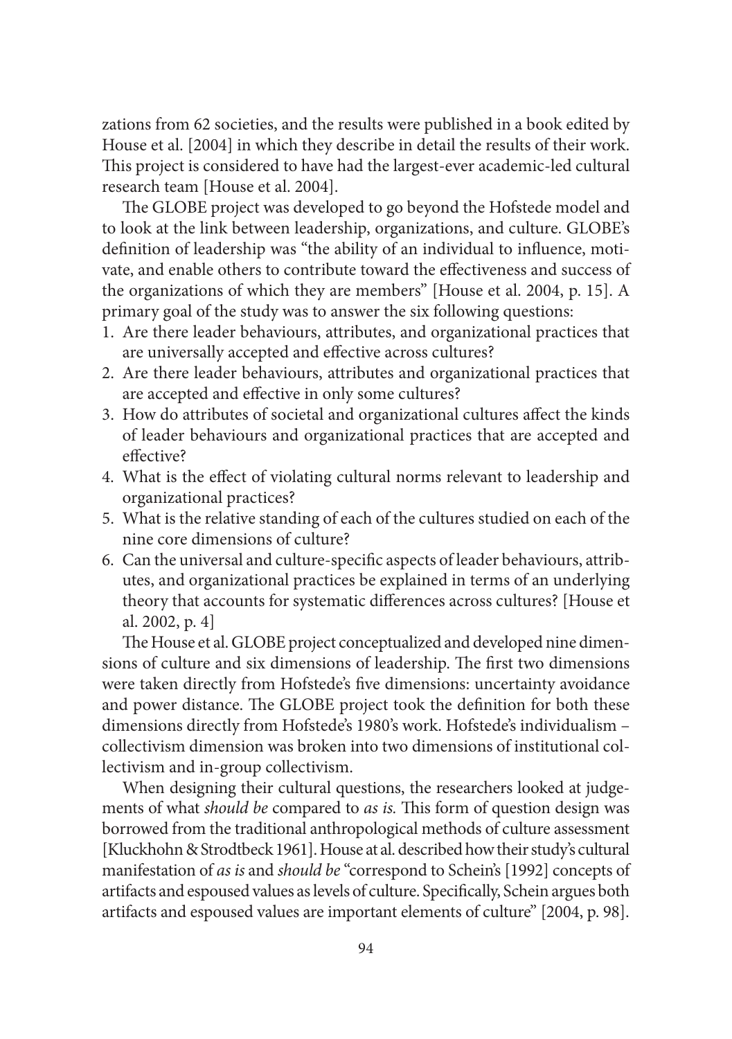zations from 62 societies, and the results were published in a book edited by House et al. [2004] in which they describe in detail the results of their work. This project is considered to have had the largest-ever academic-led cultural research team [House et al. 2004].

The GLOBE project was developed to go beyond the Hofstede model and to look at the link between leadership, organizations, and culture. GLOBE's definition of leadership was "the ability of an individual to influence, motivate, and enable others to contribute toward the effectiveness and success of the organizations of which they are members" [House et al. 2004, p. 15]. A primary goal of the study was to answer the six following questions:

1. Are there leader behaviours, attributes, and organizational practices that are universally accepted and effective across cultures?
2. Are there leader behaviours, attributes and organizational practices that are accepted and effective in only some cultures?
3. How do attributes of societal and organizational cultures affect the kinds of leader behaviours and organizational practices that are accepted and effective?
4. What is the effect of violating cultural norms relevant to leadership and organizational practices?
5. What is the relative standing of each of the cultures studied on each of the nine core dimensions of culture?
6. Can the universal and culture-specific aspects of leader behaviours, attributes, and organizational practices be explained in terms of an underlying theory that accounts for systematic differences across cultures? [House et al. 2002, p. 4]

The House et al. GLOBE project conceptualized and developed nine dimensions of culture and six dimensions of leadership. The first two dimensions were taken directly from Hofstede's five dimensions: uncertainty avoidance and power distance. The GLOBE project took the definition for both these dimensions directly from Hofstede's 1980's work. Hofstede's individualism – collectivism dimension was broken into two dimensions of institutional collectivism and in-group collectivism.

When designing their cultural questions, the researchers looked at judgements of what *should be* compared to *as is.* This form of question design was borrowed from the traditional anthropological methods of culture assessment [Kluckhohn & Strodtbeck 1961]. House at al. described how their study's cultural manifestation of *as is* and *should be* "correspond to Schein's [1992] concepts of artifacts and espoused values as levels of culture. Specifically, Schein argues both artifacts and espoused values are important elements of culture" [2004, p. 98].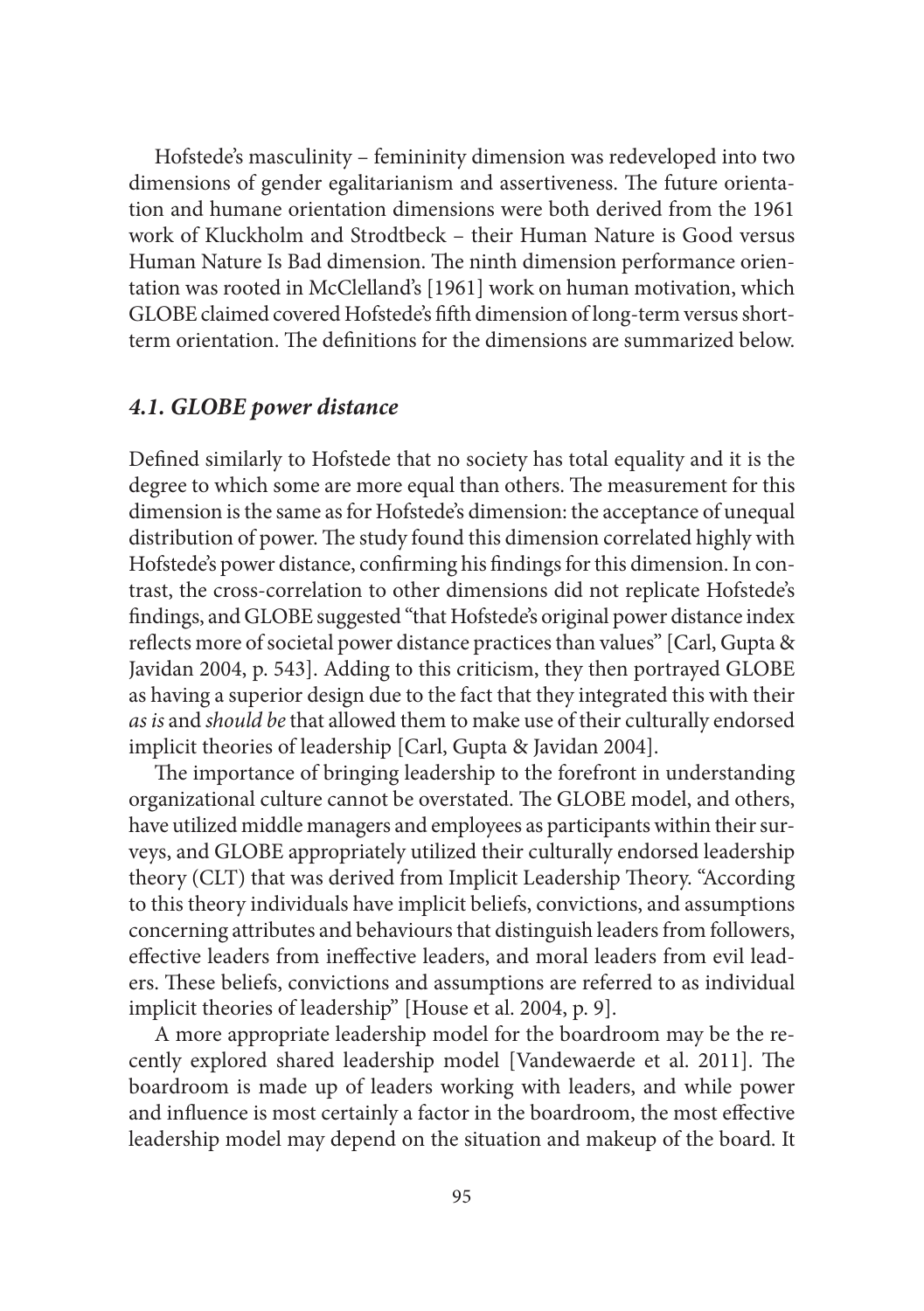Hofstede's masculinity – femininity dimension was redeveloped into two dimensions of gender egalitarianism and assertiveness. The future orientation and humane orientation dimensions were both derived from the 1961 work of Kluckholm and Strodtbeck – their Human Nature is Good versus Human Nature Is Bad dimension. The ninth dimension performance orientation was rooted in McClelland's [1961] work on human motivation, which GLOBE claimed covered Hofstede's fifth dimension of long-term versus short-term orientation. The definitions for the dimensions are summarized below.

### *4.1. GLOBE power distance*

Defined similarly to Hofstede that no society has total equality and it is the degree to which some are more equal than others. The measurement for this dimension is the same as for Hofstede's dimension: the acceptance of unequal distribution of power. The study found this dimension correlated highly with Hofstede's power distance, confirming his findings for this dimension. In contrast, the cross-correlation to other dimensions did not replicate Hofstede's findings, and GLOBE suggested "that Hofstede's original power distance index reflects more of societal power distance practices than values" [Carl, Gupta & Javidan 2004, p. 543]. Adding to this criticism, they then portrayed GLOBE as having a superior design due to the fact that they integrated this with their *as is* and *should be* that allowed them to make use of their culturally endorsed implicit theories of leadership [Carl, Gupta & Javidan 2004].

The importance of bringing leadership to the forefront in understanding organizational culture cannot be overstated. The GLOBE model, and others, have utilized middle managers and employees as participants within their surveys, and GLOBE appropriately utilized their culturally endorsed leadership theory (CLT) that was derived from Implicit Leadership Theory. "According to this theory individuals have implicit beliefs, convictions, and assumptions concerning attributes and behaviours that distinguish leaders from followers, effective leaders from ineffective leaders, and moral leaders from evil leaders. These beliefs, convictions and assumptions are referred to as individual implicit theories of leadership" [House et al. 2004, p. 9].

A more appropriate leadership model for the boardroom may be the recently explored shared leadership model [Vandewaerde et al. 2011]. The boardroom is made up of leaders working with leaders, and while power and influence is most certainly a factor in the boardroom, the most effective leadership model may depend on the situation and makeup of the board. It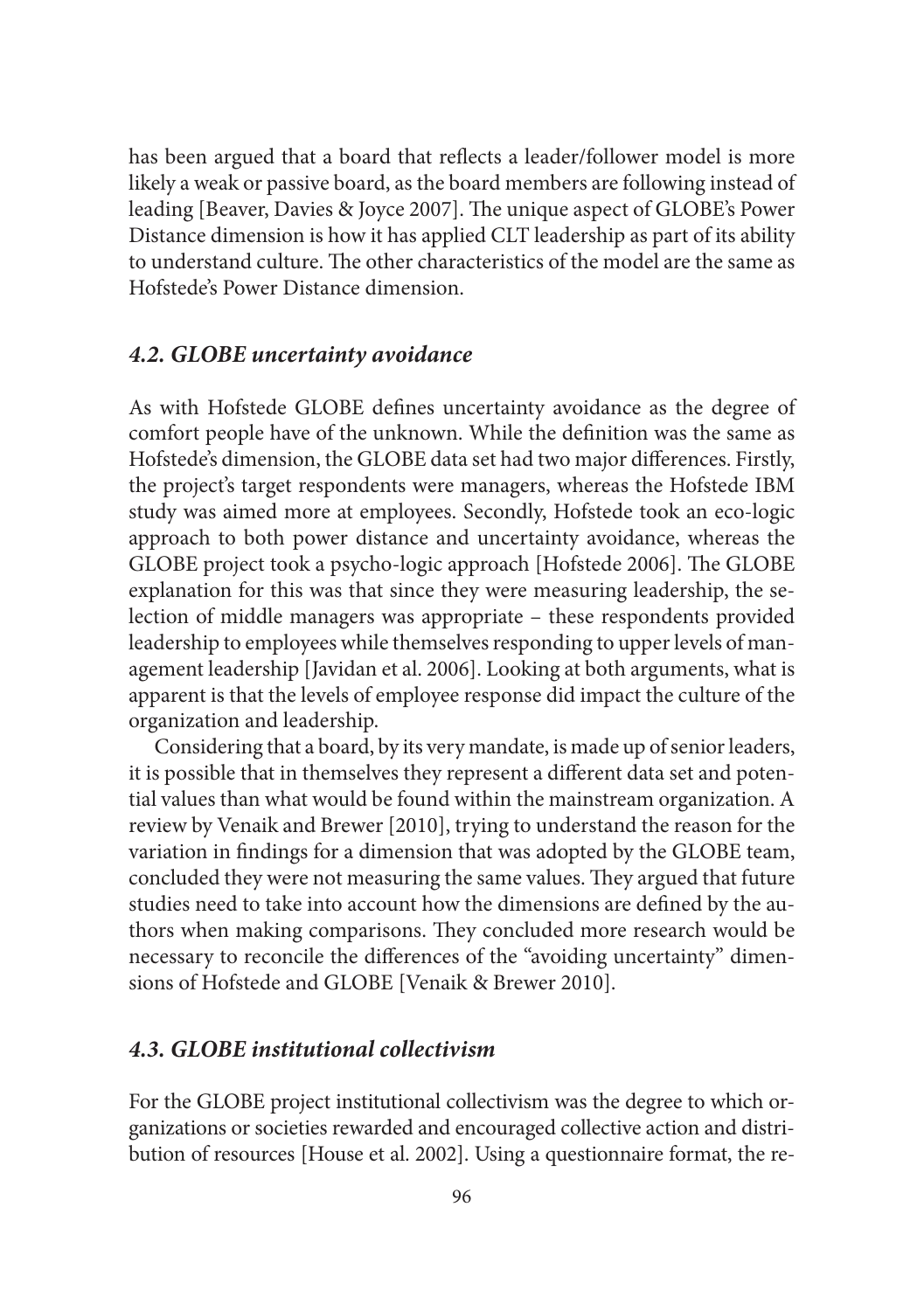has been argued that a board that reflects a leader/follower model is more likely a weak or passive board, as the board members are following instead of leading [Beaver, Davies & Joyce 2007]. The unique aspect of GLOBE's Power Distance dimension is how it has applied CLT leadership as part of its ability to understand culture. The other characteristics of the model are the same as Hofstede's Power Distance dimension.

### *4.2. GLOBE uncertainty avoidance*

As with Hofstede GLOBE defines uncertainty avoidance as the degree of comfort people have of the unknown. While the definition was the same as Hofstede's dimension, the GLOBE data set had two major differences. Firstly, the project's target respondents were managers, whereas the Hofstede IBM study was aimed more at employees. Secondly, Hofstede took an eco-logic approach to both power distance and uncertainty avoidance, whereas the GLOBE project took a psycho-logic approach [Hofstede 2006]. The GLOBE explanation for this was that since they were measuring leadership, the selection of middle managers was appropriate – these respondents provided leadership to employees while themselves responding to upper levels of management leadership [Javidan et al. 2006]. Looking at both arguments, what is apparent is that the levels of employee response did impact the culture of the organization and leadership.

Considering that a board, by its very mandate, is made up of senior leaders, it is possible that in themselves they represent a different data set and potential values than what would be found within the mainstream organization. A review by Venaik and Brewer [2010], trying to understand the reason for the variation in findings for a dimension that was adopted by the GLOBE team, concluded they were not measuring the same values. They argued that future studies need to take into account how the dimensions are defined by the authors when making comparisons. They concluded more research would be necessary to reconcile the differences of the "avoiding uncertainty" dimensions of Hofstede and GLOBE [Venaik & Brewer 2010].

### *4.3. GLOBE institutional collectivism*

For the GLOBE project institutional collectivism was the degree to which organizations or societies rewarded and encouraged collective action and distribution of resources [House et al. 2002]. Using a questionnaire format, the re-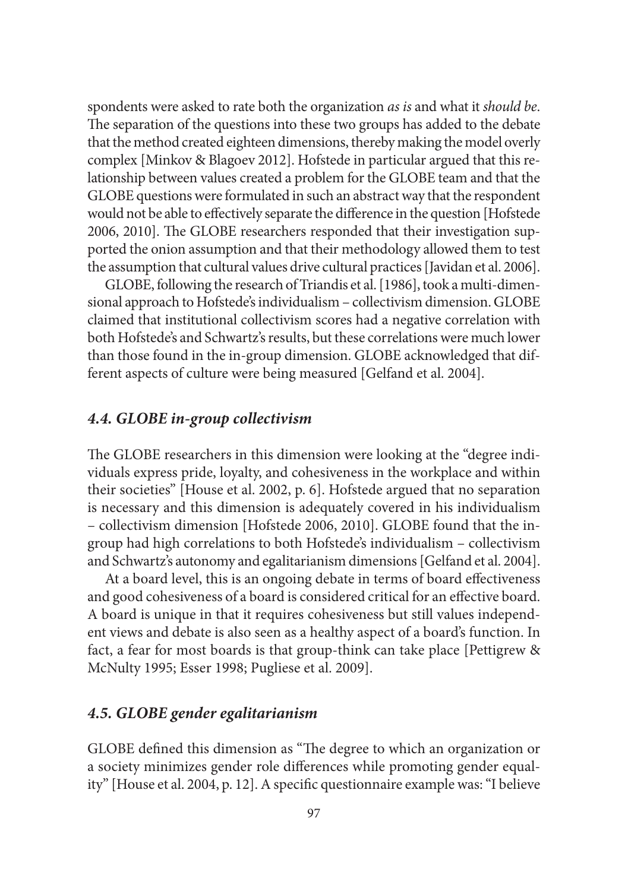spondents were asked to rate both the organization *as is* and what it *should be*. The separation of the questions into these two groups has added to the debate that the method created eighteen dimensions, thereby making the model overly complex [Minkov & Blagoev 2012]. Hofstede in particular argued that this relationship between values created a problem for the GLOBE team and that the GLOBE questions were formulated in such an abstract way that the respondent would not be able to effectively separate the difference in the question [Hofstede 2006, 2010]. The GLOBE researchers responded that their investigation supported the onion assumption and that their methodology allowed them to test the assumption that cultural values drive cultural practices [Javidan et al. 2006].

GLOBE, following the research of Triandis et al. [1986], took a multi-dimensional approach to Hofstede's individualism – collectivism dimension. GLOBE claimed that institutional collectivism scores had a negative correlation with both Hofstede's and Schwartz's results, but these correlations were much lower than those found in the in-group dimension. GLOBE acknowledged that different aspects of culture were being measured [Gelfand et al. 2004].

### 4.4. GLOBE in-group collectivism

The GLOBE researchers in this dimension were looking at the "degree individuals express pride, loyalty, and cohesiveness in the workplace and within their societies" [House et al. 2002, p. 6]. Hofstede argued that no separation is necessary and this dimension is adequately covered in his individualism – collectivism dimension [Hofstede 2006, 2010]. GLOBE found that the in-group had high correlations to both Hofstede's individualism – collectivism and Schwartz's autonomy and egalitarianism dimensions [Gelfand et al. 2004].

At a board level, this is an ongoing debate in terms of board effectiveness and good cohesiveness of a board is considered critical for an effective board. A board is unique in that it requires cohesiveness but still values independent views and debate is also seen as a healthy aspect of a board's function. In fact, a fear for most boards is that group-think can take place [Pettigrew & McNulty 1995; Esser 1998; Pugliese et al. 2009].

### 4.5. GLOBE gender egalitarianism

GLOBE defined this dimension as "The degree to which an organization or a society minimizes gender role differences while promoting gender equality" [House et al. 2004, p. 12]. A specific questionnaire example was: "I believe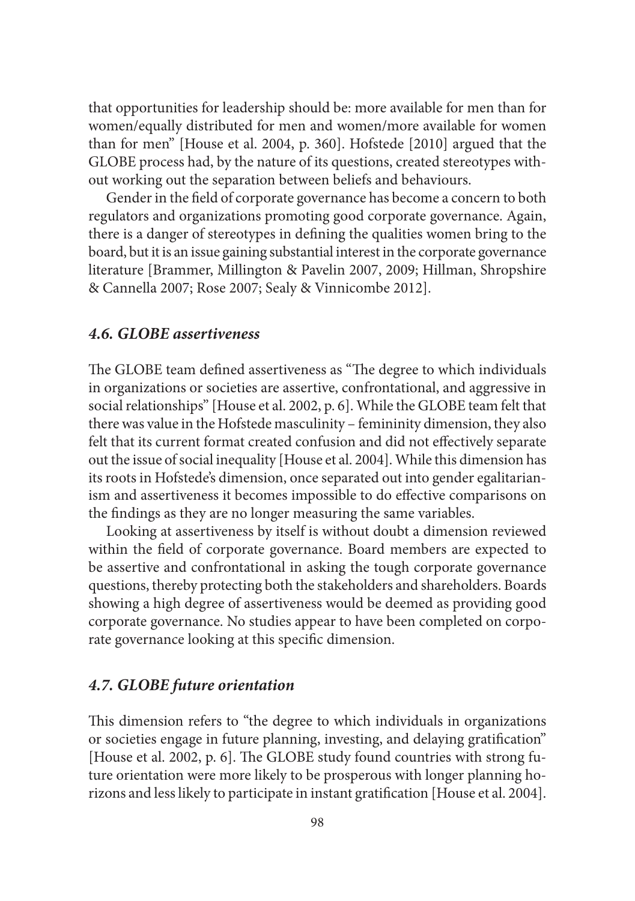that opportunities for leadership should be: more available for men than for women/equally distributed for men and women/more available for women than for men" [House et al. 2004, p. 360]. Hofstede [2010] argued that the GLOBE process had, by the nature of its questions, created stereotypes without working out the separation between beliefs and behaviours.

Gender in the field of corporate governance has become a concern to both regulators and organizations promoting good corporate governance. Again, there is a danger of stereotypes in defining the qualities women bring to the board, but it is an issue gaining substantial interest in the corporate governance literature [Brammer, Millington & Pavelin 2007, 2009; Hillman, Shropshire & Cannella 2007; Rose 2007; Sealy & Vinnicombe 2012].

### *4.6. GLOBE assertiveness*

The GLOBE team defined assertiveness as "The degree to which individuals in organizations or societies are assertive, confrontational, and aggressive in social relationships" [House et al. 2002, p. 6]. While the GLOBE team felt that there was value in the Hofstede masculinity – femininity dimension, they also felt that its current format created confusion and did not effectively separate out the issue of social inequality [House et al. 2004]. While this dimension has its roots in Hofstede's dimension, once separated out into gender egalitarianism and assertiveness it becomes impossible to do effective comparisons on the findings as they are no longer measuring the same variables.

Looking at assertiveness by itself is without doubt a dimension reviewed within the field of corporate governance. Board members are expected to be assertive and confrontational in asking the tough corporate governance questions, thereby protecting both the stakeholders and shareholders. Boards showing a high degree of assertiveness would be deemed as providing good corporate governance. No studies appear to have been completed on corporate governance looking at this specific dimension.

### *4.7. GLOBE future orientation*

This dimension refers to "the degree to which individuals in organizations or societies engage in future planning, investing, and delaying gratification" [House et al. 2002, p. 6]. The GLOBE study found countries with strong future orientation were more likely to be prosperous with longer planning horizons and less likely to participate in instant gratification [House et al. 2004].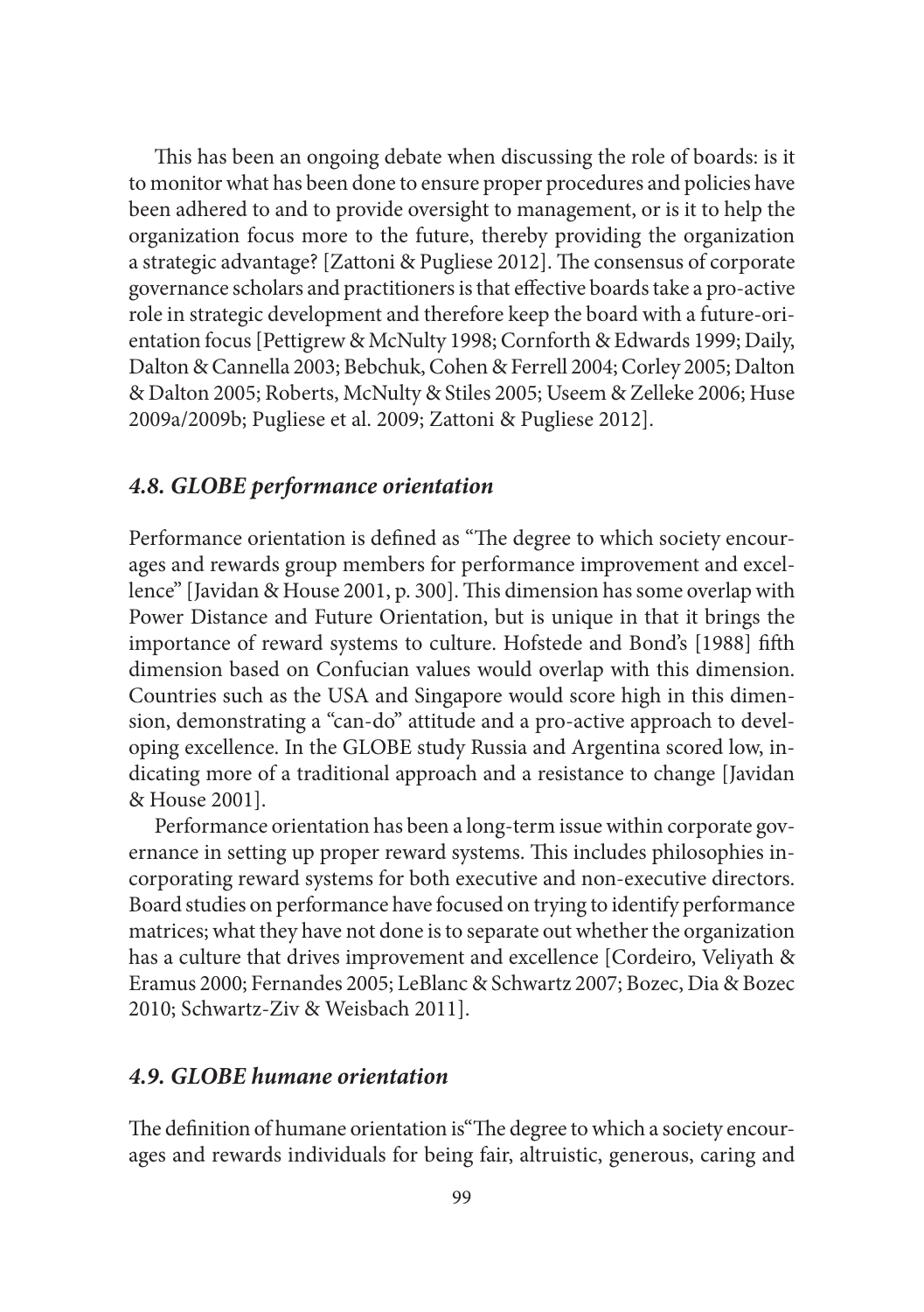This has been an ongoing debate when discussing the role of boards: is it to monitor what has been done to ensure proper procedures and policies have been adhered to and to provide oversight to management, or is it to help the organization focus more to the future, thereby providing the organization a strategic advantage? [Zattoni & Pugliese 2012]. The consensus of corporate governance scholars and practitioners is that effective boards take a pro-active role in strategic development and therefore keep the board with a future-orientation focus [Pettigrew & McNulty 1998; Cornforth & Edwards 1999; Daily, Dalton & Cannella 2003; Bebchuk, Cohen & Ferrell 2004; Corley 2005; Dalton & Dalton 2005; Roberts, McNulty & Stiles 2005; Useem & Zelleke 2006; Huse 2009a/2009b; Pugliese et al. 2009; Zattoni & Pugliese 2012].

### *4.8. GLOBE performance orientation*

Performance orientation is defined as "The degree to which society encourages and rewards group members for performance improvement and excellence" [Javidan & House 2001, p. 300]. This dimension has some overlap with Power Distance and Future Orientation, but is unique in that it brings the importance of reward systems to culture. Hofstede and Bond's [1988] fifth dimension based on Confucian values would overlap with this dimension. Countries such as the USA and Singapore would score high in this dimension, demonstrating a "can-do" attitude and a pro-active approach to developing excellence. In the GLOBE study Russia and Argentina scored low, indicating more of a traditional approach and a resistance to change [Javidan & House 2001].

Performance orientation has been a long-term issue within corporate governance in setting up proper reward systems. This includes philosophies incorporating reward systems for both executive and non-executive directors. Board studies on performance have focused on trying to identify performance matrices; what they have not done is to separate out whether the organization has a culture that drives improvement and excellence [Cordeiro, Veliyath & Eramus 2000; Fernandes 2005; LeBlanc & Schwartz 2007; Bozec, Dia & Bozec 2010; Schwartz-Ziv & Weisbach 2011].

### *4.9. GLOBE humane orientation*

The definition of humane orientation is"The degree to which a society encourages and rewards individuals for being fair, altruistic, generous, caring and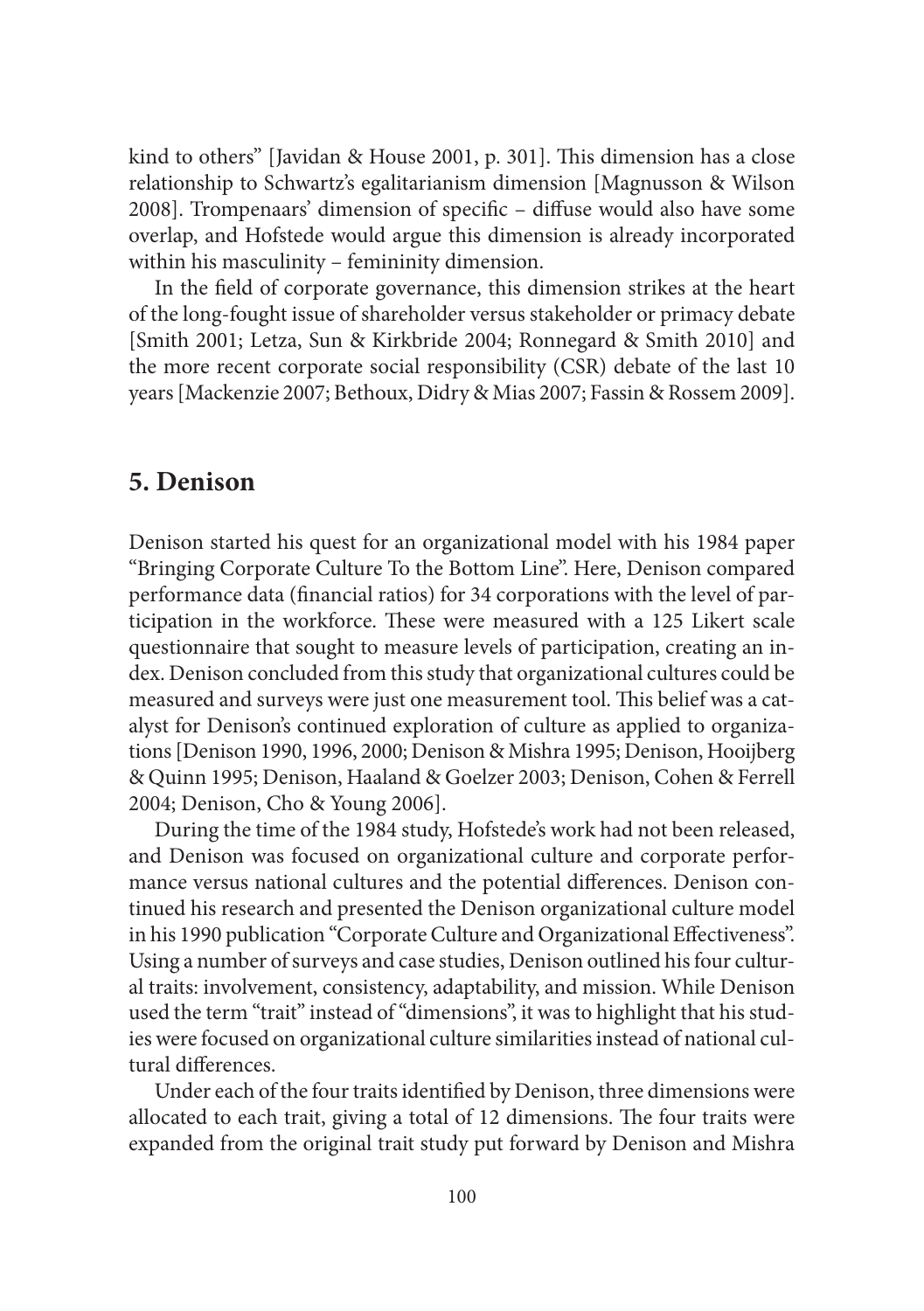kind to others" [Javidan & House 2001, p. 301]. This dimension has a close relationship to Schwartz's egalitarianism dimension [Magnusson & Wilson 2008]. Trompenaars' dimension of specific – diffuse would also have some overlap, and Hofstede would argue this dimension is already incorporated within his masculinity – femininity dimension.

In the field of corporate governance, this dimension strikes at the heart of the long-fought issue of shareholder versus stakeholder or primacy debate [Smith 2001; Letza, Sun & Kirkbride 2004; Ronnegard & Smith 2010] and the more recent corporate social responsibility (CSR) debate of the last 10 years [Mackenzie 2007; Bethoux, Didry & Mias 2007; Fassin & Rossem 2009].

## 5. Denison

Denison started his quest for an organizational model with his 1984 paper "Bringing Corporate Culture To the Bottom Line". Here, Denison compared performance data (financial ratios) for 34 corporations with the level of participation in the workforce. These were measured with a 125 Likert scale questionnaire that sought to measure levels of participation, creating an index. Denison concluded from this study that organizational cultures could be measured and surveys were just one measurement tool. This belief was a catalyst for Denison's continued exploration of culture as applied to organizations [Denison 1990, 1996, 2000; Denison & Mishra 1995; Denison, Hooijberg & Quinn 1995; Denison, Haaland & Goelzer 2003; Denison, Cohen & Ferrell 2004; Denison, Cho & Young 2006].

During the time of the 1984 study, Hofstede's work had not been released, and Denison was focused on organizational culture and corporate performance versus national cultures and the potential differences. Denison continued his research and presented the Denison organizational culture model in his 1990 publication "Corporate Culture and Organizational Effectiveness". Using a number of surveys and case studies, Denison outlined his four cultural traits: involvement, consistency, adaptability, and mission. While Denison used the term "trait" instead of "dimensions", it was to highlight that his studies were focused on organizational culture similarities instead of national cultural differences.

Under each of the four traits identified by Denison, three dimensions were allocated to each trait, giving a total of 12 dimensions. The four traits were expanded from the original trait study put forward by Denison and Mishra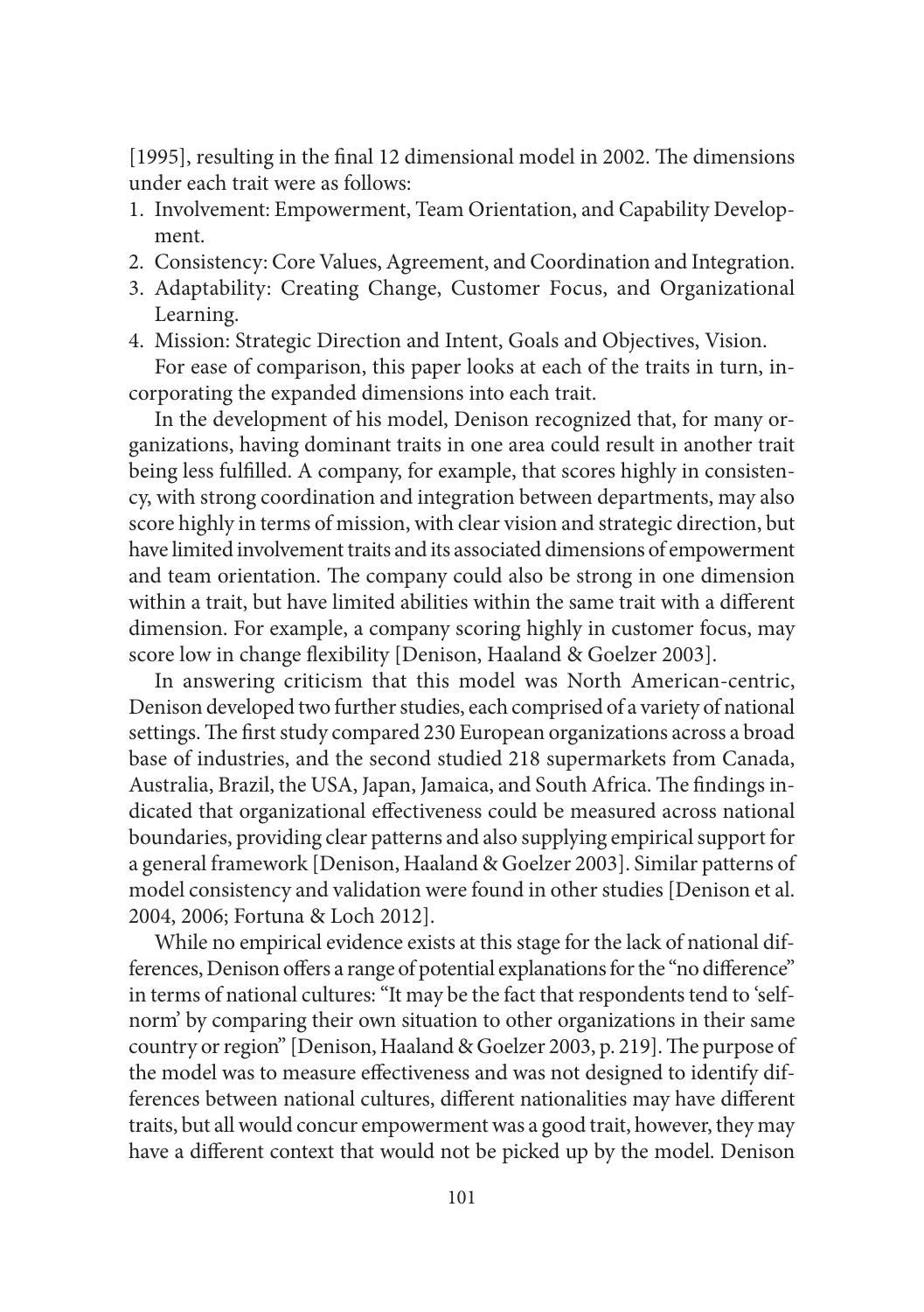[1995], resulting in the final 12 dimensional model in 2002. The dimensions under each trait were as follows:

1. Involvement: Empowerment, Team Orientation, and Capability Development.
2. Consistency: Core Values, Agreement, and Coordination and Integration.
3. Adaptability: Creating Change, Customer Focus, and Organizational Learning.
4. Mission: Strategic Direction and Intent, Goals and Objectives, Vision.

For ease of comparison, this paper looks at each of the traits in turn, incorporating the expanded dimensions into each trait.

In the development of his model, Denison recognized that, for many organizations, having dominant traits in one area could result in another trait being less fulfilled. A company, for example, that scores highly in consistency, with strong coordination and integration between departments, may also score highly in terms of mission, with clear vision and strategic direction, but have limited involvement traits and its associated dimensions of empowerment and team orientation. The company could also be strong in one dimension within a trait, but have limited abilities within the same trait with a different dimension. For example, a company scoring highly in customer focus, may score low in change flexibility [Denison, Haaland & Goelzer 2003].

In answering criticism that this model was North American-centric, Denison developed two further studies, each comprised of a variety of national settings. The first study compared 230 European organizations across a broad base of industries, and the second studied 218 supermarkets from Canada, Australia, Brazil, the USA, Japan, Jamaica, and South Africa. The findings indicated that organizational effectiveness could be measured across national boundaries, providing clear patterns and also supplying empirical support for a general framework [Denison, Haaland & Goelzer 2003]. Similar patterns of model consistency and validation were found in other studies [Denison et al. 2004, 2006; Fortuna & Loch 2012].

While no empirical evidence exists at this stage for the lack of national differences, Denison offers a range of potential explanations for the "no difference" in terms of national cultures: "It may be the fact that respondents tend to 'self-norm' by comparing their own situation to other organizations in their same country or region" [Denison, Haaland & Goelzer 2003, p. 219]. The purpose of the model was to measure effectiveness and was not designed to identify differences between national cultures, different nationalities may have different traits, but all would concur empowerment was a good trait, however, they may have a different context that would not be picked up by the model. Denison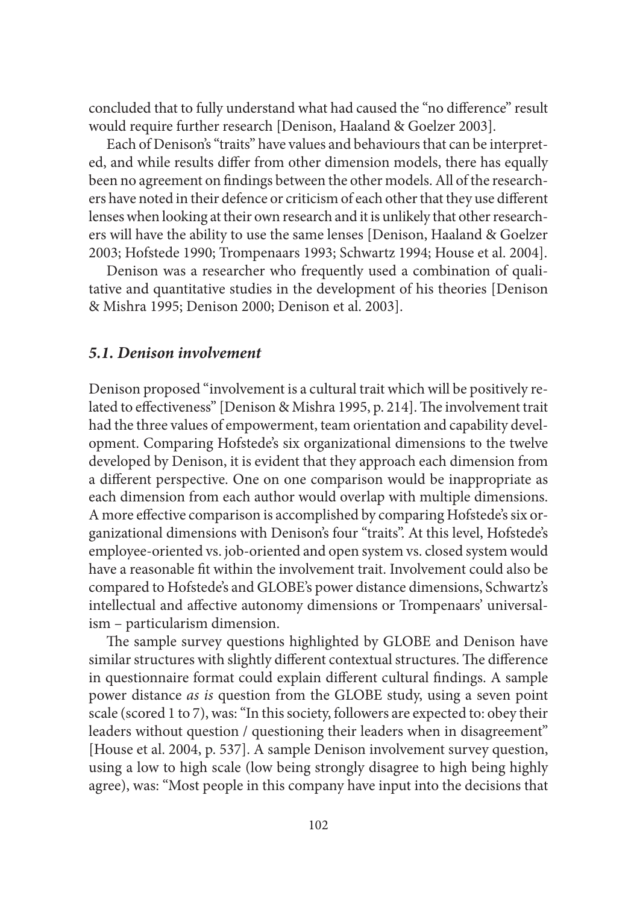concluded that to fully understand what had caused the "no difference" result would require further research [Denison, Haaland & Goelzer 2003].

Each of Denison's "traits" have values and behaviours that can be interpreted, and while results differ from other dimension models, there has equally been no agreement on findings between the other models. All of the researchers have noted in their defence or criticism of each other that they use different lenses when looking at their own research and it is unlikely that other researchers will have the ability to use the same lenses [Denison, Haaland & Goelzer 2003; Hofstede 1990; Trompenaars 1993; Schwartz 1994; House et al. 2004].

Denison was a researcher who frequently used a combination of qualitative and quantitative studies in the development of his theories [Denison & Mishra 1995; Denison 2000; Denison et al. 2003].

### *5.1. Denison involvement*

Denison proposed "involvement is a cultural trait which will be positively related to effectiveness" [Denison & Mishra 1995, p. 214]. The involvement trait had the three values of empowerment, team orientation and capability development. Comparing Hofstede's six organizational dimensions to the twelve developed by Denison, it is evident that they approach each dimension from a different perspective. One on one comparison would be inappropriate as each dimension from each author would overlap with multiple dimensions. A more effective comparison is accomplished by comparing Hofstede's six organizational dimensions with Denison's four "traits". At this level, Hofstede's employee-oriented vs. job-oriented and open system vs. closed system would have a reasonable fit within the involvement trait. Involvement could also be compared to Hofstede's and GLOBE's power distance dimensions, Schwartz's intellectual and affective autonomy dimensions or Trompenaars' universalism – particularism dimension.

The sample survey questions highlighted by GLOBE and Denison have similar structures with slightly different contextual structures. The difference in questionnaire format could explain different cultural findings. A sample power distance *as is* question from the GLOBE study, using a seven point scale (scored 1 to 7), was: "In this society, followers are expected to: obey their leaders without question / questioning their leaders when in disagreement" [House et al. 2004, p. 537]. A sample Denison involvement survey question, using a low to high scale (low being strongly disagree to high being highly agree), was: "Most people in this company have input into the decisions that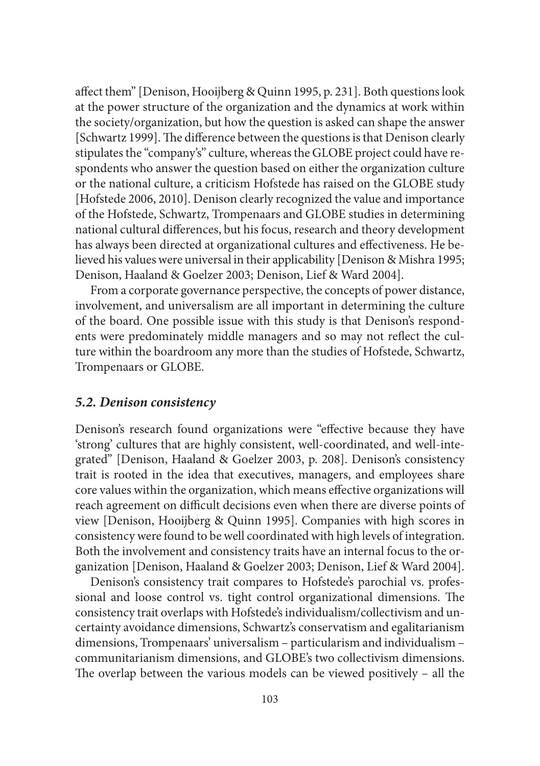affect them" [Denison, Hooijberg & Quinn 1995, p. 231]. Both questions look at the power structure of the organization and the dynamics at work within the society/organization, but how the question is asked can shape the answer [Schwartz 1999]. The difference between the questions is that Denison clearly stipulates the "company's" culture, whereas the GLOBE project could have respondents who answer the question based on either the organization culture or the national culture, a criticism Hofstede has raised on the GLOBE study [Hofstede 2006, 2010]. Denison clearly recognized the value and importance of the Hofstede, Schwartz, Trompenaars and GLOBE studies in determining national cultural differences, but his focus, research and theory development has always been directed at organizational cultures and effectiveness. He believed his values were universal in their applicability [Denison & Mishra 1995; Denison, Haaland & Goelzer 2003; Denison, Lief & Ward 2004].

From a corporate governance perspective, the concepts of power distance, involvement, and universalism are all important in determining the culture of the board. One possible issue with this study is that Denison's respondents were predominately middle managers and so may not reflect the culture within the boardroom any more than the studies of Hofstede, Schwartz, Trompenaars or GLOBE.

### *5.2. Denison consistency*

Denison's research found organizations were "effective because they have 'strong' cultures that are highly consistent, well-coordinated, and well-integrated" [Denison, Haaland & Goelzer 2003, p. 208]. Denison's consistency trait is rooted in the idea that executives, managers, and employees share core values within the organization, which means effective organizations will reach agreement on difficult decisions even when there are diverse points of view [Denison, Hooijberg & Quinn 1995]. Companies with high scores in consistency were found to be well coordinated with high levels of integration. Both the involvement and consistency traits have an internal focus to the organization [Denison, Haaland & Goelzer 2003; Denison, Lief & Ward 2004].

Denison's consistency trait compares to Hofstede's parochial vs. professional and loose control vs. tight control organizational dimensions. The consistency trait overlaps with Hofstede's individualism/collectivism and uncertainty avoidance dimensions, Schwartz's conservatism and egalitarianism dimensions, Trompenaars' universalism – particularism and individualism – communitarianism dimensions, and GLOBE's two collectivism dimensions. The overlap between the various models can be viewed positively – all the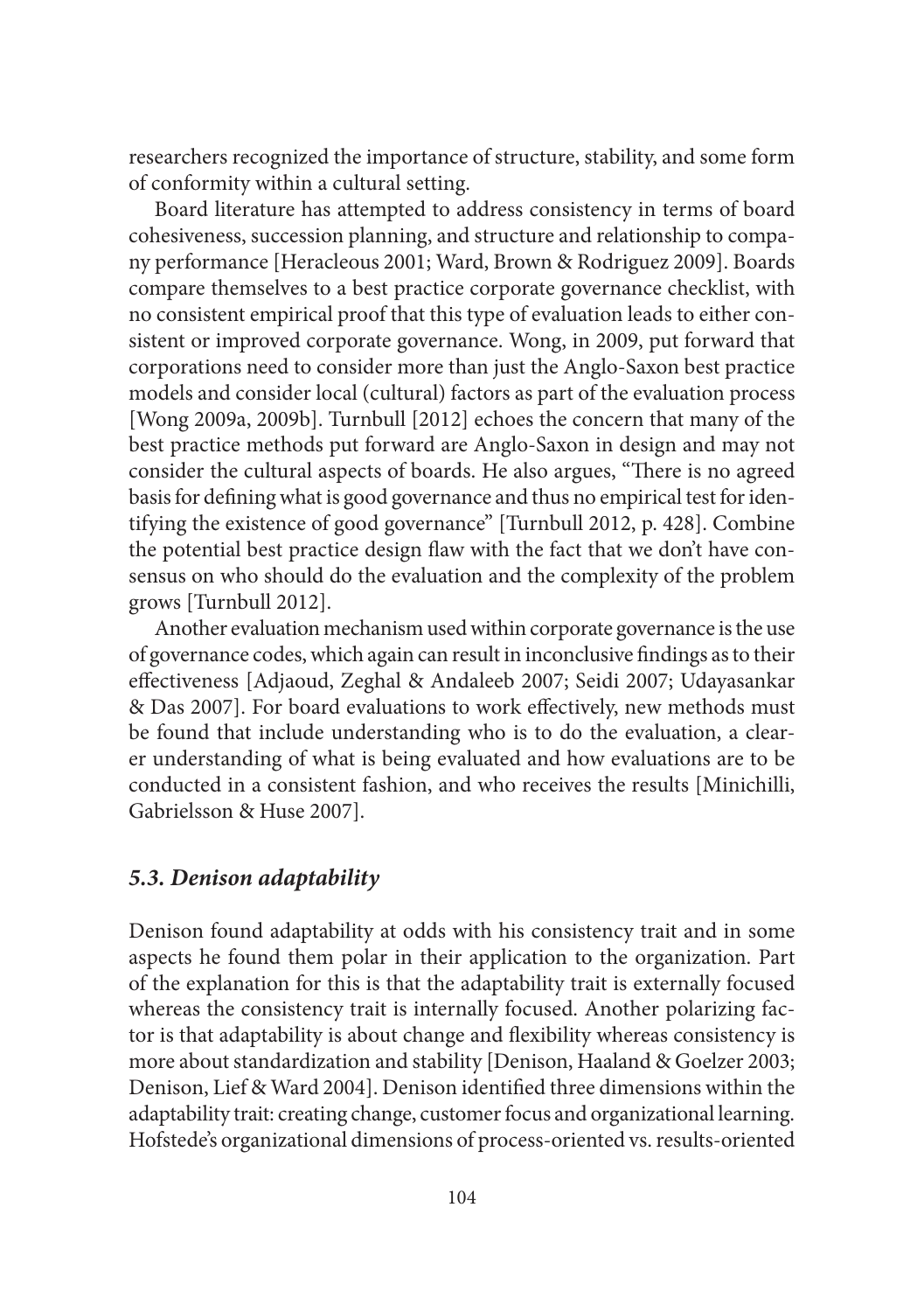researchers recognized the importance of structure, stability, and some form of conformity within a cultural setting.

Board literature has attempted to address consistency in terms of board cohesiveness, succession planning, and structure and relationship to company performance [Heracleous 2001; Ward, Brown & Rodriguez 2009]. Boards compare themselves to a best practice corporate governance checklist, with no consistent empirical proof that this type of evaluation leads to either consistent or improved corporate governance. Wong, in 2009, put forward that corporations need to consider more than just the Anglo-Saxon best practice models and consider local (cultural) factors as part of the evaluation process [Wong 2009a, 2009b]. Turnbull [2012] echoes the concern that many of the best practice methods put forward are Anglo-Saxon in design and may not consider the cultural aspects of boards. He also argues, "There is no agreed basis for defining what is good governance and thus no empirical test for identifying the existence of good governance" [Turnbull 2012, p. 428]. Combine the potential best practice design flaw with the fact that we don't have consensus on who should do the evaluation and the complexity of the problem grows [Turnbull 2012].

Another evaluation mechanism used within corporate governance is the use of governance codes, which again can result in inconclusive findings as to their effectiveness [Adjaoud, Zeghal & Andaleeb 2007; Seidi 2007; Udayasankar & Das 2007]. For board evaluations to work effectively, new methods must be found that include understanding who is to do the evaluation, a clearer understanding of what is being evaluated and how evaluations are to be conducted in a consistent fashion, and who receives the results [Minichilli, Gabrielsson & Huse 2007].

### *5.3. Denison adaptability*

Denison found adaptability at odds with his consistency trait and in some aspects he found them polar in their application to the organization. Part of the explanation for this is that the adaptability trait is externally focused whereas the consistency trait is internally focused. Another polarizing factor is that adaptability is about change and flexibility whereas consistency is more about standardization and stability [Denison, Haaland & Goelzer 2003; Denison, Lief & Ward 2004]. Denison identified three dimensions within the adaptability trait: creating change, customer focus and organizational learning. Hofstede's organizational dimensions of process-oriented vs. results-oriented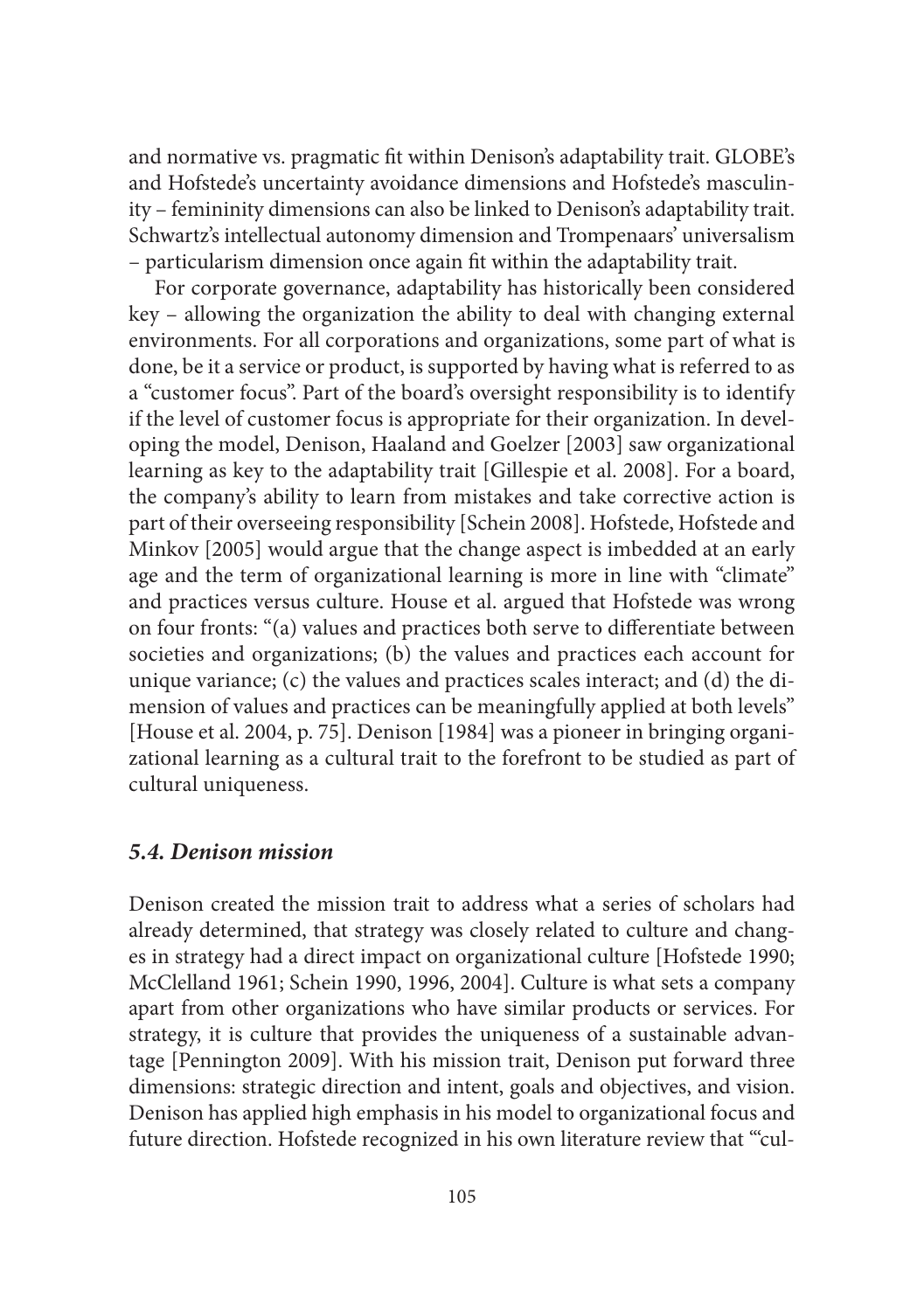and normative vs. pragmatic fit within Denison's adaptability trait. GLOBE's and Hofstede's uncertainty avoidance dimensions and Hofstede's masculinity – femininity dimensions can also be linked to Denison's adaptability trait. Schwartz's intellectual autonomy dimension and Trompenaars' universalism – particularism dimension once again fit within the adaptability trait.

For corporate governance, adaptability has historically been considered key – allowing the organization the ability to deal with changing external environments. For all corporations and organizations, some part of what is done, be it a service or product, is supported by having what is referred to as a "customer focus". Part of the board's oversight responsibility is to identify if the level of customer focus is appropriate for their organization. In developing the model, Denison, Haaland and Goelzer [2003] saw organizational learning as key to the adaptability trait [Gillespie et al. 2008]. For a board, the company's ability to learn from mistakes and take corrective action is part of their overseeing responsibility [Schein 2008]. Hofstede, Hofstede and Minkov [2005] would argue that the change aspect is imbedded at an early age and the term of organizational learning is more in line with "climate" and practices versus culture. House et al. argued that Hofstede was wrong on four fronts: "(a) values and practices both serve to differentiate between societies and organizations; (b) the values and practices each account for unique variance; (c) the values and practices scales interact; and (d) the dimension of values and practices can be meaningfully applied at both levels" [House et al. 2004, p. 75]. Denison [1984] was a pioneer in bringing organizational learning as a cultural trait to the forefront to be studied as part of cultural uniqueness.

### *5.4. Denison mission*

Denison created the mission trait to address what a series of scholars had already determined, that strategy was closely related to culture and changes in strategy had a direct impact on organizational culture [Hofstede 1990; McClelland 1961; Schein 1990, 1996, 2004]. Culture is what sets a company apart from other organizations who have similar products or services. For strategy, it is culture that provides the uniqueness of a sustainable advantage [Pennington 2009]. With his mission trait, Denison put forward three dimensions: strategic direction and intent, goals and objectives, and vision. Denison has applied high emphasis in his model to organizational focus and future direction. Hofstede recognized in his own literature review that "'cul-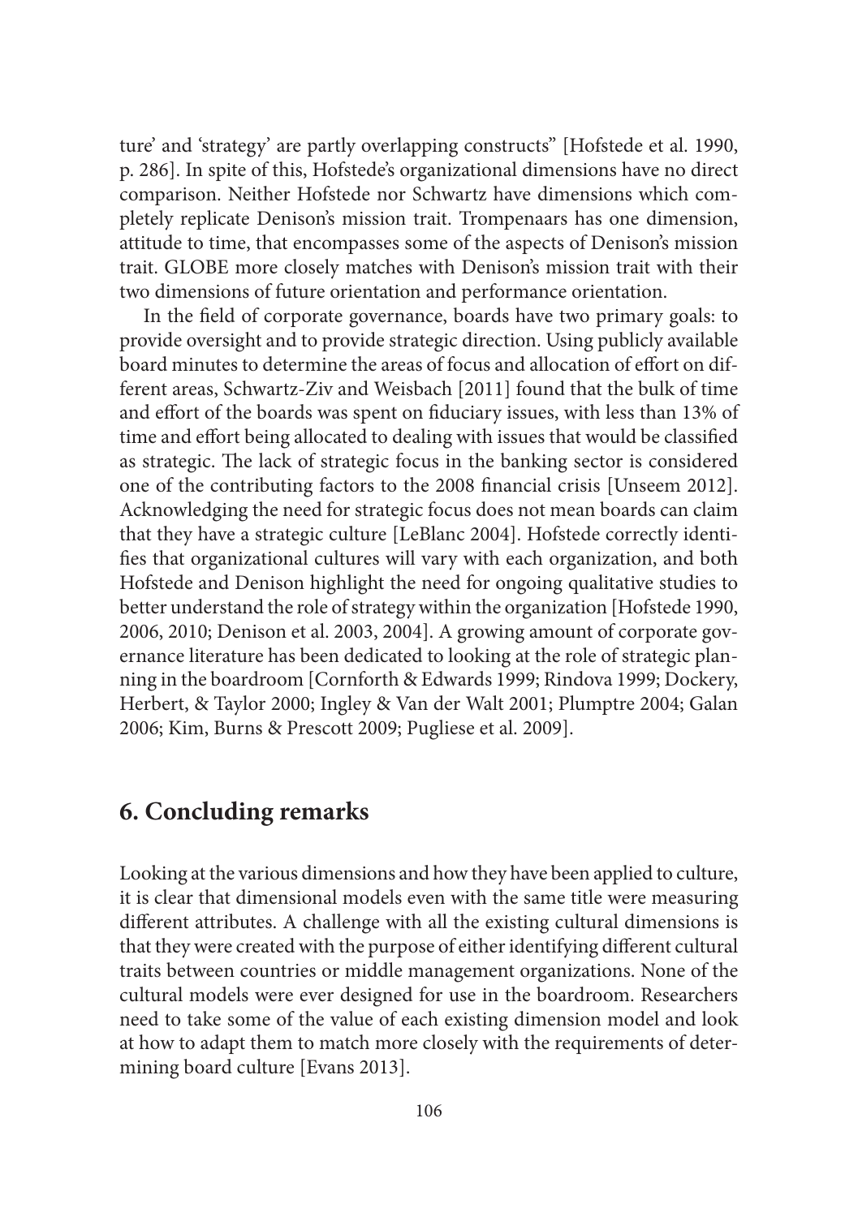ture' and 'strategy' are partly overlapping constructs" [Hofstede et al. 1990, p. 286]. In spite of this, Hofstede's organizational dimensions have no direct comparison. Neither Hofstede nor Schwartz have dimensions which completely replicate Denison's mission trait. Trompenaars has one dimension, attitude to time, that encompasses some of the aspects of Denison's mission trait. GLOBE more closely matches with Denison's mission trait with their two dimensions of future orientation and performance orientation.

In the field of corporate governance, boards have two primary goals: to provide oversight and to provide strategic direction. Using publicly available board minutes to determine the areas of focus and allocation of effort on different areas, Schwartz-Ziv and Weisbach [2011] found that the bulk of time and effort of the boards was spent on fiduciary issues, with less than 13% of time and effort being allocated to dealing with issues that would be classified as strategic. The lack of strategic focus in the banking sector is considered one of the contributing factors to the 2008 financial crisis [Unseem 2012]. Acknowledging the need for strategic focus does not mean boards can claim that they have a strategic culture [LeBlanc 2004]. Hofstede correctly identifies that organizational cultures will vary with each organization, and both Hofstede and Denison highlight the need for ongoing qualitative studies to better understand the role of strategy within the organization [Hofstede 1990, 2006, 2010; Denison et al. 2003, 2004]. A growing amount of corporate governance literature has been dedicated to looking at the role of strategic planning in the boardroom [Cornforth & Edwards 1999; Rindova 1999; Dockery, Herbert, & Taylor 2000; Ingley & Van der Walt 2001; Plumptre 2004; Galan 2006; Kim, Burns & Prescott 2009; Pugliese et al. 2009].

## 6. Concluding remarks

Looking at the various dimensions and how they have been applied to culture, it is clear that dimensional models even with the same title were measuring different attributes. A challenge with all the existing cultural dimensions is that they were created with the purpose of either identifying different cultural traits between countries or middle management organizations. None of the cultural models were ever designed for use in the boardroom. Researchers need to take some of the value of each existing dimension model and look at how to adapt them to match more closely with the requirements of determining board culture [Evans 2013].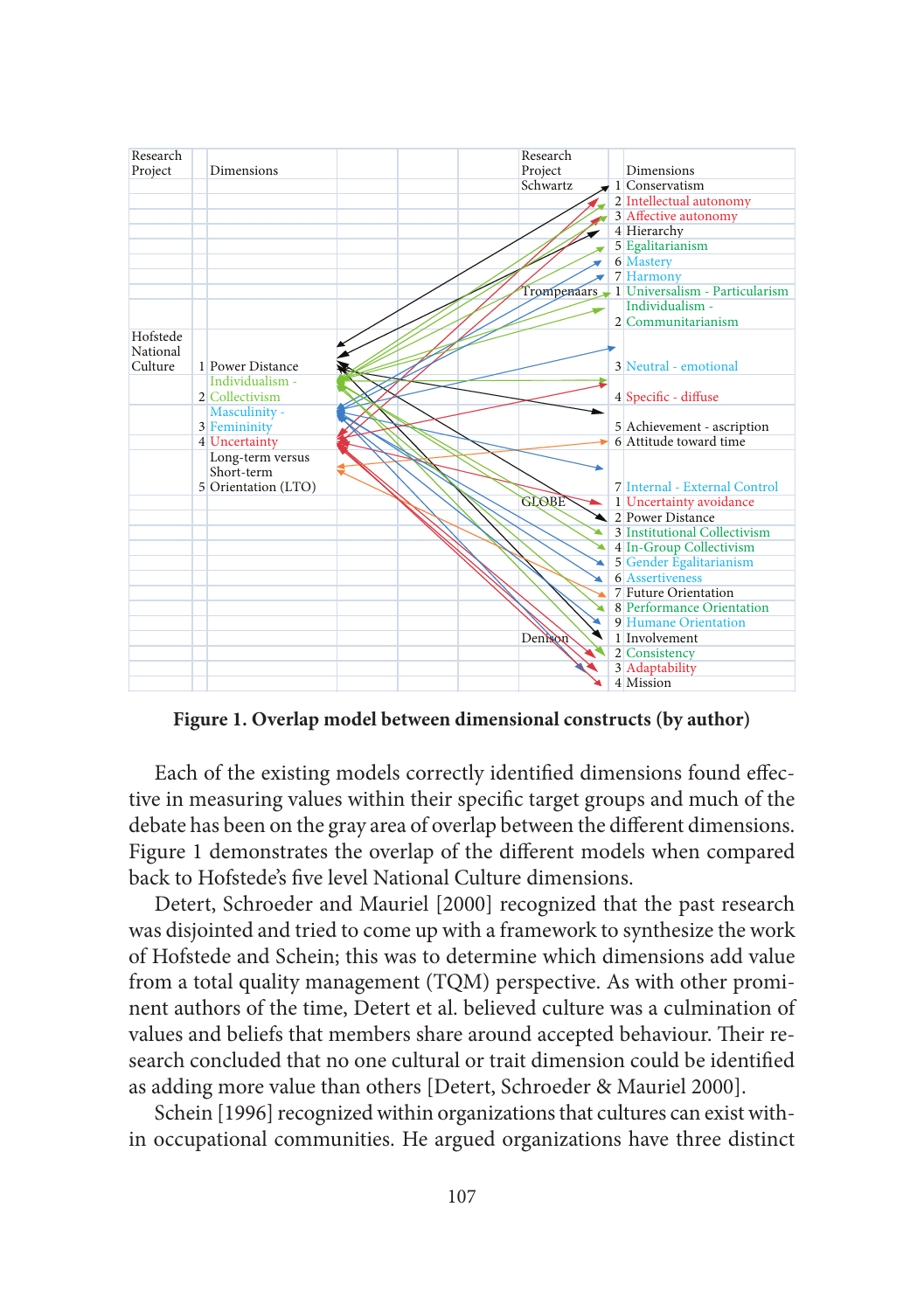| Research Project | | Dimensions | | | | Research Project | | Dimensions |
|---|---|---|---|---|---|---|---|---|
| | | | | | | Schwartz | 1 | Conservatism |
| | | | | | | | 2 | Intellectual autonomy |
| | | | | | | | 3 | Affective autonomy |
| | | | | | | | 4 | Hierarchy |
| | | | | | | | 5 | Egalitarianism |
| | | | | | | | 6 | Mastery |
| | | | | | | | 7 | Harmony |
| | | | | | | Trompenaars | 1 | Universalism - Particularism |
| | | | | | | | 2 | Individualism - Communitarianism |
| Hofstede National Culture | 1 | Power Distance | | | | | 3 | Neutral - emotional |
| | 2 | Individualism - Collectivism | | | | | 4 | Specific - diffuse |
| | 3 | Masculinity - Femininity | | | | | 5 | Achievement - ascription |
| | 4 | Uncertainty | | | | | 6 | Attitude toward time |
| | 5 | Long-term versus Short-term Orientation (LTO) | | | | | 7 | Internal - External Control |
| | | | | | | GLOBE | 1 | Uncertainty avoidance |
| | | | | | | | 2 | Power Distance |
| | | | | | | | 3 | Institutional Collectivism |
| | | | | | | | 4 | In-Group Collectivism |
| | | | | | | | 5 | Gender Egalitarianism |
| | | | | | | | 6 | Assertiveness |
| | | | | | | | 7 | Future Orientation |
| | | | | | | | 8 | Performance Orientation |
| | | | | | | | 9 | Humane Orientation |
| | | | | | | Denison | 1 | Involvement |
| | | | | | | | 2 | Consistency |
| | | | | | | | 3 | Adaptability |
| | | | | | | | 4 | Mission |

**Figure 1. Overlap model between dimensional constructs (by author)**

Each of the existing models correctly identified dimensions found effective in measuring values within their specific target groups and much of the debate has been on the gray area of overlap between the different dimensions. Figure 1 demonstrates the overlap of the different models when compared back to Hofstede's five level National Culture dimensions.

Detert, Schroeder and Mauriel [2000] recognized that the past research was disjointed and tried to come up with a framework to synthesize the work of Hofstede and Schein; this was to determine which dimensions add value from a total quality management (TQM) perspective. As with other prominent authors of the time, Detert et al. believed culture was a culmination of values and beliefs that members share around accepted behaviour. Their research concluded that no one cultural or trait dimension could be identified as adding more value than others [Detert, Schroeder & Mauriel 2000].

Schein [1996] recognized within organizations that cultures can exist within occupational communities. He argued organizations have three distinct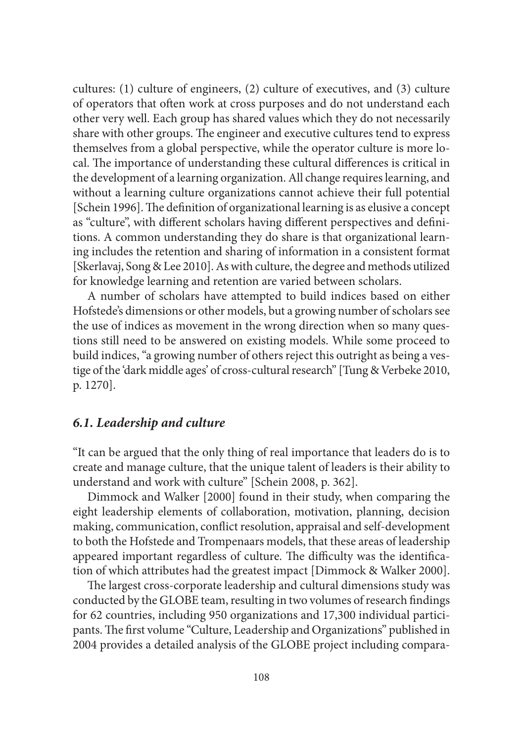cultures: (1) culture of engineers, (2) culture of executives, and (3) culture of operators that often work at cross purposes and do not understand each other very well. Each group has shared values which they do not necessarily share with other groups. The engineer and executive cultures tend to express themselves from a global perspective, while the operator culture is more local. The importance of understanding these cultural differences is critical in the development of a learning organization. All change requires learning, and without a learning culture organizations cannot achieve their full potential [Schein 1996]. The definition of organizational learning is as elusive a concept as "culture", with different scholars having different perspectives and definitions. A common understanding they do share is that organizational learning includes the retention and sharing of information in a consistent format [Skerlavaj, Song & Lee 2010]. As with culture, the degree and methods utilized for knowledge learning and retention are varied between scholars.

A number of scholars have attempted to build indices based on either Hofstede's dimensions or other models, but a growing number of scholars see the use of indices as movement in the wrong direction when so many questions still need to be answered on existing models. While some proceed to build indices, "a growing number of others reject this outright as being a vestige of the 'dark middle ages' of cross-cultural research" [Tung & Verbeke 2010, p. 1270].

### *6.1. Leadership and culture*

"It can be argued that the only thing of real importance that leaders do is to create and manage culture, that the unique talent of leaders is their ability to understand and work with culture" [Schein 2008, p. 362].

Dimmock and Walker [2000] found in their study, when comparing the eight leadership elements of collaboration, motivation, planning, decision making, communication, conflict resolution, appraisal and self-development to both the Hofstede and Trompenaars models, that these areas of leadership appeared important regardless of culture. The difficulty was the identification of which attributes had the greatest impact [Dimmock & Walker 2000].

The largest cross-corporate leadership and cultural dimensions study was conducted by the GLOBE team, resulting in two volumes of research findings for 62 countries, including 950 organizations and 17,300 individual participants. The first volume "Culture, Leadership and Organizations" published in 2004 provides a detailed analysis of the GLOBE project including compara-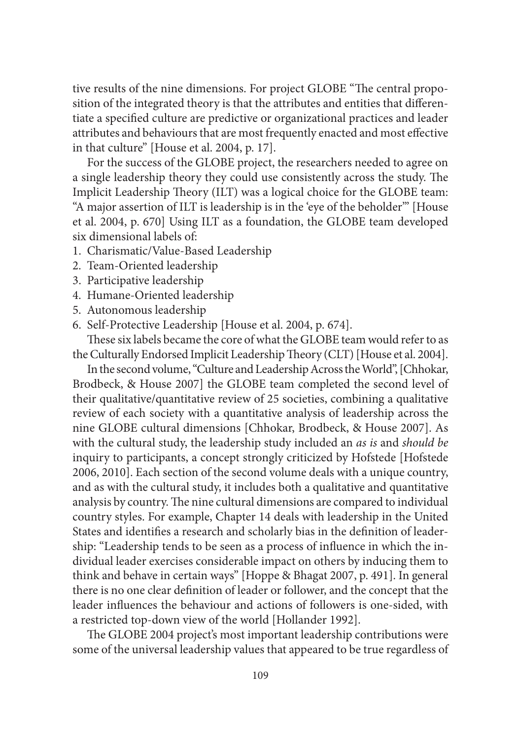tive results of the nine dimensions. For project GLOBE "The central proposition of the integrated theory is that the attributes and entities that differentiate a specified culture are predictive or organizational practices and leader attributes and behaviours that are most frequently enacted and most effective in that culture" [House et al. 2004, p. 17].

For the success of the GLOBE project, the researchers needed to agree on a single leadership theory they could use consistently across the study. The Implicit Leadership Theory (ILT) was a logical choice for the GLOBE team: "A major assertion of ILT is leadership is in the 'eye of the beholder'" [House et al. 2004, p. 670] Using ILT as a foundation, the GLOBE team developed six dimensional labels of:

1. Charismatic/Value-Based Leadership
2. Team-Oriented leadership
3. Participative leadership
4. Humane-Oriented leadership
5. Autonomous leadership
6. Self-Protective Leadership [House et al. 2004, p. 674].

These six labels became the core of what the GLOBE team would refer to as the Culturally Endorsed Implicit Leadership Theory (CLT) [House et al. 2004].

In the second volume, "Culture and Leadership Across the World", [Chhokar, Brodbeck, & House 2007] the GLOBE team completed the second level of their qualitative/quantitative review of 25 societies, combining a qualitative review of each society with a quantitative analysis of leadership across the nine GLOBE cultural dimensions [Chhokar, Brodbeck, & House 2007]. As with the cultural study, the leadership study included an *as is* and *should be* inquiry to participants, a concept strongly criticized by Hofstede [Hofstede 2006, 2010]. Each section of the second volume deals with a unique country, and as with the cultural study, it includes both a qualitative and quantitative analysis by country. The nine cultural dimensions are compared to individual country styles. For example, Chapter 14 deals with leadership in the United States and identifies a research and scholarly bias in the definition of leadership: "Leadership tends to be seen as a process of influence in which the individual leader exercises considerable impact on others by inducing them to think and behave in certain ways" [Hoppe & Bhagat 2007, p. 491]. In general there is no one clear definition of leader or follower, and the concept that the leader influences the behaviour and actions of followers is one-sided, with a restricted top-down view of the world [Hollander 1992].

The GLOBE 2004 project's most important leadership contributions were some of the universal leadership values that appeared to be true regardless of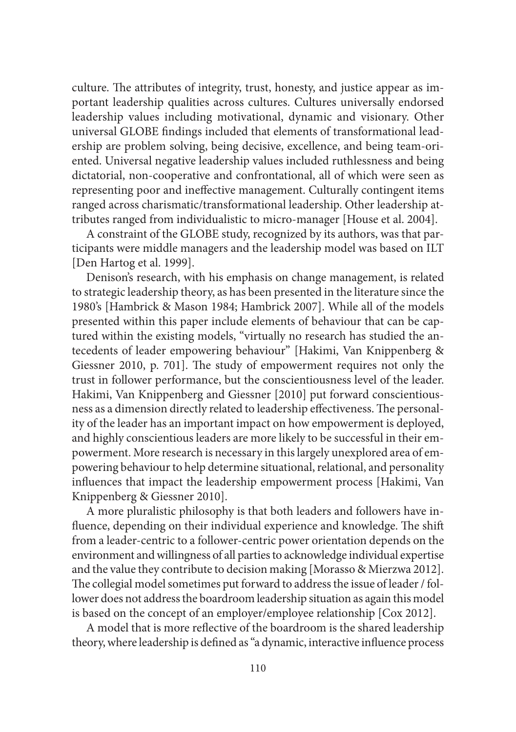culture. The attributes of integrity, trust, honesty, and justice appear as important leadership qualities across cultures. Cultures universally endorsed leadership values including motivational, dynamic and visionary. Other universal GLOBE findings included that elements of transformational leadership are problem solving, being decisive, excellence, and being team-oriented. Universal negative leadership values included ruthlessness and being dictatorial, non-cooperative and confrontational, all of which were seen as representing poor and ineffective management. Culturally contingent items ranged across charismatic/transformational leadership. Other leadership attributes ranged from individualistic to micro-manager [House et al. 2004].

A constraint of the GLOBE study, recognized by its authors, was that participants were middle managers and the leadership model was based on ILT [Den Hartog et al. 1999].

Denison's research, with his emphasis on change management, is related to strategic leadership theory, as has been presented in the literature since the 1980's [Hambrick & Mason 1984; Hambrick 2007]. While all of the models presented within this paper include elements of behaviour that can be captured within the existing models, "virtually no research has studied the antecedents of leader empowering behaviour" [Hakimi, Van Knippenberg & Giessner 2010, p. 701]. The study of empowerment requires not only the trust in follower performance, but the conscientiousness level of the leader. Hakimi, Van Knippenberg and Giessner [2010] put forward conscientiousness as a dimension directly related to leadership effectiveness. The personality of the leader has an important impact on how empowerment is deployed, and highly conscientious leaders are more likely to be successful in their empowerment. More research is necessary in this largely unexplored area of empowering behaviour to help determine situational, relational, and personality influences that impact the leadership empowerment process [Hakimi, Van Knippenberg & Giessner 2010].

A more pluralistic philosophy is that both leaders and followers have influence, depending on their individual experience and knowledge. The shift from a leader-centric to a follower-centric power orientation depends on the environment and willingness of all parties to acknowledge individual expertise and the value they contribute to decision making [Morasso & Mierzwa 2012]. The collegial model sometimes put forward to address the issue of leader / follower does not address the boardroom leadership situation as again this model is based on the concept of an employer/employee relationship [Cox 2012].

A model that is more reflective of the boardroom is the shared leadership theory, where leadership is defined as "a dynamic, interactive influence process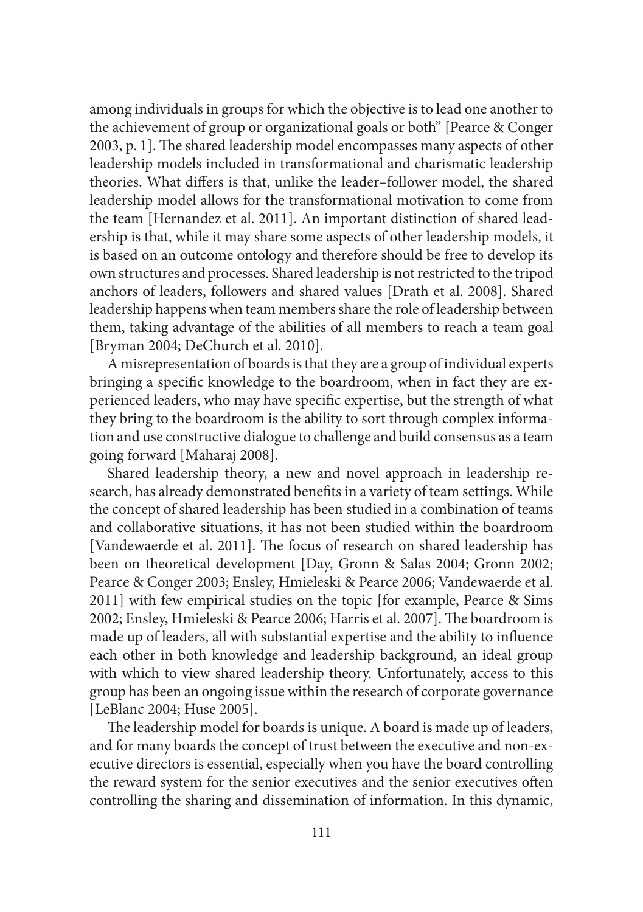among individuals in groups for which the objective is to lead one another to the achievement of group or organizational goals or both" [Pearce & Conger 2003, p. 1]. The shared leadership model encompasses many aspects of other leadership models included in transformational and charismatic leadership theories. What differs is that, unlike the leader–follower model, the shared leadership model allows for the transformational motivation to come from the team [Hernandez et al. 2011]. An important distinction of shared leadership is that, while it may share some aspects of other leadership models, it is based on an outcome ontology and therefore should be free to develop its own structures and processes. Shared leadership is not restricted to the tripod anchors of leaders, followers and shared values [Drath et al. 2008]. Shared leadership happens when team members share the role of leadership between them, taking advantage of the abilities of all members to reach a team goal [Bryman 2004; DeChurch et al. 2010].

A misrepresentation of boards is that they are a group of individual experts bringing a specific knowledge to the boardroom, when in fact they are experienced leaders, who may have specific expertise, but the strength of what they bring to the boardroom is the ability to sort through complex information and use constructive dialogue to challenge and build consensus as a team going forward [Maharaj 2008].

Shared leadership theory, a new and novel approach in leadership research, has already demonstrated benefits in a variety of team settings. While the concept of shared leadership has been studied in a combination of teams and collaborative situations, it has not been studied within the boardroom [Vandewaerde et al. 2011]. The focus of research on shared leadership has been on theoretical development [Day, Gronn & Salas 2004; Gronn 2002; Pearce & Conger 2003; Ensley, Hmieleski & Pearce 2006; Vandewaerde et al. 2011] with few empirical studies on the topic [for example, Pearce & Sims 2002; Ensley, Hmieleski & Pearce 2006; Harris et al. 2007]. The boardroom is made up of leaders, all with substantial expertise and the ability to influence each other in both knowledge and leadership background, an ideal group with which to view shared leadership theory. Unfortunately, access to this group has been an ongoing issue within the research of corporate governance [LeBlanc 2004; Huse 2005].

The leadership model for boards is unique. A board is made up of leaders, and for many boards the concept of trust between the executive and non-executive directors is essential, especially when you have the board controlling the reward system for the senior executives and the senior executives often controlling the sharing and dissemination of information. In this dynamic,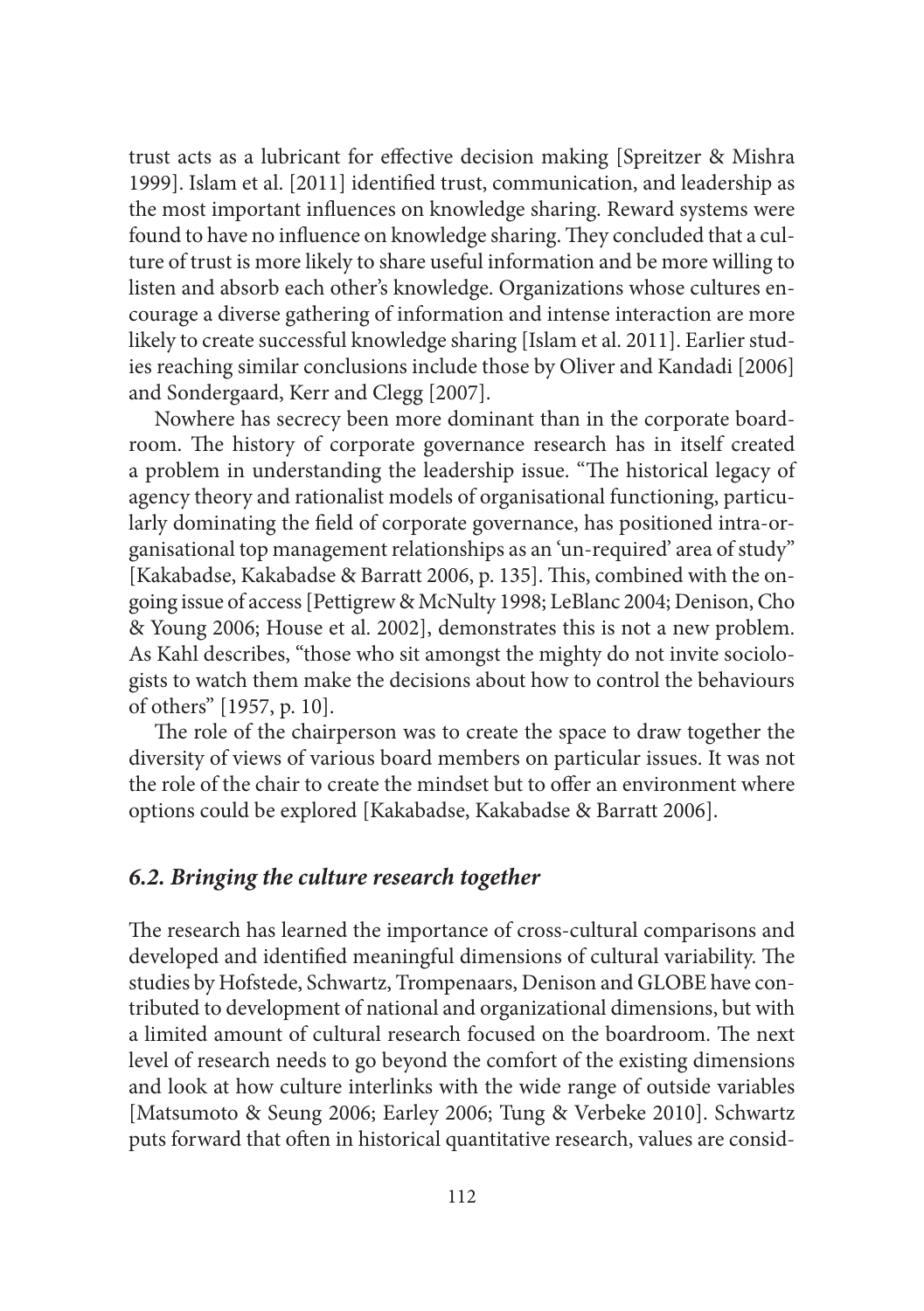trust acts as a lubricant for effective decision making [Spreitzer & Mishra 1999]. Islam et al. [2011] identified trust, communication, and leadership as the most important influences on knowledge sharing. Reward systems were found to have no influence on knowledge sharing. They concluded that a culture of trust is more likely to share useful information and be more willing to listen and absorb each other's knowledge. Organizations whose cultures encourage a diverse gathering of information and intense interaction are more likely to create successful knowledge sharing [Islam et al. 2011]. Earlier studies reaching similar conclusions include those by Oliver and Kandadi [2006] and Sondergaard, Kerr and Clegg [2007].

Nowhere has secrecy been more dominant than in the corporate boardroom. The history of corporate governance research has in itself created a problem in understanding the leadership issue. "The historical legacy of agency theory and rationalist models of organisational functioning, particularly dominating the field of corporate governance, has positioned intra-organisational top management relationships as an 'un-required' area of study" [Kakabadse, Kakabadse & Barratt 2006, p. 135]. This, combined with the ongoing issue of access [Pettigrew & McNulty 1998; LeBlanc 2004; Denison, Cho & Young 2006; House et al. 2002], demonstrates this is not a new problem. As Kahl describes, "those who sit amongst the mighty do not invite sociologists to watch them make the decisions about how to control the behaviours of others" [1957, p. 10].

The role of the chairperson was to create the space to draw together the diversity of views of various board members on particular issues. It was not the role of the chair to create the mindset but to offer an environment where options could be explored [Kakabadse, Kakabadse & Barratt 2006].

### *6.2. Bringing the culture research together*

The research has learned the importance of cross-cultural comparisons and developed and identified meaningful dimensions of cultural variability. The studies by Hofstede, Schwartz, Trompenaars, Denison and GLOBE have contributed to development of national and organizational dimensions, but with a limited amount of cultural research focused on the boardroom. The next level of research needs to go beyond the comfort of the existing dimensions and look at how culture interlinks with the wide range of outside variables [Matsumoto & Seung 2006; Earley 2006; Tung & Verbeke 2010]. Schwartz puts forward that often in historical quantitative research, values are consid-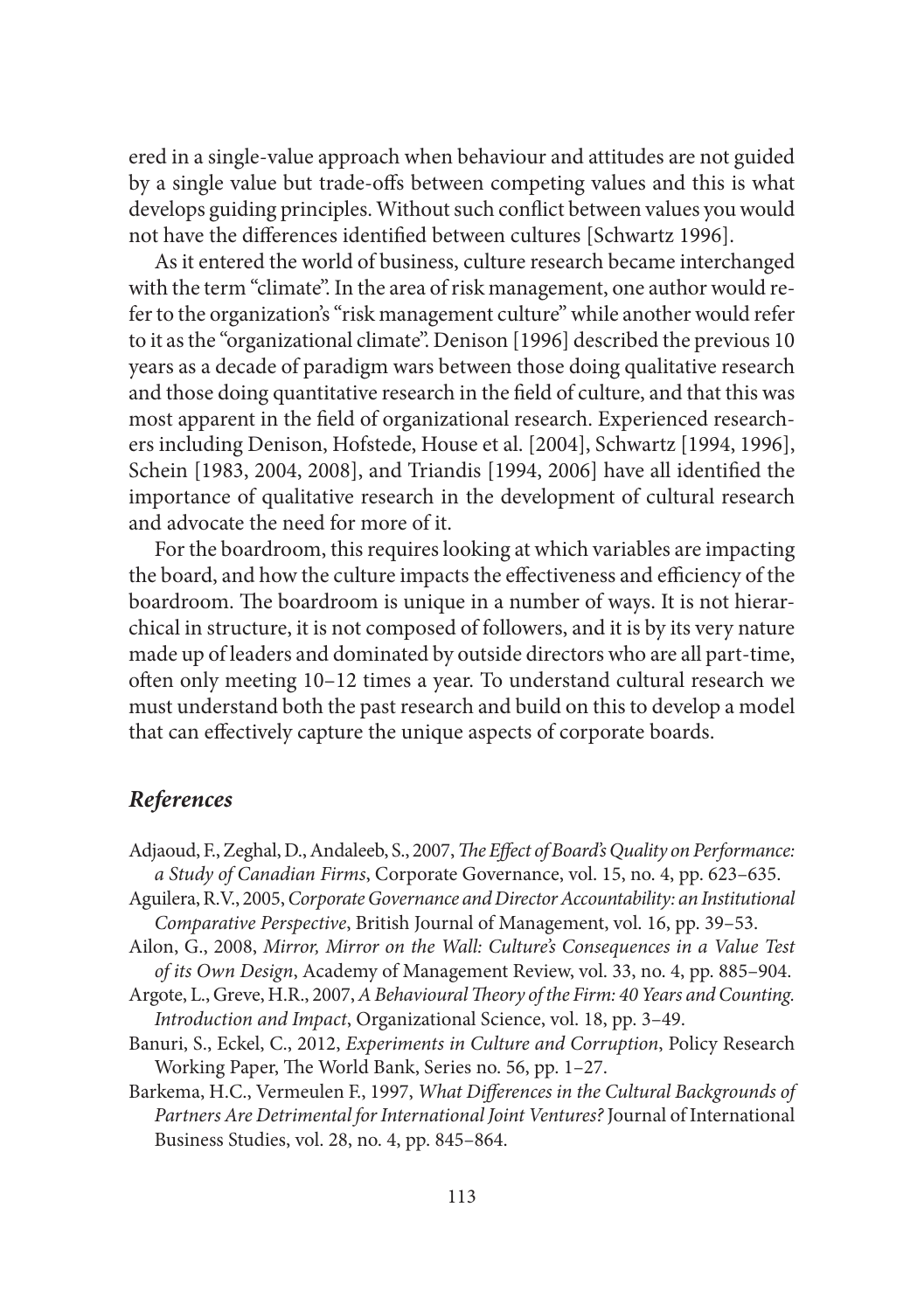ered in a single-value approach when behaviour and attitudes are not guided by a single value but trade-offs between competing values and this is what develops guiding principles. Without such conflict between values you would not have the differences identified between cultures [Schwartz 1996].

As it entered the world of business, culture research became interchanged with the term "climate". In the area of risk management, one author would refer to the organization's "risk management culture" while another would refer to it as the "organizational climate". Denison [1996] described the previous 10 years as a decade of paradigm wars between those doing qualitative research and those doing quantitative research in the field of culture, and that this was most apparent in the field of organizational research. Experienced researchers including Denison, Hofstede, House et al. [2004], Schwartz [1994, 1996], Schein [1983, 2004, 2008], and Triandis [1994, 2006] have all identified the importance of qualitative research in the development of cultural research and advocate the need for more of it.

For the boardroom, this requires looking at which variables are impacting the board, and how the culture impacts the effectiveness and efficiency of the boardroom. The boardroom is unique in a number of ways. It is not hierarchical in structure, it is not composed of followers, and it is by its very nature made up of leaders and dominated by outside directors who are all part-time, often only meeting 10–12 times a year. To understand cultural research we must understand both the past research and build on this to develop a model that can effectively capture the unique aspects of corporate boards.

## *References*

Adjaoud, F., Zeghal, D., Andaleeb, S., 2007, *The Effect of Board's Quality on Performance: a Study of Canadian Firms*, Corporate Governance, vol. 15, no. 4, pp. 623–635.

Aguilera, R.V., 2005, *Corporate Governance and Director Accountability: an Institutional Comparative Perspective*, British Journal of Management, vol. 16, pp. 39–53.

Ailon, G., 2008, *Mirror, Mirror on the Wall: Culture's Consequences in a Value Test of its Own Design*, Academy of Management Review, vol. 33, no. 4, pp. 885–904.

Argote, L., Greve, H.R., 2007, *A Behavioural Theory of the Firm: 40 Years and Counting. Introduction and Impact*, Organizational Science, vol. 18, pp. 3–49.

Banuri, S., Eckel, C., 2012, *Experiments in Culture and Corruption*, Policy Research Working Paper, The World Bank, Series no. 56, pp. 1–27.

Barkema, H.C., Vermeulen F., 1997, *What Differences in the Cultural Backgrounds of Partners Are Detrimental for International Joint Ventures?* Journal of International Business Studies, vol. 28, no. 4, pp. 845–864.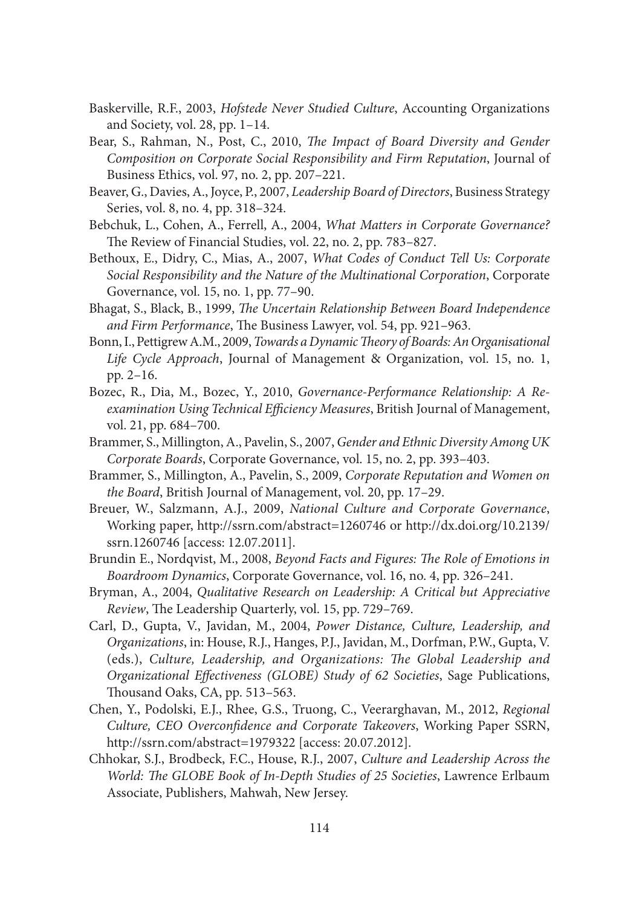Baskerville, R.F., 2003, *Hofstede Never Studied Culture*, Accounting Organizations and Society, vol. 28, pp. 1–14.

Bear, S., Rahman, N., Post, C., 2010, *The Impact of Board Diversity and Gender Composition on Corporate Social Responsibility and Firm Reputation*, Journal of Business Ethics, vol. 97, no. 2, pp. 207–221.

Beaver, G., Davies, A., Joyce, P., 2007, *Leadership Board of Directors*, Business Strategy Series, vol. 8, no. 4, pp. 318–324.

Bebchuk, L., Cohen, A., Ferrell, A., 2004, *What Matters in Corporate Governance?* The Review of Financial Studies, vol. 22, no. 2, pp. 783–827.

Bethoux, E., Didry, C., Mias, A., 2007, *What Codes of Conduct Tell Us: Corporate Social Responsibility and the Nature of the Multinational Corporation*, Corporate Governance, vol. 15, no. 1, pp. 77–90.

Bhagat, S., Black, B., 1999, *The Uncertain Relationship Between Board Independence and Firm Performance*, The Business Lawyer, vol. 54, pp. 921–963.

Bonn, I., Pettigrew A.M., 2009, *Towards a Dynamic Theory of Boards: An Organisational Life Cycle Approach*, Journal of Management & Organization, vol. 15, no. 1, pp. 2–16.

Bozec, R., Dia, M., Bozec, Y., 2010, *Governance-Performance Relationship: A Re-examination Using Technical Efficiency Measures*, British Journal of Management, vol. 21, pp. 684–700.

Brammer, S., Millington, A., Pavelin, S., 2007, *Gender and Ethnic Diversity Among UK Corporate Boards*, Corporate Governance, vol. 15, no. 2, pp. 393–403.

Brammer, S., Millington, A., Pavelin, S., 2009, *Corporate Reputation and Women on the Board*, British Journal of Management, vol. 20, pp. 17–29.

Breuer, W., Salzmann, A.J., 2009, *National Culture and Corporate Governance*, Working paper, http://ssrn.com/abstract=1260746 or http://dx.doi.org/10.2139/ssrn.1260746 [access: 12.07.2011].

Brundin E., Nordqvist, M., 2008, *Beyond Facts and Figures: The Role of Emotions in Boardroom Dynamics*, Corporate Governance, vol. 16, no. 4, pp. 326–241.

Bryman, A., 2004, *Qualitative Research on Leadership: A Critical but Appreciative Review*, The Leadership Quarterly, vol. 15, pp. 729–769.

Carl, D., Gupta, V., Javidan, M., 2004, *Power Distance, Culture, Leadership, and Organizations*, in: House, R.J., Hanges, P.J., Javidan, M., Dorfman, P.W., Gupta, V. (eds.), *Culture, Leadership, and Organizations: The Global Leadership and Organizational Effectiveness (GLOBE) Study of 62 Societies*, Sage Publications, Thousand Oaks, CA, pp. 513–563.

Chen, Y., Podolski, E.J., Rhee, G.S., Truong, C., Veerarghavan, M., 2012, *Regional Culture, CEO Overconfidence and Corporate Takeovers*, Working Paper SSRN, http://ssrn.com/abstract=1979322 [access: 20.07.2012].

Chhokar, S.J., Brodbeck, F.C., House, R.J., 2007, *Culture and Leadership Across the World: The GLOBE Book of In-Depth Studies of 25 Societies*, Lawrence Erlbaum Associate, Publishers, Mahwah, New Jersey.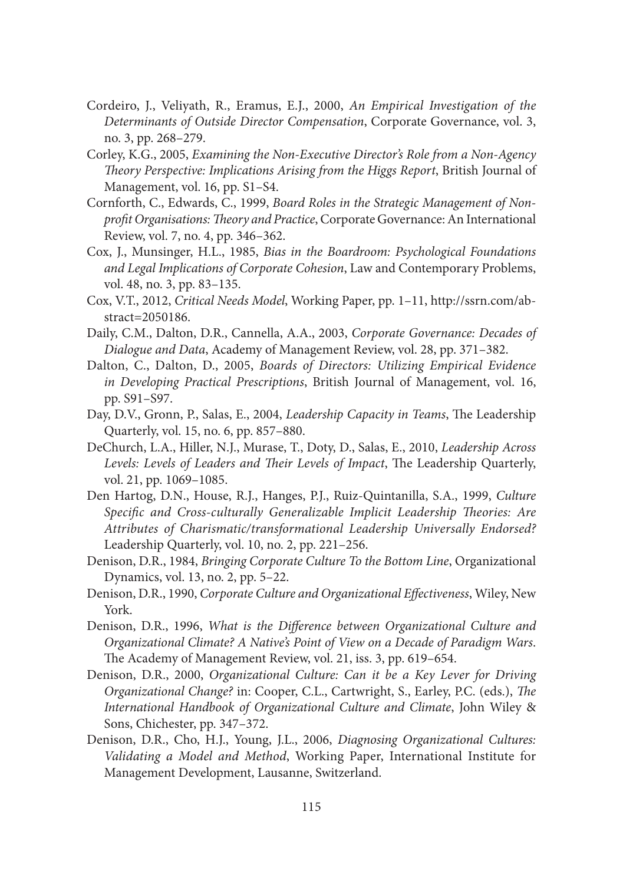Cordeiro, J., Veliyath, R., Eramus, E.J., 2000, *An Empirical Investigation of the Determinants of Outside Director Compensation*, Corporate Governance, vol. 3, no. 3, pp. 268–279.

Corley, K.G., 2005, *Examining the Non-Executive Director's Role from a Non-Agency Theory Perspective: Implications Arising from the Higgs Report*, British Journal of Management, vol. 16, pp. S1–S4.

Cornforth, C., Edwards, C., 1999, *Board Roles in the Strategic Management of Non-profit Organisations: Theory and Practice*, Corporate Governance: An International Review, vol. 7, no. 4, pp. 346–362.

Cox, J., Munsinger, H.L., 1985, *Bias in the Boardroom: Psychological Foundations and Legal Implications of Corporate Cohesion*, Law and Contemporary Problems, vol. 48, no. 3, pp. 83–135.

Cox, V.T., 2012, *Critical Needs Model*, Working Paper, pp. 1–11, http://ssrn.com/abstract=2050186.

Daily, C.M., Dalton, D.R., Cannella, A.A., 2003, *Corporate Governance: Decades of Dialogue and Data*, Academy of Management Review, vol. 28, pp. 371–382.

Dalton, C., Dalton, D., 2005, *Boards of Directors: Utilizing Empirical Evidence in Developing Practical Prescriptions*, British Journal of Management, vol. 16, pp. S91–S97.

Day, D.V., Gronn, P., Salas, E., 2004, *Leadership Capacity in Teams*, The Leadership Quarterly, vol. 15, no. 6, pp. 857–880.

DeChurch, L.A., Hiller, N.J., Murase, T., Doty, D., Salas, E., 2010, *Leadership Across Levels: Levels of Leaders and Their Levels of Impact*, The Leadership Quarterly, vol. 21, pp. 1069–1085.

Den Hartog, D.N., House, R.J., Hanges, P.J., Ruiz-Quintanilla, S.A., 1999, *Culture Specific and Cross-culturally Generalizable Implicit Leadership Theories: Are Attributes of Charismatic/transformational Leadership Universally Endorsed?* Leadership Quarterly, vol. 10, no. 2, pp. 221–256.

Denison, D.R., 1984, *Bringing Corporate Culture To the Bottom Line*, Organizational Dynamics, vol. 13, no. 2, pp. 5–22.

Denison, D.R., 1990, *Corporate Culture and Organizational Effectiveness*, Wiley, New York.

Denison, D.R., 1996, *What is the Difference between Organizational Culture and Organizational Climate? A Native's Point of View on a Decade of Paradigm Wars*. The Academy of Management Review, vol. 21, iss. 3, pp. 619–654.

Denison, D.R., 2000, *Organizational Culture: Can it be a Key Lever for Driving Organizational Change?* in: Cooper, C.L., Cartwright, S., Earley, P.C. (eds.), *The International Handbook of Organizational Culture and Climate*, John Wiley & Sons, Chichester, pp. 347–372.

Denison, D.R., Cho, H.J., Young, J.L., 2006, *Diagnosing Organizational Cultures: Validating a Model and Method*, Working Paper, International Institute for Management Development, Lausanne, Switzerland.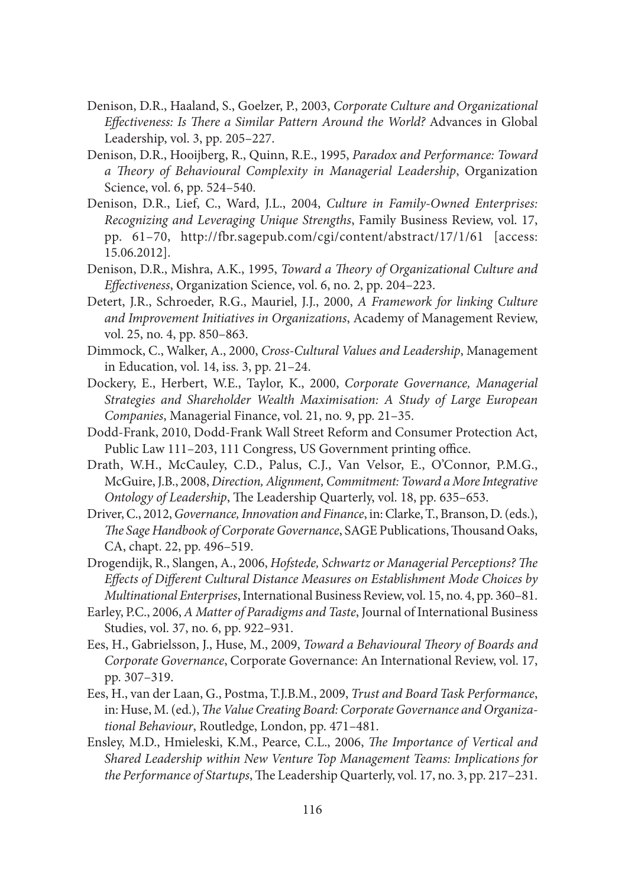Denison, D.R., Haaland, S., Goelzer, P., 2003, *Corporate Culture and Organizational Effectiveness: Is There a Similar Pattern Around the World?* Advances in Global Leadership, vol. 3, pp. 205–227.

Denison, D.R., Hooijberg, R., Quinn, R.E., 1995, *Paradox and Performance: Toward a Theory of Behavioural Complexity in Managerial Leadership*, Organization Science, vol. 6, pp. 524–540.

Denison, D.R., Lief, C., Ward, J.L., 2004, *Culture in Family-Owned Enterprises: Recognizing and Leveraging Unique Strengths*, Family Business Review, vol. 17, pp. 61–70, http://fbr.sagepub.com/cgi/content/abstract/17/1/61 [access: 15.06.2012].

Denison, D.R., Mishra, A.K., 1995, *Toward a Theory of Organizational Culture and Effectiveness*, Organization Science, vol. 6, no. 2, pp. 204–223.

Detert, J.R., Schroeder, R.G., Mauriel, J.J., 2000, *A Framework for linking Culture and Improvement Initiatives in Organizations*, Academy of Management Review, vol. 25, no. 4, pp. 850–863.

Dimmock, C., Walker, A., 2000, *Cross-Cultural Values and Leadership*, Management in Education, vol. 14, iss. 3, pp. 21–24.

Dockery, E., Herbert, W.E., Taylor, K., 2000, *Corporate Governance, Managerial Strategies and Shareholder Wealth Maximisation: A Study of Large European Companies*, Managerial Finance, vol. 21, no. 9, pp. 21–35.

Dodd-Frank, 2010, Dodd-Frank Wall Street Reform and Consumer Protection Act, Public Law 111–203, 111 Congress, US Government printing office.

Drath, W.H., McCauley, C.D., Palus, C.J., Van Velsor, E., O'Connor, P.M.G., McGuire, J.B., 2008, *Direction, Alignment, Commitment: Toward a More Integrative Ontology of Leadership*, The Leadership Quarterly, vol. 18, pp. 635–653.

Driver, C., 2012, *Governance, Innovation and Finance*, in: Clarke, T., Branson, D. (eds.), *The Sage Handbook of Corporate Governance*, SAGE Publications, Thousand Oaks, CA, chapt. 22, pp. 496–519.

Drogendijk, R., Slangen, A., 2006, *Hofstede, Schwartz or Managerial Perceptions? The Effects of Different Cultural Distance Measures on Establishment Mode Choices by Multinational Enterprises*, International Business Review, vol. 15, no. 4, pp. 360–81.

Earley, P.C., 2006, *A Matter of Paradigms and Taste*, Journal of International Business Studies, vol. 37, no. 6, pp. 922–931.

Ees, H., Gabrielsson, J., Huse, M., 2009, *Toward a Behavioural Theory of Boards and Corporate Governance*, Corporate Governance: An International Review, vol. 17, pp. 307–319.

Ees, H., van der Laan, G., Postma, T.J.B.M., 2009, *Trust and Board Task Performance*, in: Huse, M. (ed.), *The Value Creating Board: Corporate Governance and Organizational Behaviour*, Routledge, London, pp. 471–481.

Ensley, M.D., Hmieleski, K.M., Pearce, C.L., 2006, *The Importance of Vertical and Shared Leadership within New Venture Top Management Teams: Implications for the Performance of Startups*, The Leadership Quarterly, vol. 17, no. 3, pp. 217–231.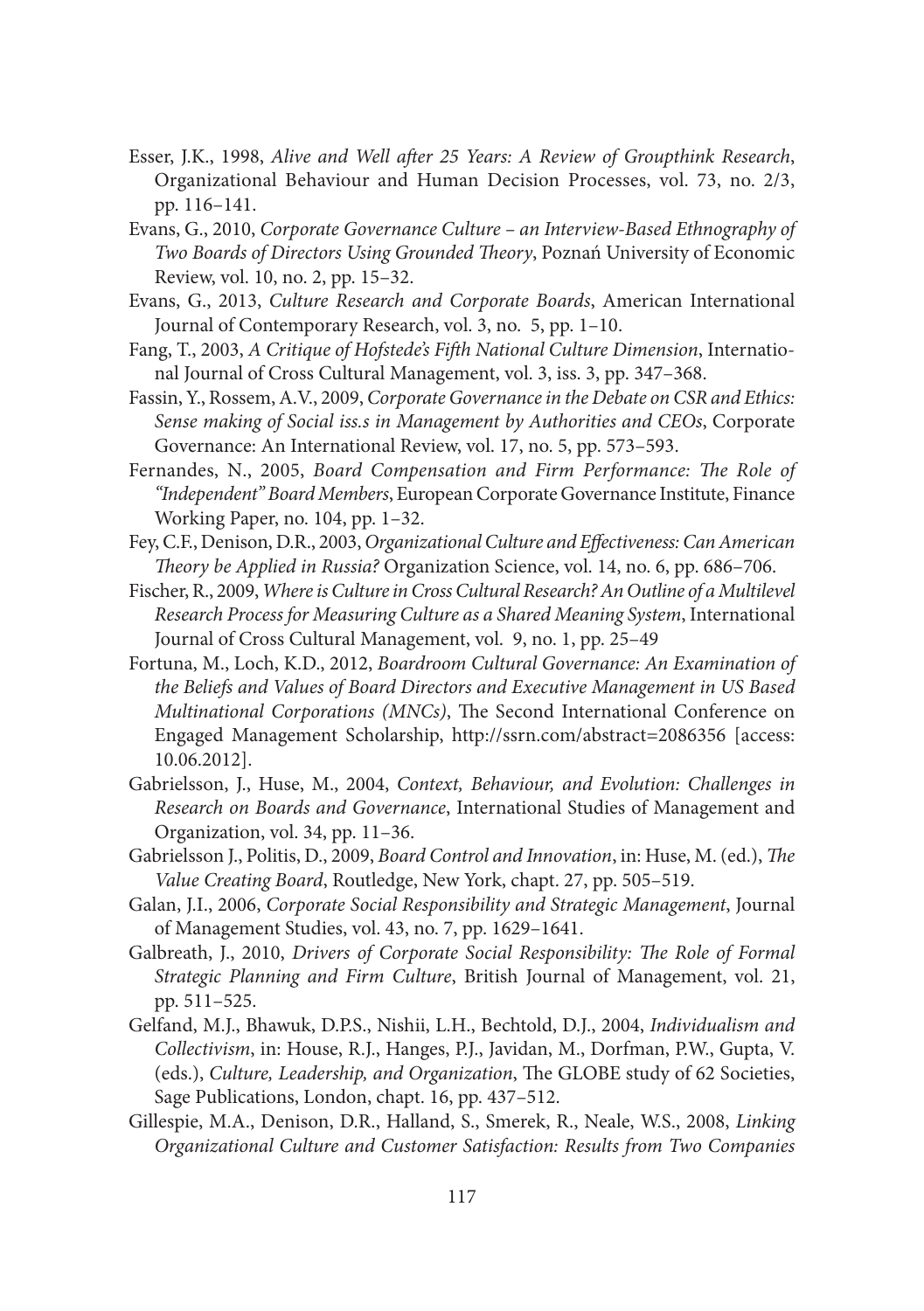Esser, J.K., 1998, *Alive and Well after 25 Years: A Review of Groupthink Research*, Organizational Behaviour and Human Decision Processes, vol. 73, no. 2/3, pp. 116–141.

Evans, G., 2010, *Corporate Governance Culture – an Interview-Based Ethnography of Two Boards of Directors Using Grounded Theory*, Poznań University of Economic Review, vol. 10, no. 2, pp. 15–32.

Evans, G., 2013, *Culture Research and Corporate Boards*, American International Journal of Contemporary Research, vol. 3, no. 5, pp. 1–10.

Fang, T., 2003, *A Critique of Hofstede's Fifth National Culture Dimension*, International Journal of Cross Cultural Management, vol. 3, iss. 3, pp. 347–368.

Fassin, Y., Rossem, A.V., 2009, *Corporate Governance in the Debate on CSR and Ethics: Sense making of Social iss.s in Management by Authorities and CEOs*, Corporate Governance: An International Review, vol. 17, no. 5, pp. 573–593.

Fernandes, N., 2005, *Board Compensation and Firm Performance: The Role of "Independent" Board Members*, European Corporate Governance Institute, Finance Working Paper, no. 104, pp. 1–32.

Fey, C.F., Denison, D.R., 2003, *Organizational Culture and Effectiveness: Can American Theory be Applied in Russia?* Organization Science, vol. 14, no. 6, pp. 686–706.

Fischer, R., 2009, *Where is Culture in Cross Cultural Research? An Outline of a Multilevel Research Process for Measuring Culture as a Shared Meaning System*, International Journal of Cross Cultural Management, vol. 9, no. 1, pp. 25–49

Fortuna, M., Loch, K.D., 2012, *Boardroom Cultural Governance: An Examination of the Beliefs and Values of Board Directors and Executive Management in US Based Multinational Corporations (MNCs)*, The Second International Conference on Engaged Management Scholarship, http://ssrn.com/abstract=2086356 [access: 10.06.2012].

Gabrielsson, J., Huse, M., 2004, *Context, Behaviour, and Evolution: Challenges in Research on Boards and Governance*, International Studies of Management and Organization, vol. 34, pp. 11–36.

Gabrielsson J., Politis, D., 2009, *Board Control and Innovation*, in: Huse, M. (ed.), *The Value Creating Board*, Routledge, New York, chapt. 27, pp. 505–519.

Galan, J.I., 2006, *Corporate Social Responsibility and Strategic Management*, Journal of Management Studies, vol. 43, no. 7, pp. 1629–1641.

Galbreath, J., 2010, *Drivers of Corporate Social Responsibility: The Role of Formal Strategic Planning and Firm Culture*, British Journal of Management, vol. 21, pp. 511–525.

Gelfand, M.J., Bhawuk, D.P.S., Nishii, L.H., Bechtold, D.J., 2004, *Individualism and Collectivism*, in: House, R.J., Hanges, P.J., Javidan, M., Dorfman, P.W., Gupta, V. (eds.), *Culture, Leadership, and Organization*, The GLOBE study of 62 Societies, Sage Publications, London, chapt. 16, pp. 437–512.

Gillespie, M.A., Denison, D.R., Halland, S., Smerek, R., Neale, W.S., 2008, *Linking Organizational Culture and Customer Satisfaction: Results from Two Companies*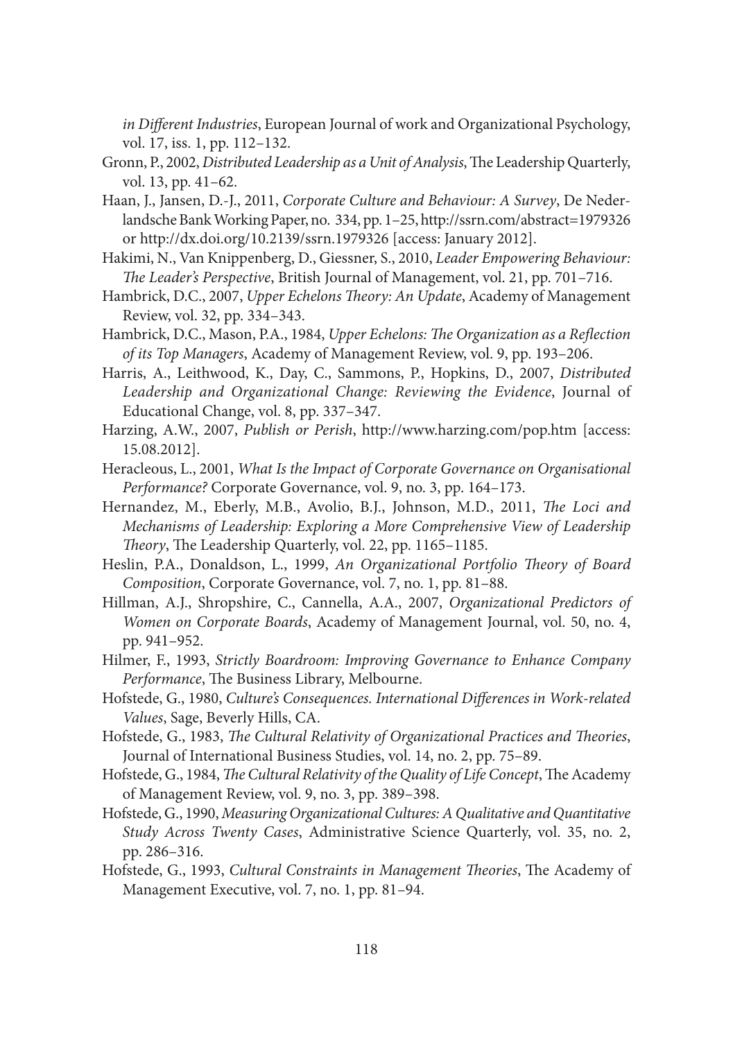*in Different Industries*, European Journal of work and Organizational Psychology, vol. 17, iss. 1, pp. 112–132.

Gronn, P., 2002, *Distributed Leadership as a Unit of Analysis*, The Leadership Quarterly, vol. 13, pp. 41–62.

Haan, J., Jansen, D.-J., 2011, *Corporate Culture and Behaviour: A Survey*, De Nederlandsche Bank Working Paper, no. 334, pp. 1–25, http://ssrn.com/abstract=1979326 or http://dx.doi.org/10.2139/ssrn.1979326 [access: January 2012].

Hakimi, N., Van Knippenberg, D., Giessner, S., 2010, *Leader Empowering Behaviour: The Leader's Perspective*, British Journal of Management, vol. 21, pp. 701–716.

Hambrick, D.C., 2007, *Upper Echelons Theory: An Update*, Academy of Management Review, vol. 32, pp. 334–343.

Hambrick, D.C., Mason, P.A., 1984, *Upper Echelons: The Organization as a Reflection of its Top Managers*, Academy of Management Review, vol. 9, pp. 193–206.

Harris, A., Leithwood, K., Day, C., Sammons, P., Hopkins, D., 2007, *Distributed Leadership and Organizational Change: Reviewing the Evidence*, Journal of Educational Change, vol. 8, pp. 337–347.

Harzing, A.W., 2007, *Publish or Perish*, http://www.harzing.com/pop.htm [access: 15.08.2012].

Heracleous, L., 2001, *What Is the Impact of Corporate Governance on Organisational Performance?* Corporate Governance, vol. 9, no. 3, pp. 164–173.

Hernandez, M., Eberly, M.B., Avolio, B.J., Johnson, M.D., 2011, *The Loci and Mechanisms of Leadership: Exploring a More Comprehensive View of Leadership Theory*, The Leadership Quarterly, vol. 22, pp. 1165–1185.

Heslin, P.A., Donaldson, L., 1999, *An Organizational Portfolio Theory of Board Composition*, Corporate Governance, vol. 7, no. 1, pp. 81–88.

Hillman, A.J., Shropshire, C., Cannella, A.A., 2007, *Organizational Predictors of Women on Corporate Boards*, Academy of Management Journal, vol. 50, no. 4, pp. 941–952.

Hilmer, F., 1993, *Strictly Boardroom: Improving Governance to Enhance Company Performance*, The Business Library, Melbourne.

Hofstede, G., 1980, *Culture's Consequences. International Differences in Work-related Values*, Sage, Beverly Hills, CA.

Hofstede, G., 1983, *The Cultural Relativity of Organizational Practices and Theories*, Journal of International Business Studies, vol. 14, no. 2, pp. 75–89.

Hofstede, G., 1984, *The Cultural Relativity of the Quality of Life Concept*, The Academy of Management Review, vol. 9, no. 3, pp. 389–398.

Hofstede, G., 1990, *Measuring Organizational Cultures: A Qualitative and Quantitative Study Across Twenty Cases*, Administrative Science Quarterly, vol. 35, no. 2, pp. 286–316.

Hofstede, G., 1993, *Cultural Constraints in Management Theories*, The Academy of Management Executive, vol. 7, no. 1, pp. 81–94.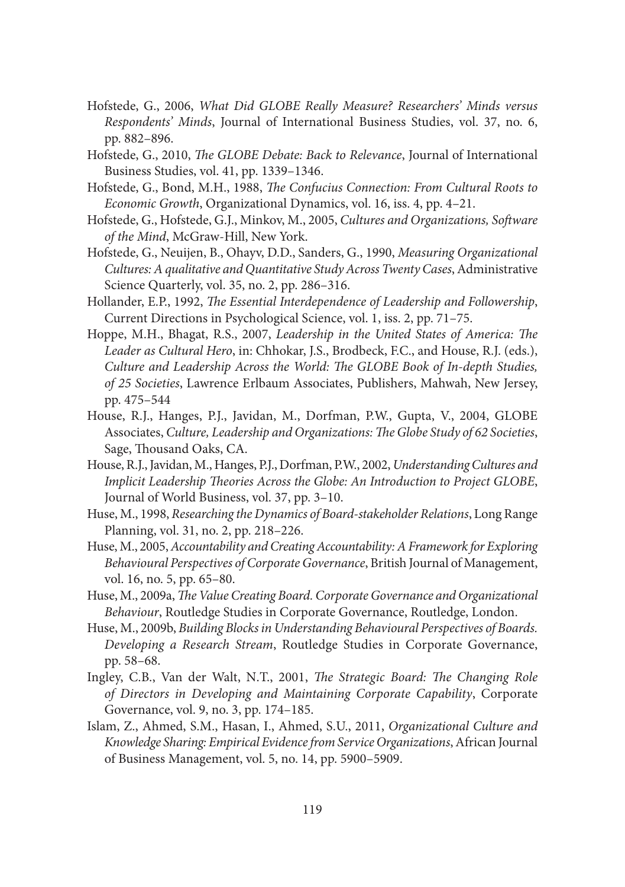Hofstede, G., 2006, *What Did GLOBE Really Measure? Researchers' Minds versus Respondents' Minds*, Journal of International Business Studies, vol. 37, no. 6, pp. 882–896.

Hofstede, G., 2010, *The GLOBE Debate: Back to Relevance*, Journal of International Business Studies, vol. 41, pp. 1339–1346.

Hofstede, G., Bond, M.H., 1988, *The Confucius Connection: From Cultural Roots to Economic Growth*, Organizational Dynamics, vol. 16, iss. 4, pp. 4–21.

Hofstede, G., Hofstede, G.J., Minkov, M., 2005, *Cultures and Organizations, Software of the Mind*, McGraw-Hill, New York.

Hofstede, G., Neuijen, B., Ohayv, D.D., Sanders, G., 1990, *Measuring Organizational Cultures: A qualitative and Quantitative Study Across Twenty Cases*, Administrative Science Quarterly, vol. 35, no. 2, pp. 286–316.

Hollander, E.P., 1992, *The Essential Interdependence of Leadership and Followership*, Current Directions in Psychological Science, vol. 1, iss. 2, pp. 71–75.

Hoppe, M.H., Bhagat, R.S., 2007, *Leadership in the United States of America: The Leader as Cultural Hero*, in: Chhokar, J.S., Brodbeck, F.C., and House, R.J. (eds.), *Culture and Leadership Across the World: The GLOBE Book of In-depth Studies, of 25 Societies*, Lawrence Erlbaum Associates, Publishers, Mahwah, New Jersey, pp. 475–544

House, R.J., Hanges, P.J., Javidan, M., Dorfman, P.W., Gupta, V., 2004, GLOBE Associates, *Culture, Leadership and Organizations: The Globe Study of 62 Societies*, Sage, Thousand Oaks, CA.

House, R.J., Javidan, M., Hanges, P.J., Dorfman, P.W., 2002, *Understanding Cultures and Implicit Leadership Theories Across the Globe: An Introduction to Project GLOBE*, Journal of World Business, vol. 37, pp. 3–10.

Huse, M., 1998, *Researching the Dynamics of Board-stakeholder Relations*, Long Range Planning, vol. 31, no. 2, pp. 218–226.

Huse, M., 2005, *Accountability and Creating Accountability: A Framework for Exploring Behavioural Perspectives of Corporate Governance*, British Journal of Management, vol. 16, no. 5, pp. 65–80.

Huse, M., 2009a, *The Value Creating Board. Corporate Governance and Organizational Behaviour*, Routledge Studies in Corporate Governance, Routledge, London.

Huse, M., 2009b, *Building Blocks in Understanding Behavioural Perspectives of Boards. Developing a Research Stream*, Routledge Studies in Corporate Governance, pp. 58–68.

Ingley, C.B., Van der Walt, N.T., 2001, *The Strategic Board: The Changing Role of Directors in Developing and Maintaining Corporate Capability*, Corporate Governance, vol. 9, no. 3, pp. 174–185.

Islam, Z., Ahmed, S.M., Hasan, I., Ahmed, S.U., 2011, *Organizational Culture and Knowledge Sharing: Empirical Evidence from Service Organizations*, African Journal of Business Management, vol. 5, no. 14, pp. 5900–5909.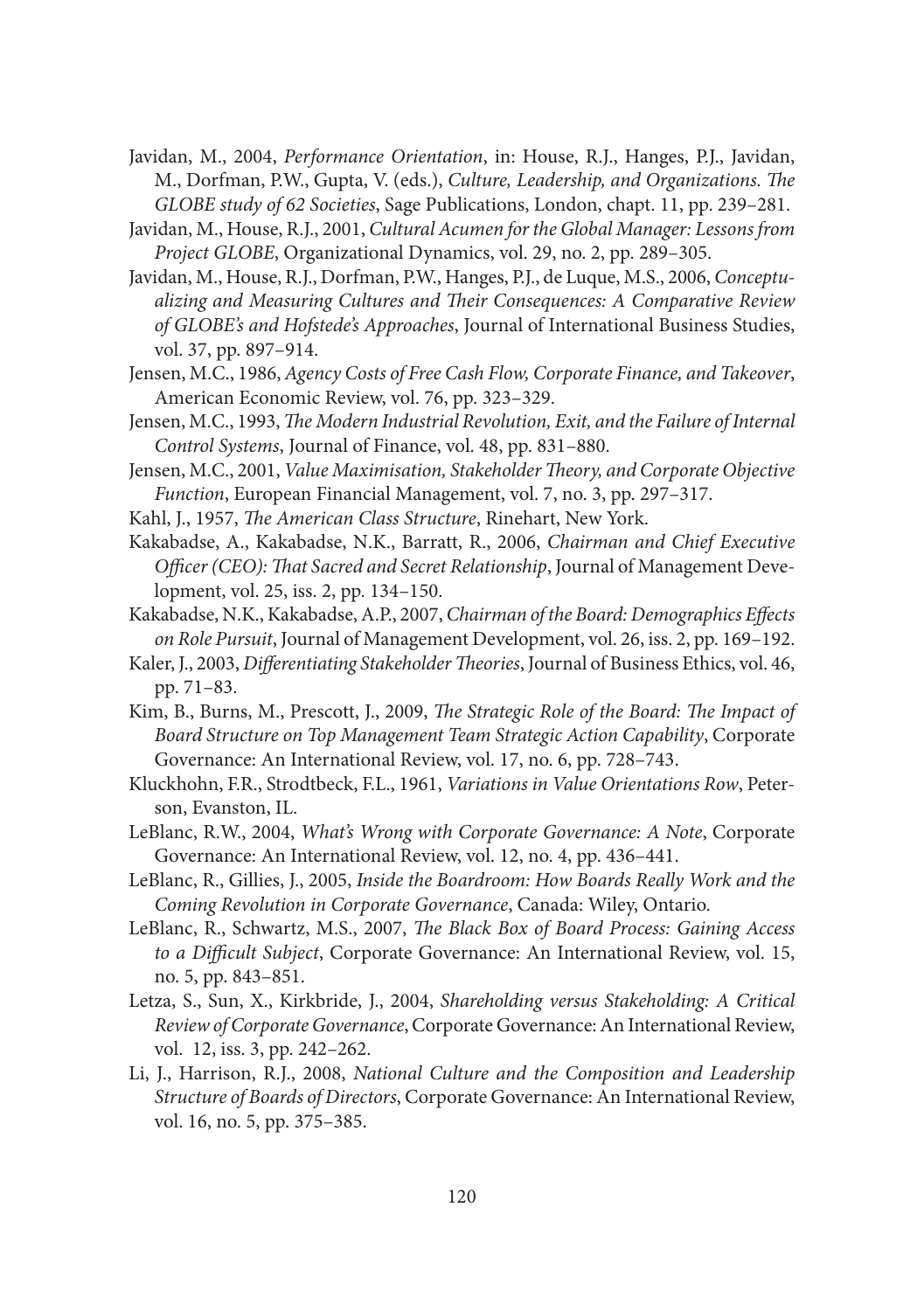Javidan, M., 2004, *Performance Orientation*, in: House, R.J., Hanges, P.J., Javidan, M., Dorfman, P.W., Gupta, V. (eds.), *Culture, Leadership, and Organizations. The GLOBE study of 62 Societies*, Sage Publications, London, chapt. 11, pp. 239–281.

Javidan, M., House, R.J., 2001, *Cultural Acumen for the Global Manager: Lessons from Project GLOBE*, Organizational Dynamics, vol. 29, no. 2, pp. 289–305.

Javidan, M., House, R.J., Dorfman, P.W., Hanges, P.J., de Luque, M.S., 2006, *Conceptualizing and Measuring Cultures and Their Consequences: A Comparative Review of GLOBE's and Hofstede's Approaches*, Journal of International Business Studies, vol. 37, pp. 897–914.

Jensen, M.C., 1986, *Agency Costs of Free Cash Flow, Corporate Finance, and Takeover*, American Economic Review, vol. 76, pp. 323–329.

Jensen, M.C., 1993, *The Modern Industrial Revolution, Exit, and the Failure of Internal Control Systems*, Journal of Finance, vol. 48, pp. 831–880.

Jensen, M.C., 2001, *Value Maximisation, Stakeholder Theory, and Corporate Objective Function*, European Financial Management, vol. 7, no. 3, pp. 297–317.

Kahl, J., 1957, *The American Class Structure*, Rinehart, New York.

Kakabadse, A., Kakabadse, N.K., Barratt, R., 2006, *Chairman and Chief Executive Officer (CEO): That Sacred and Secret Relationship*, Journal of Management Development, vol. 25, iss. 2, pp. 134–150.

Kakabadse, N.K., Kakabadse, A.P., 2007, *Chairman of the Board: Demographics Effects on Role Pursuit*, Journal of Management Development, vol. 26, iss. 2, pp. 169–192.

Kaler, J., 2003, *Differentiating Stakeholder Theories*, Journal of Business Ethics, vol. 46, pp. 71–83.

Kim, B., Burns, M., Prescott, J., 2009, *The Strategic Role of the Board: The Impact of Board Structure on Top Management Team Strategic Action Capability*, Corporate Governance: An International Review, vol. 17, no. 6, pp. 728–743.

Kluckhohn, F.R., Strodtbeck, F.L., 1961, *Variations in Value Orientations Row*, Peterson, Evanston, IL.

LeBlanc, R.W., 2004, *What's Wrong with Corporate Governance: A Note*, Corporate Governance: An International Review, vol. 12, no. 4, pp. 436–441.

LeBlanc, R., Gillies, J., 2005, *Inside the Boardroom: How Boards Really Work and the Coming Revolution in Corporate Governance*, Canada: Wiley, Ontario.

LeBlanc, R., Schwartz, M.S., 2007, *The Black Box of Board Process: Gaining Access to a Difficult Subject*, Corporate Governance: An International Review, vol. 15, no. 5, pp. 843–851.

Letza, S., Sun, X., Kirkbride, J., 2004, *Shareholding versus Stakeholding: A Critical Review of Corporate Governance*, Corporate Governance: An International Review, vol. 12, iss. 3, pp. 242–262.

Li, J., Harrison, R.J., 2008, *National Culture and the Composition and Leadership Structure of Boards of Directors*, Corporate Governance: An International Review, vol. 16, no. 5, pp. 375–385.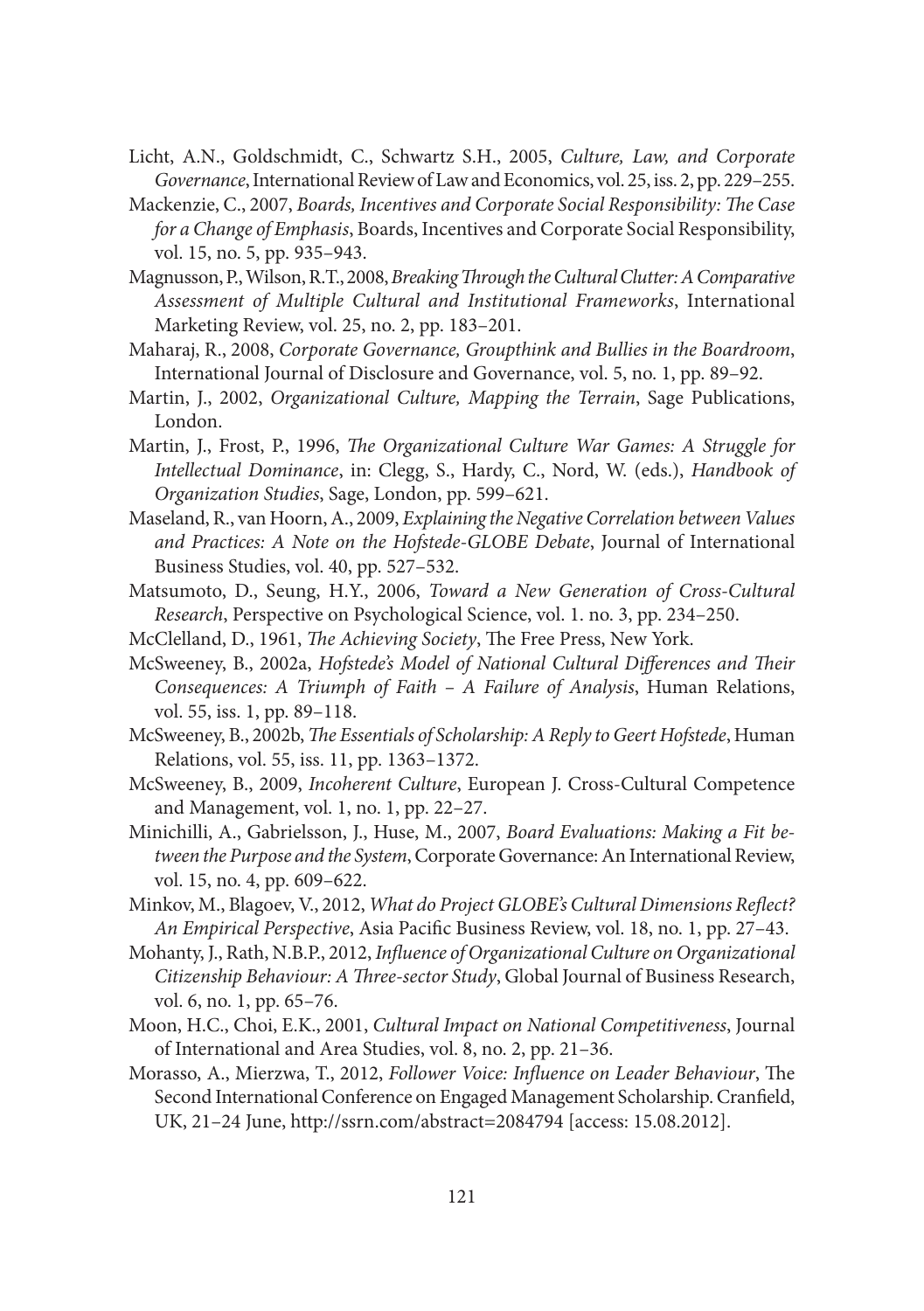Licht, A.N., Goldschmidt, C., Schwartz S.H., 2005, *Culture, Law, and Corporate Governance*, International Review of Law and Economics, vol. 25, iss. 2, pp. 229–255.

Mackenzie, C., 2007, *Boards, Incentives and Corporate Social Responsibility: The Case for a Change of Emphasis*, Boards, Incentives and Corporate Social Responsibility, vol. 15, no. 5, pp. 935–943.

Magnusson, P., Wilson, R.T., 2008, *Breaking Through the Cultural Clutter: A Comparative Assessment of Multiple Cultural and Institutional Frameworks*, International Marketing Review, vol. 25, no. 2, pp. 183–201.

Maharaj, R., 2008, *Corporate Governance, Groupthink and Bullies in the Boardroom*, International Journal of Disclosure and Governance, vol. 5, no. 1, pp. 89–92.

Martin, J., 2002, *Organizational Culture, Mapping the Terrain*, Sage Publications, London.

Martin, J., Frost, P., 1996, *The Organizational Culture War Games: A Struggle for Intellectual Dominance*, in: Clegg, S., Hardy, C., Nord, W. (eds.), *Handbook of Organization Studies*, Sage, London, pp. 599–621.

Maseland, R., van Hoorn, A., 2009, *Explaining the Negative Correlation between Values and Practices: A Note on the Hofstede-GLOBE Debate*, Journal of International Business Studies, vol. 40, pp. 527–532.

Matsumoto, D., Seung, H.Y., 2006, *Toward a New Generation of Cross-Cultural Research*, Perspective on Psychological Science, vol. 1. no. 3, pp. 234–250.

McClelland, D., 1961, *The Achieving Society*, The Free Press, New York.

McSweeney, B., 2002a, *Hofstede's Model of National Cultural Differences and Their Consequences: A Triumph of Faith – A Failure of Analysis*, Human Relations, vol. 55, iss. 1, pp. 89–118.

McSweeney, B., 2002b, *The Essentials of Scholarship: A Reply to Geert Hofstede*, Human Relations, vol. 55, iss. 11, pp. 1363–1372.

McSweeney, B., 2009, *Incoherent Culture*, European J. Cross-Cultural Competence and Management, vol. 1, no. 1, pp. 22–27.

Minichilli, A., Gabrielsson, J., Huse, M., 2007, *Board Evaluations: Making a Fit between the Purpose and the System*, Corporate Governance: An International Review, vol. 15, no. 4, pp. 609–622.

Minkov, M., Blagoev, V., 2012, *What do Project GLOBE's Cultural Dimensions Reflect? An Empirical Perspective*, Asia Pacific Business Review, vol. 18, no. 1, pp. 27–43.

Mohanty, J., Rath, N.B.P., 2012, *Influence of Organizational Culture on Organizational Citizenship Behaviour: A Three-sector Study*, Global Journal of Business Research, vol. 6, no. 1, pp. 65–76.

Moon, H.C., Choi, E.K., 2001, *Cultural Impact on National Competitiveness*, Journal of International and Area Studies, vol. 8, no. 2, pp. 21–36.

Morasso, A., Mierzwa, T., 2012, *Follower Voice: Influence on Leader Behaviour*, The Second International Conference on Engaged Management Scholarship. Cranfield, UK, 21–24 June, http://ssrn.com/abstract=2084794 [access: 15.08.2012].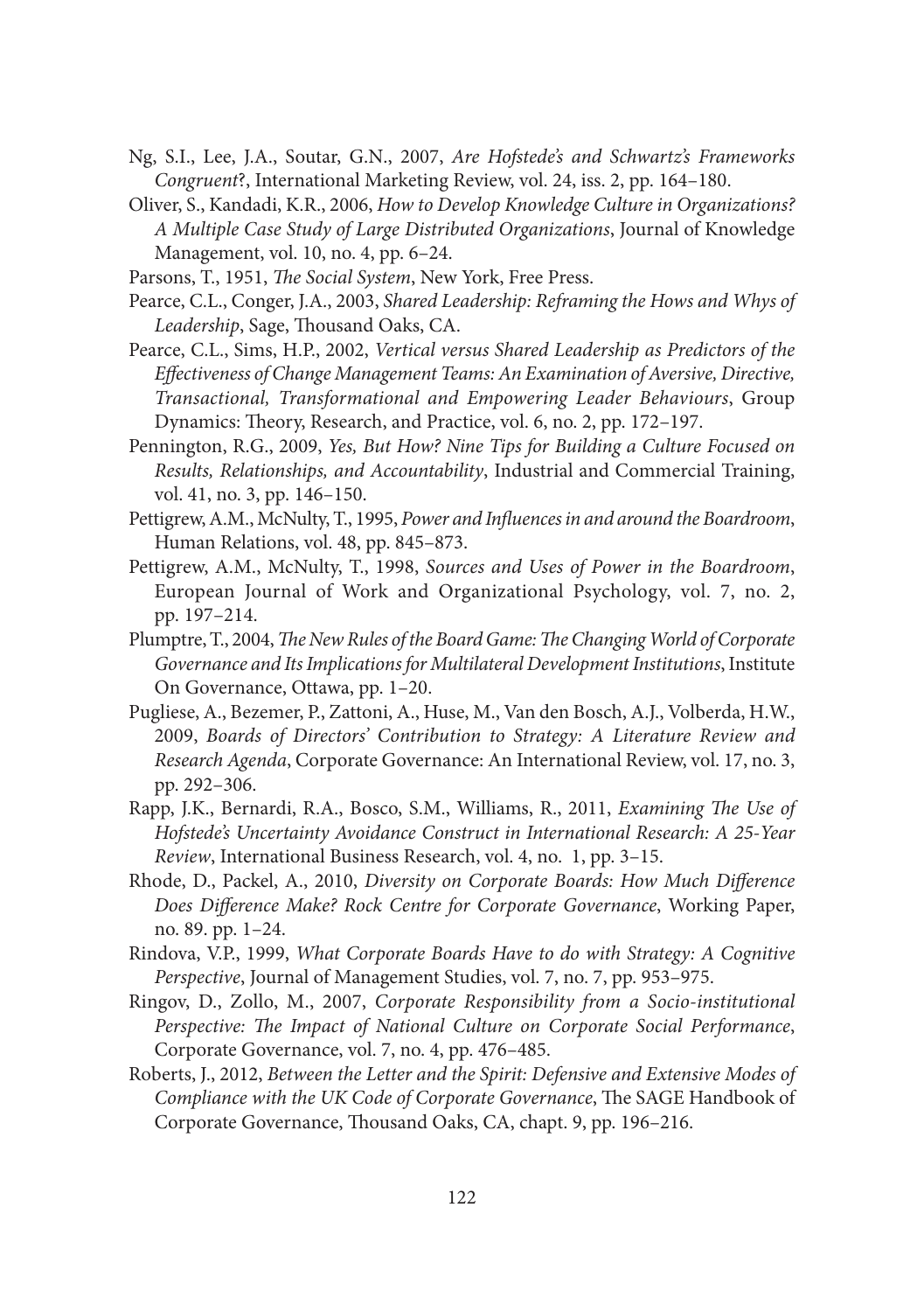Ng, S.I., Lee, J.A., Soutar, G.N., 2007, *Are Hofstede's and Schwartz's Frameworks Congruent*?, International Marketing Review, vol. 24, iss. 2, pp. 164–180.

Oliver, S., Kandadi, K.R., 2006, *How to Develop Knowledge Culture in Organizations? A Multiple Case Study of Large Distributed Organizations*, Journal of Knowledge Management, vol. 10, no. 4, pp. 6–24.

Parsons, T., 1951, *The Social System*, New York, Free Press.

Pearce, C.L., Conger, J.A., 2003, *Shared Leadership: Reframing the Hows and Whys of Leadership*, Sage, Thousand Oaks, CA.

Pearce, C.L., Sims, H.P., 2002, *Vertical versus Shared Leadership as Predictors of the Effectiveness of Change Management Teams: An Examination of Aversive, Directive, Transactional, Transformational and Empowering Leader Behaviours*, Group Dynamics: Theory, Research, and Practice, vol. 6, no. 2, pp. 172–197.

Pennington, R.G., 2009, *Yes, But How? Nine Tips for Building a Culture Focused on Results, Relationships, and Accountability*, Industrial and Commercial Training, vol. 41, no. 3, pp. 146–150.

Pettigrew, A.M., McNulty, T., 1995, *Power and Influences in and around the Boardroom*, Human Relations, vol. 48, pp. 845–873.

Pettigrew, A.M., McNulty, T., 1998, *Sources and Uses of Power in the Boardroom*, European Journal of Work and Organizational Psychology, vol. 7, no. 2, pp. 197–214.

Plumptre, T., 2004, *The New Rules of the Board Game: The Changing World of Corporate Governance and Its Implications for Multilateral Development Institutions*, Institute On Governance, Ottawa, pp. 1–20.

Pugliese, A., Bezemer, P., Zattoni, A., Huse, M., Van den Bosch, A.J., Volberda, H.W., 2009, *Boards of Directors' Contribution to Strategy: A Literature Review and Research Agenda*, Corporate Governance: An International Review, vol. 17, no. 3, pp. 292–306.

Rapp, J.K., Bernardi, R.A., Bosco, S.M., Williams, R., 2011, *Examining The Use of Hofstede's Uncertainty Avoidance Construct in International Research: A 25-Year Review*, International Business Research, vol. 4, no. 1, pp. 3–15.

Rhode, D., Packel, A., 2010, *Diversity on Corporate Boards: How Much Difference Does Difference Make? Rock Centre for Corporate Governance*, Working Paper, no. 89. pp. 1–24.

Rindova, V.P., 1999, *What Corporate Boards Have to do with Strategy: A Cognitive Perspective*, Journal of Management Studies, vol. 7, no. 7, pp. 953–975.

Ringov, D., Zollo, M., 2007, *Corporate Responsibility from a Socio-institutional Perspective: The Impact of National Culture on Corporate Social Performance*, Corporate Governance, vol. 7, no. 4, pp. 476–485.

Roberts, J., 2012, *Between the Letter and the Spirit: Defensive and Extensive Modes of Compliance with the UK Code of Corporate Governance*, The SAGE Handbook of Corporate Governance, Thousand Oaks, CA, chapt. 9, pp. 196–216.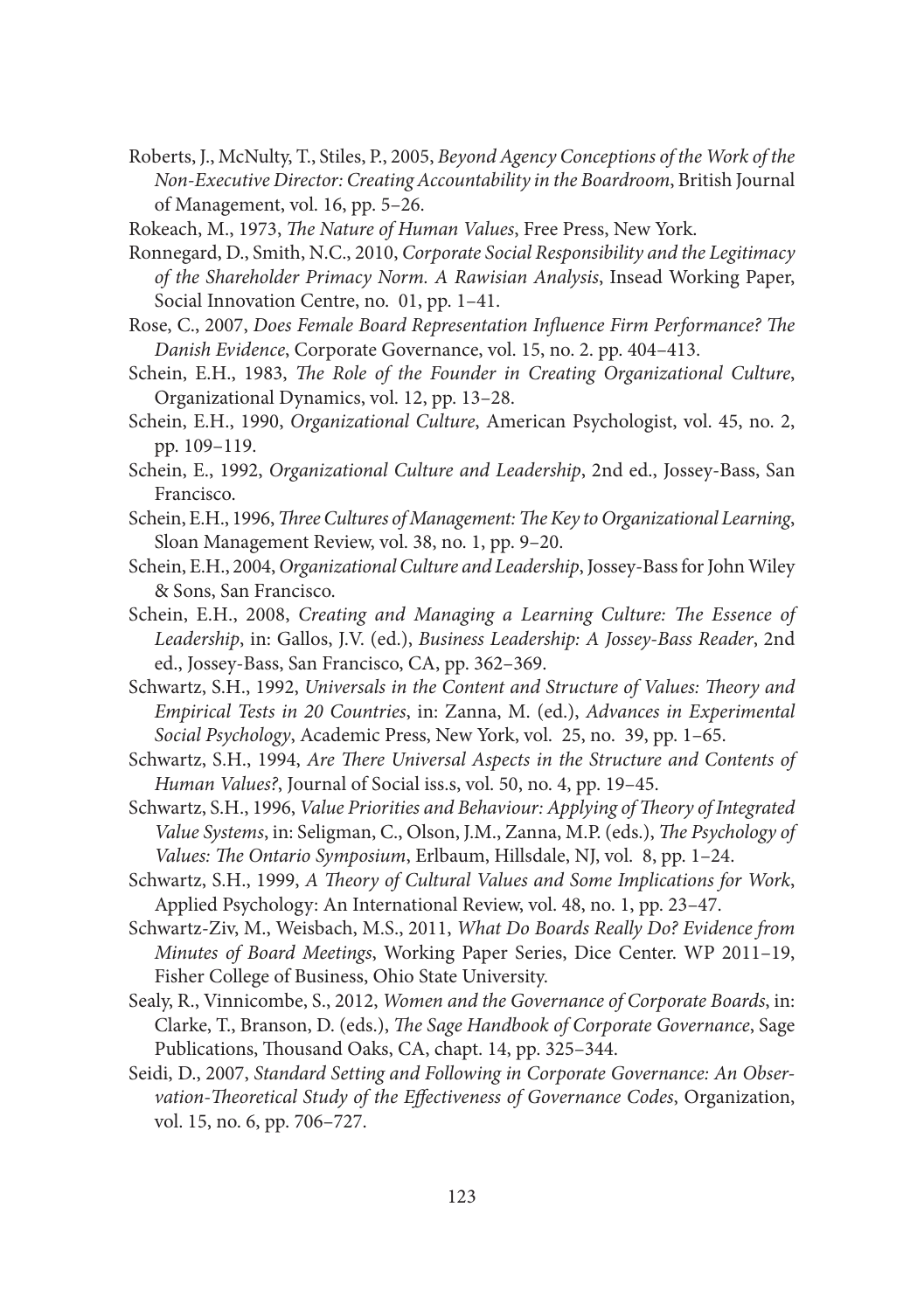Roberts, J., McNulty, T., Stiles, P., 2005, *Beyond Agency Conceptions of the Work of the Non-Executive Director: Creating Accountability in the Boardroom*, British Journal of Management, vol. 16, pp. 5–26.

Rokeach, M., 1973, *The Nature of Human Values*, Free Press, New York.

Ronnegard, D., Smith, N.C., 2010, *Corporate Social Responsibility and the Legitimacy of the Shareholder Primacy Norm. A Rawisian Analysis*, Insead Working Paper, Social Innovation Centre, no. 01, pp. 1–41.

Rose, C., 2007, *Does Female Board Representation Influence Firm Performance? The Danish Evidence*, Corporate Governance, vol. 15, no. 2. pp. 404–413.

Schein, E.H., 1983, *The Role of the Founder in Creating Organizational Culture*, Organizational Dynamics, vol. 12, pp. 13–28.

Schein, E.H., 1990, *Organizational Culture*, American Psychologist, vol. 45, no. 2, pp. 109–119.

Schein, E., 1992, *Organizational Culture and Leadership*, 2nd ed., Jossey-Bass, San Francisco.

Schein, E.H., 1996, *Three Cultures of Management: The Key to Organizational Learning*, Sloan Management Review, vol. 38, no. 1, pp. 9–20.

Schein, E.H., 2004, *Organizational Culture and Leadership*, Jossey-Bass for John Wiley & Sons, San Francisco.

Schein, E.H., 2008, *Creating and Managing a Learning Culture: The Essence of Leadership*, in: Gallos, J.V. (ed.), *Business Leadership: A Jossey-Bass Reader*, 2nd ed., Jossey-Bass, San Francisco, CA, pp. 362–369.

Schwartz, S.H., 1992, *Universals in the Content and Structure of Values: Theory and Empirical Tests in 20 Countries*, in: Zanna, M. (ed.), *Advances in Experimental Social Psychology*, Academic Press, New York, vol. 25, no. 39, pp. 1–65.

Schwartz, S.H., 1994, *Are There Universal Aspects in the Structure and Contents of Human Values?*, Journal of Social iss.s, vol. 50, no. 4, pp. 19–45.

Schwartz, S.H., 1996, *Value Priorities and Behaviour: Applying of Theory of Integrated Value Systems*, in: Seligman, C., Olson, J.M., Zanna, M.P. (eds.), *The Psychology of Values: The Ontario Symposium*, Erlbaum, Hillsdale, NJ, vol. 8, pp. 1–24.

Schwartz, S.H., 1999, *A Theory of Cultural Values and Some Implications for Work*, Applied Psychology: An International Review, vol. 48, no. 1, pp. 23–47.

Schwartz-Ziv, M., Weisbach, M.S., 2011, *What Do Boards Really Do? Evidence from Minutes of Board Meetings*, Working Paper Series, Dice Center. WP 2011–19, Fisher College of Business, Ohio State University.

Sealy, R., Vinnicombe, S., 2012, *Women and the Governance of Corporate Boards*, in: Clarke, T., Branson, D. (eds.), *The Sage Handbook of Corporate Governance*, Sage Publications, Thousand Oaks, CA, chapt. 14, pp. 325–344.

Seidi, D., 2007, *Standard Setting and Following in Corporate Governance: An Observation-Theoretical Study of the Effectiveness of Governance Codes*, Organization, vol. 15, no. 6, pp. 706–727.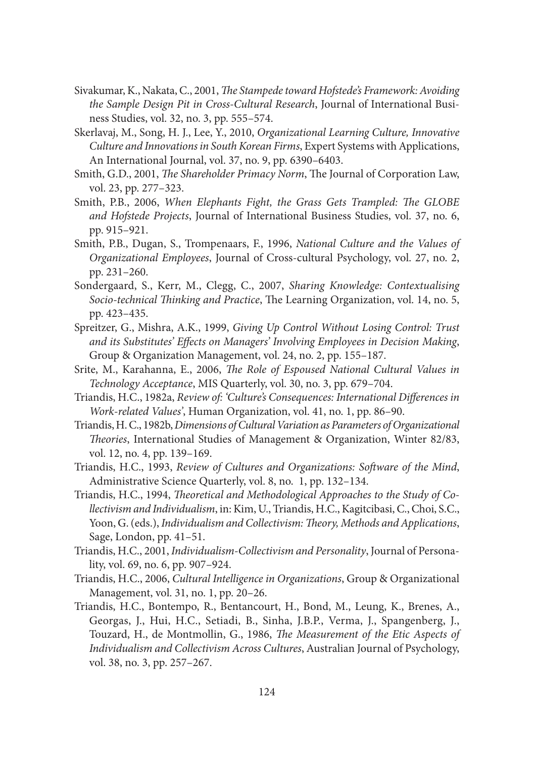Sivakumar, K., Nakata, C., 2001, *The Stampede toward Hofstede's Framework: Avoiding the Sample Design Pit in Cross-Cultural Research*, Journal of International Business Studies, vol. 32, no. 3, pp. 555–574.

Skerlavaj, M., Song, H. J., Lee, Y., 2010, *Organizational Learning Culture, Innovative Culture and Innovations in South Korean Firms*, Expert Systems with Applications, An International Journal, vol. 37, no. 9, pp. 6390–6403.

Smith, G.D., 2001, *The Shareholder Primacy Norm*, The Journal of Corporation Law, vol. 23, pp. 277–323.

Smith, P.B., 2006, *When Elephants Fight, the Grass Gets Trampled: The GLOBE and Hofstede Projects*, Journal of International Business Studies, vol. 37, no. 6, pp. 915–921.

Smith, P.B., Dugan, S., Trompenaars, F., 1996, *National Culture and the Values of Organizational Employees*, Journal of Cross-cultural Psychology, vol. 27, no. 2, pp. 231–260.

Sondergaard, S., Kerr, M., Clegg, C., 2007, *Sharing Knowledge: Contextualising Socio-technical Thinking and Practice*, The Learning Organization, vol. 14, no. 5, pp. 423–435.

Spreitzer, G., Mishra, A.K., 1999, *Giving Up Control Without Losing Control: Trust and its Substitutes' Effects on Managers' Involving Employees in Decision Making*, Group & Organization Management, vol. 24, no. 2, pp. 155–187.

Srite, M., Karahanna, E., 2006, *The Role of Espoused National Cultural Values in Technology Acceptance*, MIS Quarterly, vol. 30, no. 3, pp. 679–704.

Triandis, H.C., 1982a, *Review of: 'Culture's Consequences: International Differences in Work-related Values'*, Human Organization, vol. 41, no. 1, pp. 86–90.

Triandis, H. C., 1982b, *Dimensions of Cultural Variation as Parameters of Organizational Theories*, International Studies of Management & Organization, Winter 82/83, vol. 12, no. 4, pp. 139–169.

Triandis, H.C., 1993, *Review of Cultures and Organizations: Software of the Mind*, Administrative Science Quarterly, vol. 8, no. 1, pp. 132–134.

Triandis, H.C., 1994, *Theoretical and Methodological Approaches to the Study of Collectivism and Individualism*, in: Kim, U., Triandis, H.C., Kagitcibasi, C., Choi, S.C., Yoon, G. (eds.), *Individualism and Collectivism: Theory, Methods and Applications*, Sage, London, pp. 41–51.

Triandis, H.C., 2001, *Individualism-Collectivism and Personality*, Journal of Personality, vol. 69, no. 6, pp. 907–924.

Triandis, H.C., 2006, *Cultural Intelligence in Organizations*, Group & Organizational Management, vol. 31, no. 1, pp. 20–26.

Triandis, H.C., Bontempo, R., Bentancourt, H., Bond, M., Leung, K., Brenes, A., Georgas, J., Hui, H.C., Setiadi, B., Sinha, J.B.P., Verma, J., Spangenberg, J., Touzard, H., de Montmollin, G., 1986, *The Measurement of the Etic Aspects of Individualism and Collectivism Across Cultures*, Australian Journal of Psychology, vol. 38, no. 3, pp. 257–267.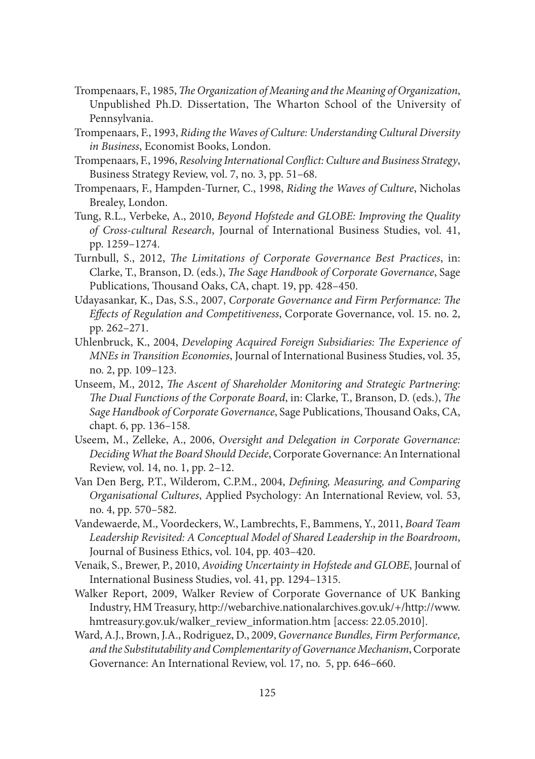Trompenaars, F., 1985, *The Organization of Meaning and the Meaning of Organization*, Unpublished Ph.D. Dissertation, The Wharton School of the University of Pennsylvania.

Trompenaars, F., 1993, *Riding the Waves of Culture: Understanding Cultural Diversity in Business*, Economist Books, London.

Trompenaars, F., 1996, *Resolving International Conflict: Culture and Business Strategy*, Business Strategy Review, vol. 7, no. 3, pp. 51–68.

Trompenaars, F., Hampden-Turner, C., 1998, *Riding the Waves of Culture*, Nicholas Brealey, London.

Tung, R.L., Verbeke, A., 2010, *Beyond Hofstede and GLOBE: Improving the Quality of Cross-cultural Research*, Journal of International Business Studies, vol. 41, pp. 1259–1274.

Turnbull, S., 2012, *The Limitations of Corporate Governance Best Practices*, in: Clarke, T., Branson, D. (eds.), *The Sage Handbook of Corporate Governance*, Sage Publications, Thousand Oaks, CA, chapt. 19, pp. 428–450.

Udayasankar, K., Das, S.S., 2007, *Corporate Governance and Firm Performance: The Effects of Regulation and Competitiveness*, Corporate Governance, vol. 15. no. 2, pp. 262–271.

Uhlenbruck, K., 2004, *Developing Acquired Foreign Subsidiaries: The Experience of MNEs in Transition Economies*, Journal of International Business Studies, vol. 35, no. 2, pp. 109–123.

Unseem, M., 2012, *The Ascent of Shareholder Monitoring and Strategic Partnering: The Dual Functions of the Corporate Board*, in: Clarke, T., Branson, D. (eds.), *The Sage Handbook of Corporate Governance*, Sage Publications, Thousand Oaks, CA, chapt. 6, pp. 136–158.

Useem, M., Zelleke, A., 2006, *Oversight and Delegation in Corporate Governance: Deciding What the Board Should Decide*, Corporate Governance: An International Review, vol. 14, no. 1, pp. 2–12.

Van Den Berg, P.T., Wilderom, C.P.M., 2004, *Defining, Measuring, and Comparing Organisational Cultures*, Applied Psychology: An International Review, vol. 53, no. 4, pp. 570–582.

Vandewaerde, M., Voordeckers, W., Lambrechts, F., Bammens, Y., 2011, *Board Team Leadership Revisited: A Conceptual Model of Shared Leadership in the Boardroom*, Journal of Business Ethics, vol. 104, pp. 403–420.

Venaik, S., Brewer, P., 2010, *Avoiding Uncertainty in Hofstede and GLOBE*, Journal of International Business Studies, vol. 41, pp. 1294–1315.

Walker Report, 2009, Walker Review of Corporate Governance of UK Banking Industry, HM Treasury, http://webarchive.nationalarchives.gov.uk/+/http://www.hmtreasury.gov.uk/walker_review_information.htm [access: 22.05.2010].

Ward, A.J., Brown, J.A., Rodriguez, D., 2009, *Governance Bundles, Firm Performance, and the Substitutability and Complementarity of Governance Mechanism*, Corporate Governance: An International Review, vol. 17, no. 5, pp. 646–660.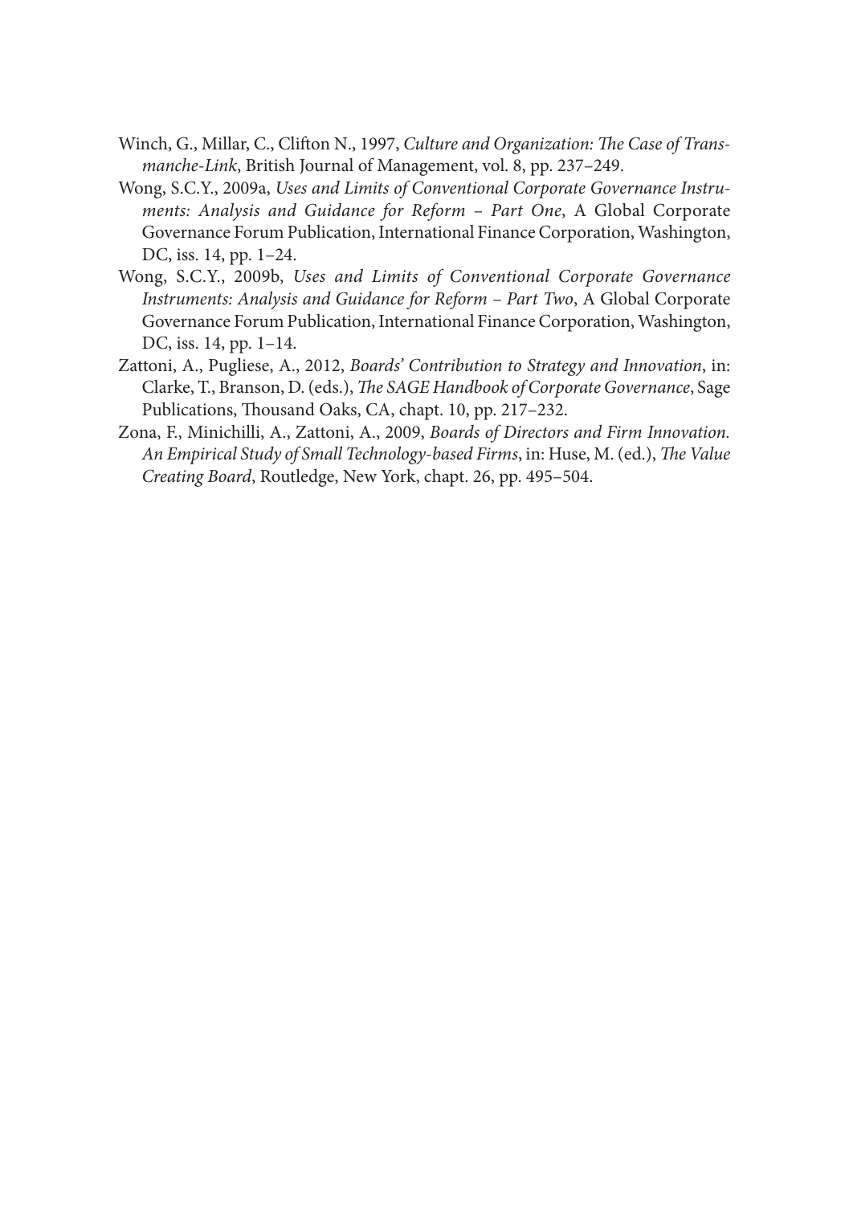Winch, G., Millar, C., Clifton N., 1997, *Culture and Organization: The Case of Transmanche-Link*, British Journal of Management, vol. 8, pp. 237–249.

Wong, S.C.Y., 2009a, *Uses and Limits of Conventional Corporate Governance Instruments: Analysis and Guidance for Reform – Part One*, A Global Corporate Governance Forum Publication, International Finance Corporation, Washington, DC, iss. 14, pp. 1–24.

Wong, S.C.Y., 2009b, *Uses and Limits of Conventional Corporate Governance Instruments: Analysis and Guidance for Reform – Part Two*, A Global Corporate Governance Forum Publication, International Finance Corporation, Washington, DC, iss. 14, pp. 1–14.

Zattoni, A., Pugliese, A., 2012, *Boards' Contribution to Strategy and Innovation*, in: Clarke, T., Branson, D. (eds.), *The SAGE Handbook of Corporate Governance*, Sage Publications, Thousand Oaks, CA, chapt. 10, pp. 217–232.

Zona, F., Minichilli, A., Zattoni, A., 2009, *Boards of Directors and Firm Innovation. An Empirical Study of Small Technology-based Firms*, in: Huse, M. (ed.), *The Value Creating Board*, Routledge, New York, chapt. 26, pp. 495–504.